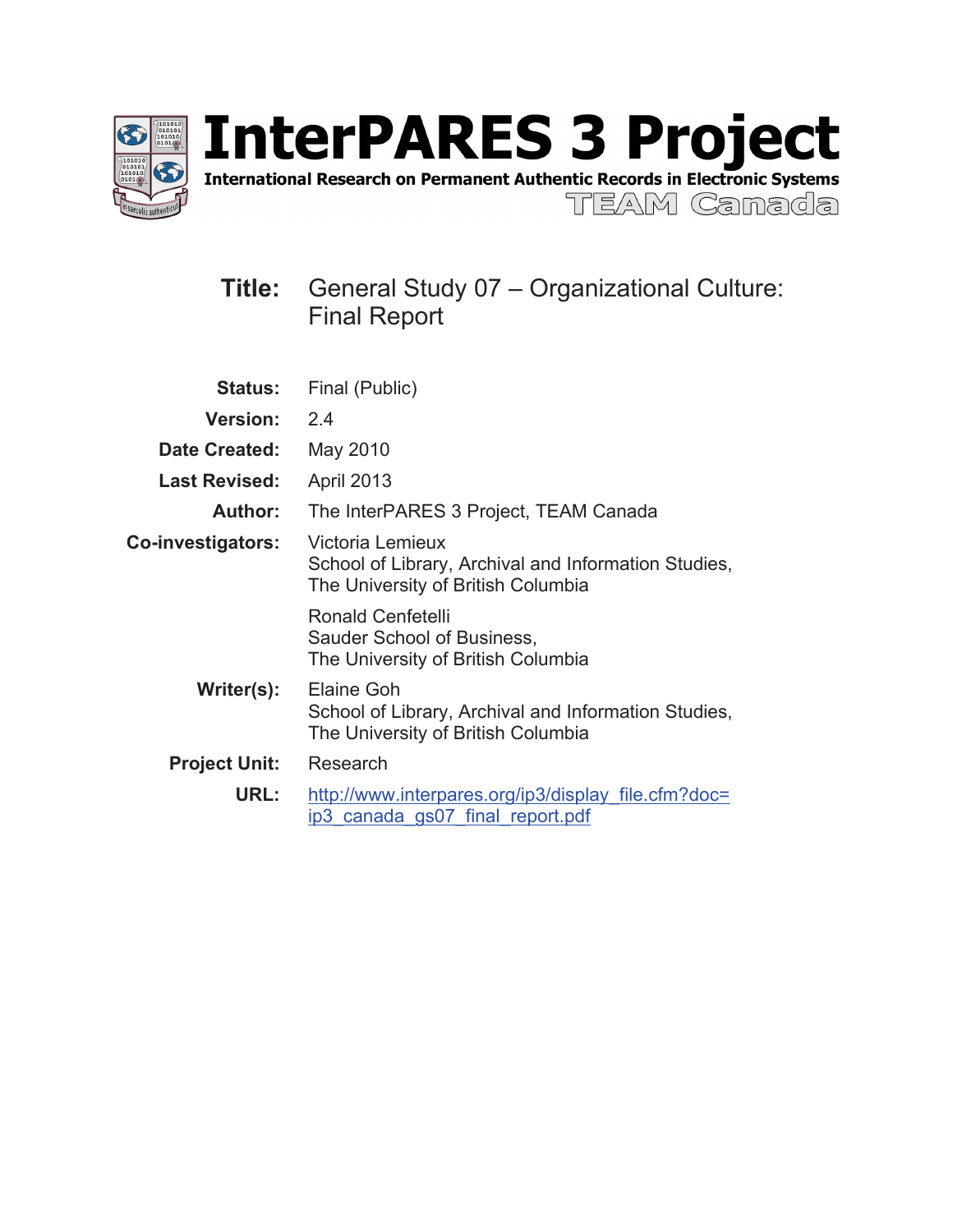# InterPARES 3 Project

**International Research on Permanent Authentic Records in Electronic Systems**

TEAM Canada

**Title:** General Study 07 – Organizational Culture: Final Report

**Status:** Final (Public)

**Version:** 2.4

**Date Created:** May 2010

**Last Revised:** April 2013

**Author:** The InterPARES 3 Project, TEAM Canada

**Co-investigators:** Victoria Lemieux
School of Library, Archival and Information Studies,
The University of British Columbia

Ronald Cenfetelli
Sauder School of Business,
The University of British Columbia

**Writer(s):** Elaine Goh
School of Library, Archival and Information Studies,
The University of British Columbia

**Project Unit:** Research

**URL:** http://www.interpares.org/ip3/display_file.cfm?doc=ip3_canada_gs07_final_report.pdf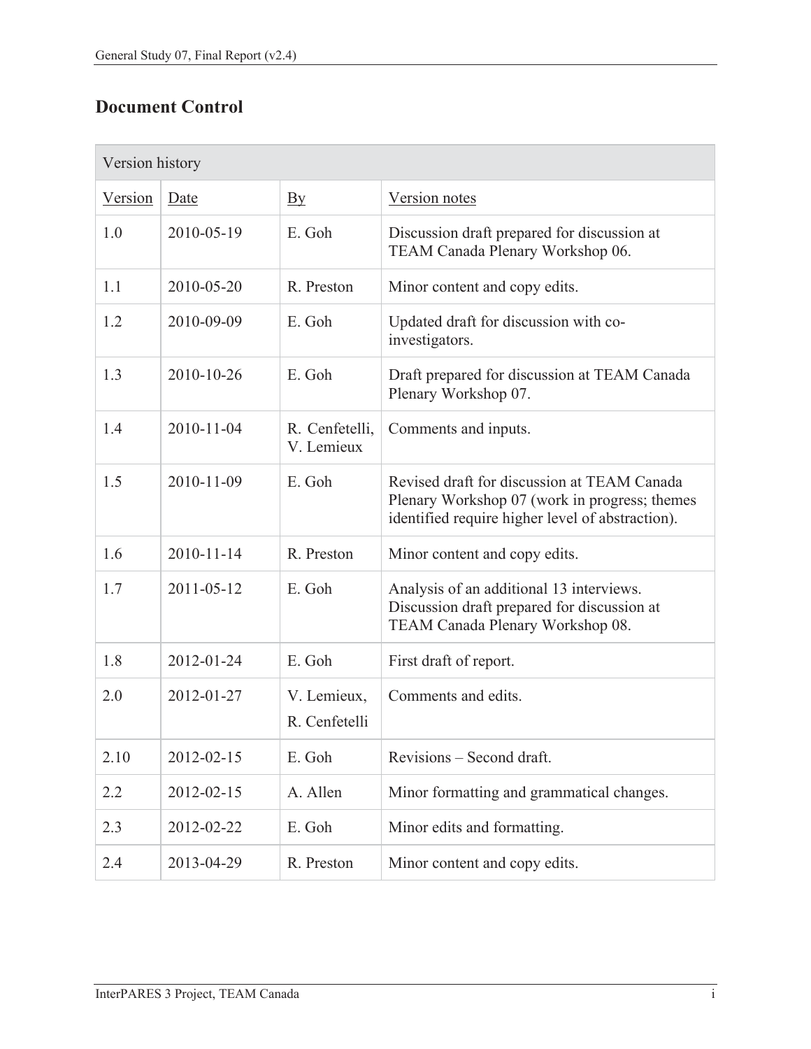## Document Control

| Version history | | | |
|---|---|---|---|
| Version | Date | By | Version notes |
| 1.0 | 2010-05-19 | E. Goh | Discussion draft prepared for discussion at TEAM Canada Plenary Workshop 06. |
| 1.1 | 2010-05-20 | R. Preston | Minor content and copy edits. |
| 1.2 | 2010-09-09 | E. Goh | Updated draft for discussion with co-investigators. |
| 1.3 | 2010-10-26 | E. Goh | Draft prepared for discussion at TEAM Canada Plenary Workshop 07. |
| 1.4 | 2010-11-04 | R. Cenfetelli, V. Lemieux | Comments and inputs. |
| 1.5 | 2010-11-09 | E. Goh | Revised draft for discussion at TEAM Canada Plenary Workshop 07 (work in progress; themes identified require higher level of abstraction). |
| 1.6 | 2010-11-14 | R. Preston | Minor content and copy edits. |
| 1.7 | 2011-05-12 | E. Goh | Analysis of an additional 13 interviews. Discussion draft prepared for discussion at TEAM Canada Plenary Workshop 08. |
| 1.8 | 2012-01-24 | E. Goh | First draft of report. |
| 2.0 | 2012-01-27 | V. Lemieux, R. Cenfetelli | Comments and edits. |
| 2.10 | 2012-02-15 | E. Goh | Revisions – Second draft. |
| 2.2 | 2012-02-15 | A. Allen | Minor formatting and grammatical changes. |
| 2.3 | 2012-02-22 | E. Goh | Minor edits and formatting. |
| 2.4 | 2013-04-29 | R. Preston | Minor content and copy edits. |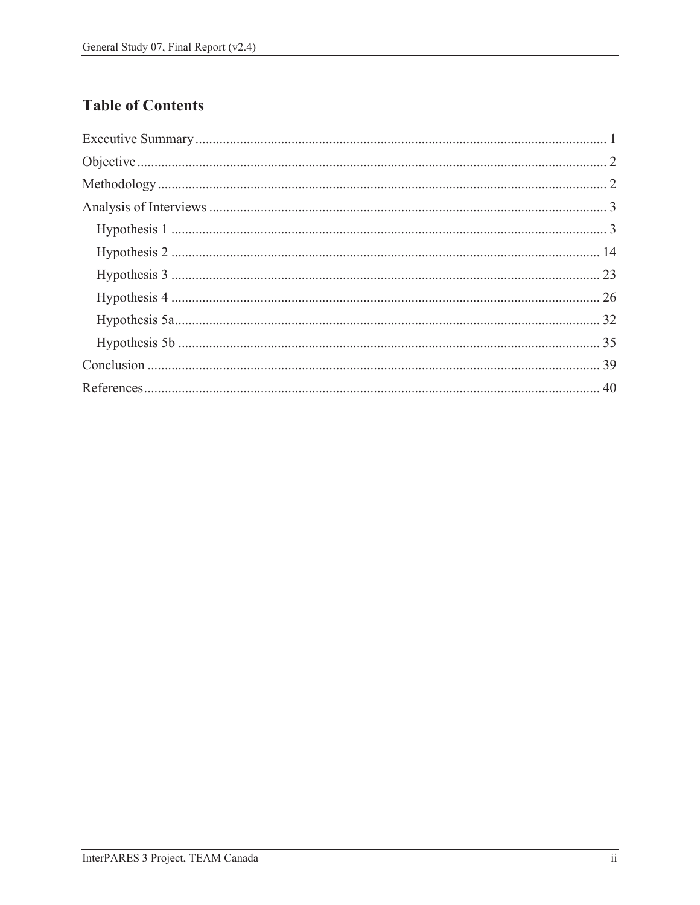## Table of Contents

- Executive Summary ........................................................................ 1
- Objective ........................................................................ 2
- Methodology ........................................................................ 2
- Analysis of Interviews ........................................................................ 3
  - Hypothesis 1 ........................................................................ 3
  - Hypothesis 2 ........................................................................ 14
  - Hypothesis 3 ........................................................................ 23
  - Hypothesis 4 ........................................................................ 26
  - Hypothesis 5a ........................................................................ 32
  - Hypothesis 5b ........................................................................ 35
- Conclusion ........................................................................ 39
- References ........................................................................ 40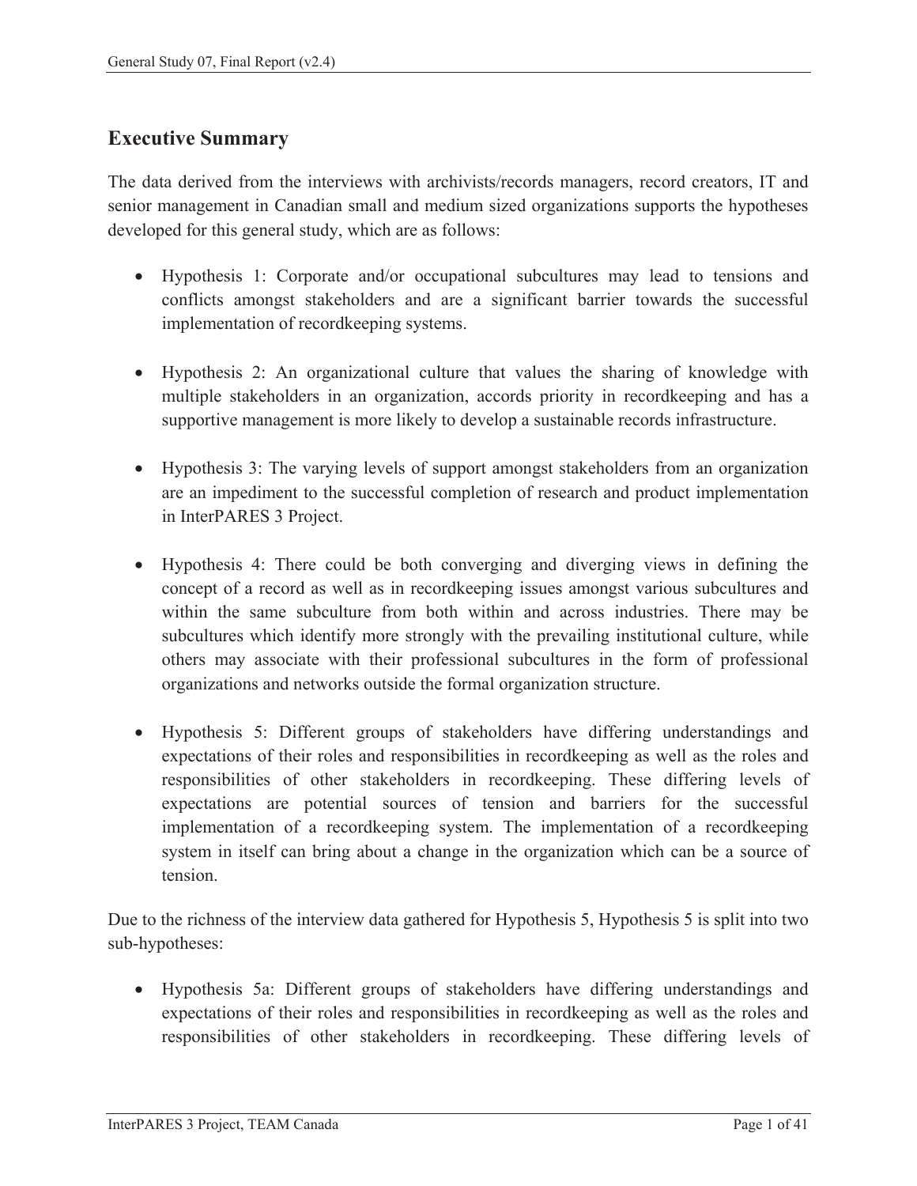## Executive Summary

The data derived from the interviews with archivists/records managers, record creators, IT and senior management in Canadian small and medium sized organizations supports the hypotheses developed for this general study, which are as follows:

- Hypothesis 1: Corporate and/or occupational subcultures may lead to tensions and conflicts amongst stakeholders and are a significant barrier towards the successful implementation of recordkeeping systems.

- Hypothesis 2: An organizational culture that values the sharing of knowledge with multiple stakeholders in an organization, accords priority in recordkeeping and has a supportive management is more likely to develop a sustainable records infrastructure.

- Hypothesis 3: The varying levels of support amongst stakeholders from an organization are an impediment to the successful completion of research and product implementation in InterPARES 3 Project.

- Hypothesis 4: There could be both converging and diverging views in defining the concept of a record as well as in recordkeeping issues amongst various subcultures and within the same subculture from both within and across industries. There may be subcultures which identify more strongly with the prevailing institutional culture, while others may associate with their professional subcultures in the form of professional organizations and networks outside the formal organization structure.

- Hypothesis 5: Different groups of stakeholders have differing understandings and expectations of their roles and responsibilities in recordkeeping as well as the roles and responsibilities of other stakeholders in recordkeeping. These differing levels of expectations are potential sources of tension and barriers for the successful implementation of a recordkeeping system. The implementation of a recordkeeping system in itself can bring about a change in the organization which can be a source of tension.

Due to the richness of the interview data gathered for Hypothesis 5, Hypothesis 5 is split into two sub-hypotheses:

- Hypothesis 5a: Different groups of stakeholders have differing understandings and expectations of their roles and responsibilities in recordkeeping as well as the roles and responsibilities of other stakeholders in recordkeeping. These differing levels of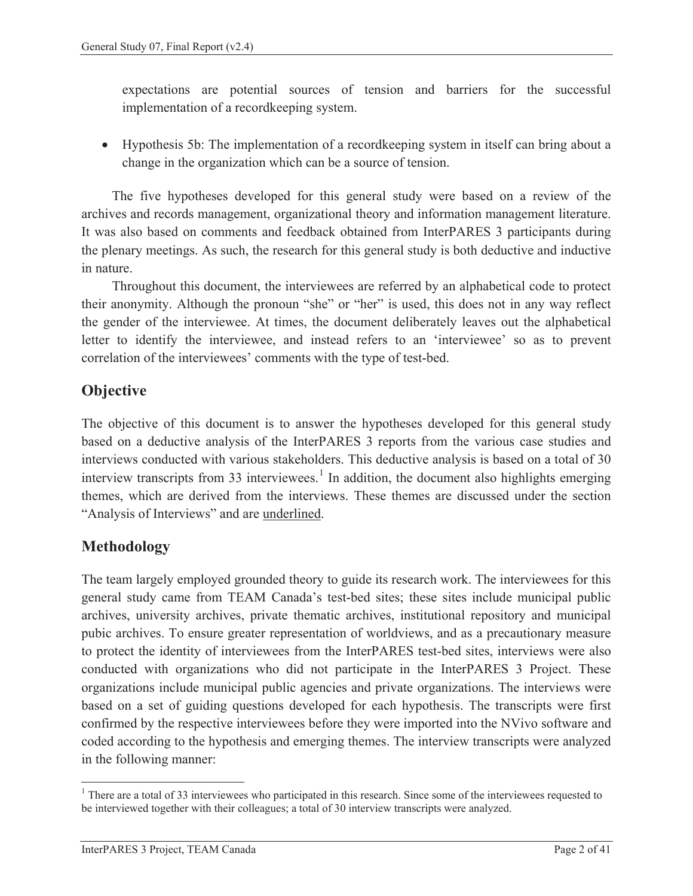expectations are potential sources of tension and barriers for the successful implementation of a recordkeeping system.

- Hypothesis 5b: The implementation of a recordkeeping system in itself can bring about a change in the organization which can be a source of tension.

The five hypotheses developed for this general study were based on a review of the archives and records management, organizational theory and information management literature. It was also based on comments and feedback obtained from InterPARES 3 participants during the plenary meetings. As such, the research for this general study is both deductive and inductive in nature.

Throughout this document, the interviewees are referred by an alphabetical code to protect their anonymity. Although the pronoun "she" or "her" is used, this does not in any way reflect the gender of the interviewee. At times, the document deliberately leaves out the alphabetical letter to identify the interviewee, and instead refers to an 'interviewee' so as to prevent correlation of the interviewees' comments with the type of test-bed.

## Objective

The objective of this document is to answer the hypotheses developed for this general study based on a deductive analysis of the InterPARES 3 reports from the various case studies and interviews conducted with various stakeholders. This deductive analysis is based on a total of 30 interview transcripts from 33 interviewees.[1] In addition, the document also highlights emerging themes, which are derived from the interviews. These themes are discussed under the section "Analysis of Interviews" and are <u>underlined</u>.

## Methodology

The team largely employed grounded theory to guide its research work. The interviewees for this general study came from TEAM Canada's test-bed sites; these sites include municipal public archives, university archives, private thematic archives, institutional repository and municipal pubic archives. To ensure greater representation of worldviews, and as a precautionary measure to protect the identity of interviewees from the InterPARES test-bed sites, interviews were also conducted with organizations who did not participate in the InterPARES 3 Project. These organizations include municipal public agencies and private organizations. The interviews were based on a set of guiding questions developed for each hypothesis. The transcripts were first confirmed by the respective interviewees before they were imported into the NVivo software and coded according to the hypothesis and emerging themes. The interview transcripts were analyzed in the following manner:

[1] There are a total of 33 interviewees who participated in this research. Since some of the interviewees requested to be interviewed together with their colleagues; a total of 30 interview transcripts were analyzed.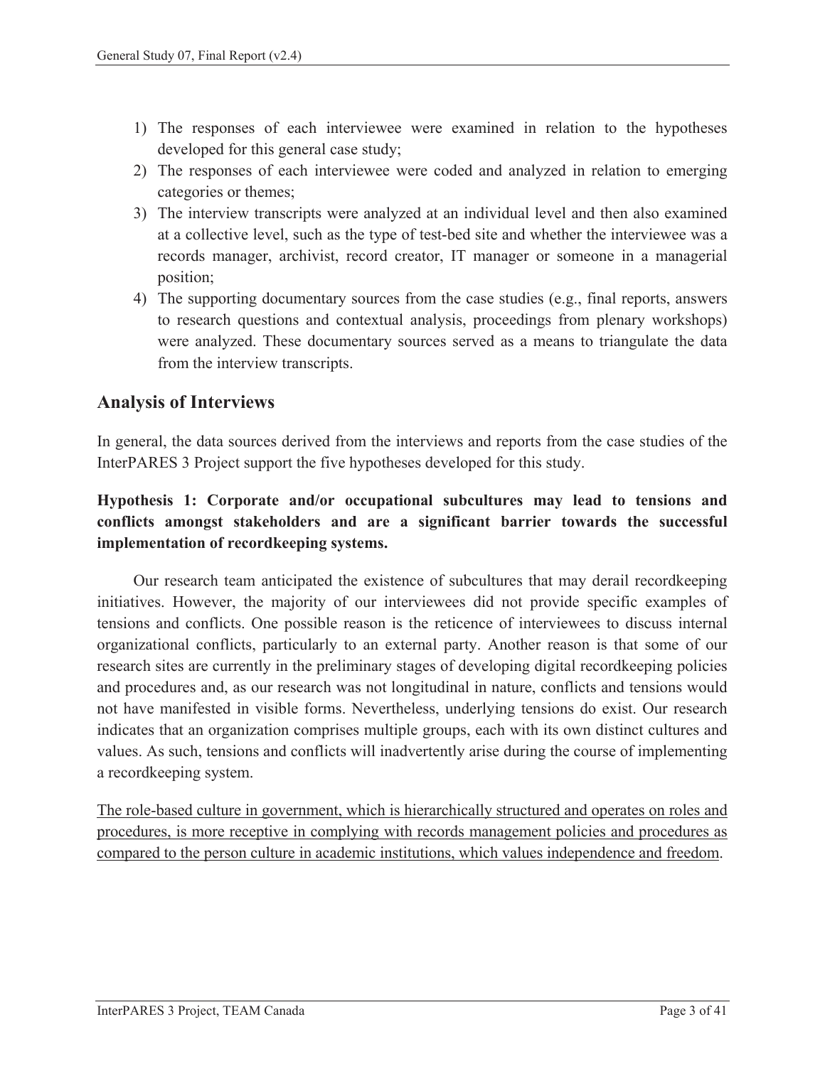1) The responses of each interviewee were examined in relation to the hypotheses developed for this general case study;
2) The responses of each interviewee were coded and analyzed in relation to emerging categories or themes;
3) The interview transcripts were analyzed at an individual level and then also examined at a collective level, such as the type of test-bed site and whether the interviewee was a records manager, archivist, record creator, IT manager or someone in a managerial position;
4) The supporting documentary sources from the case studies (e.g., final reports, answers to research questions and contextual analysis, proceedings from plenary workshops) were analyzed. These documentary sources served as a means to triangulate the data from the interview transcripts.

## Analysis of Interviews

In general, the data sources derived from the interviews and reports from the case studies of the InterPARES 3 Project support the five hypotheses developed for this study.

**Hypothesis 1: Corporate and/or occupational subcultures may lead to tensions and conflicts amongst stakeholders and are a significant barrier towards the successful implementation of recordkeeping systems.**

Our research team anticipated the existence of subcultures that may derail recordkeeping initiatives. However, the majority of our interviewees did not provide specific examples of tensions and conflicts. One possible reason is the reticence of interviewees to discuss internal organizational conflicts, particularly to an external party. Another reason is that some of our research sites are currently in the preliminary stages of developing digital recordkeeping policies and procedures and, as our research was not longitudinal in nature, conflicts and tensions would not have manifested in visible forms. Nevertheless, underlying tensions do exist. Our research indicates that an organization comprises multiple groups, each with its own distinct cultures and values. As such, tensions and conflicts will inadvertently arise during the course of implementing a recordkeeping system.

<u>The role-based culture in government, which is hierarchically structured and operates on roles and procedures, is more receptive in complying with records management policies and procedures as compared to the person culture in academic institutions, which values independence and freedom</u>.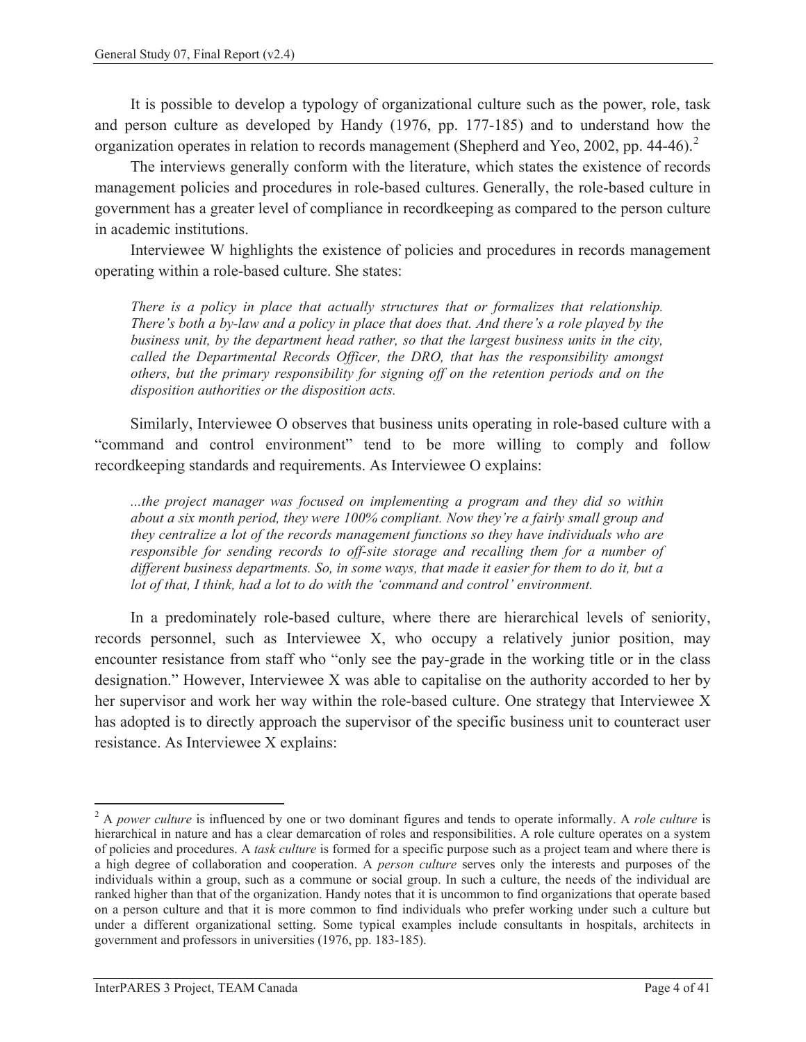It is possible to develop a typology of organizational culture such as the power, role, task and person culture as developed by Handy (1976, pp. 177-185) and to understand how the organization operates in relation to records management (Shepherd and Yeo, 2002, pp. 44-46).[2]

The interviews generally conform with the literature, which states the existence of records management policies and procedures in role-based cultures. Generally, the role-based culture in government has a greater level of compliance in recordkeeping as compared to the person culture in academic institutions.

Interviewee W highlights the existence of policies and procedures in records management operating within a role-based culture. She states:

> *There is a policy in place that actually structures that or formalizes that relationship. There's both a by-law and a policy in place that does that. And there's a role played by the business unit, by the department head rather, so that the largest business units in the city, called the Departmental Records Officer, the DRO, that has the responsibility amongst others, but the primary responsibility for signing off on the retention periods and on the disposition authorities or the disposition acts.*

Similarly, Interviewee O observes that business units operating in role-based culture with a "command and control environment" tend to be more willing to comply and follow recordkeeping standards and requirements. As Interviewee O explains:

> *...the project manager was focused on implementing a program and they did so within about a six month period, they were 100% compliant. Now they're a fairly small group and they centralize a lot of the records management functions so they have individuals who are responsible for sending records to off-site storage and recalling them for a number of different business departments. So, in some ways, that made it easier for them to do it, but a lot of that, I think, had a lot to do with the 'command and control' environment.*

In a predominately role-based culture, where there are hierarchical levels of seniority, records personnel, such as Interviewee X, who occupy a relatively junior position, may encounter resistance from staff who "only see the pay-grade in the working title or in the class designation." However, Interviewee X was able to capitalise on the authority accorded to her by her supervisor and work her way within the role-based culture. One strategy that Interviewee X has adopted is to directly approach the supervisor of the specific business unit to counteract user resistance. As Interviewee X explains:

---

[2] A *power culture* is influenced by one or two dominant figures and tends to operate informally. A *role culture* is hierarchical in nature and has a clear demarcation of roles and responsibilities. A role culture operates on a system of policies and procedures. A *task culture* is formed for a specific purpose such as a project team and where there is a high degree of collaboration and cooperation. A *person culture* serves only the interests and purposes of the individuals within a group, such as a commune or social group. In such a culture, the needs of the individual are ranked higher than that of the organization. Handy notes that it is uncommon to find organizations that operate based on a person culture and that it is more common to find individuals who prefer working under such a culture but under a different organizational setting. Some typical examples include consultants in hospitals, architects in government and professors in universities (1976, pp. 183-185).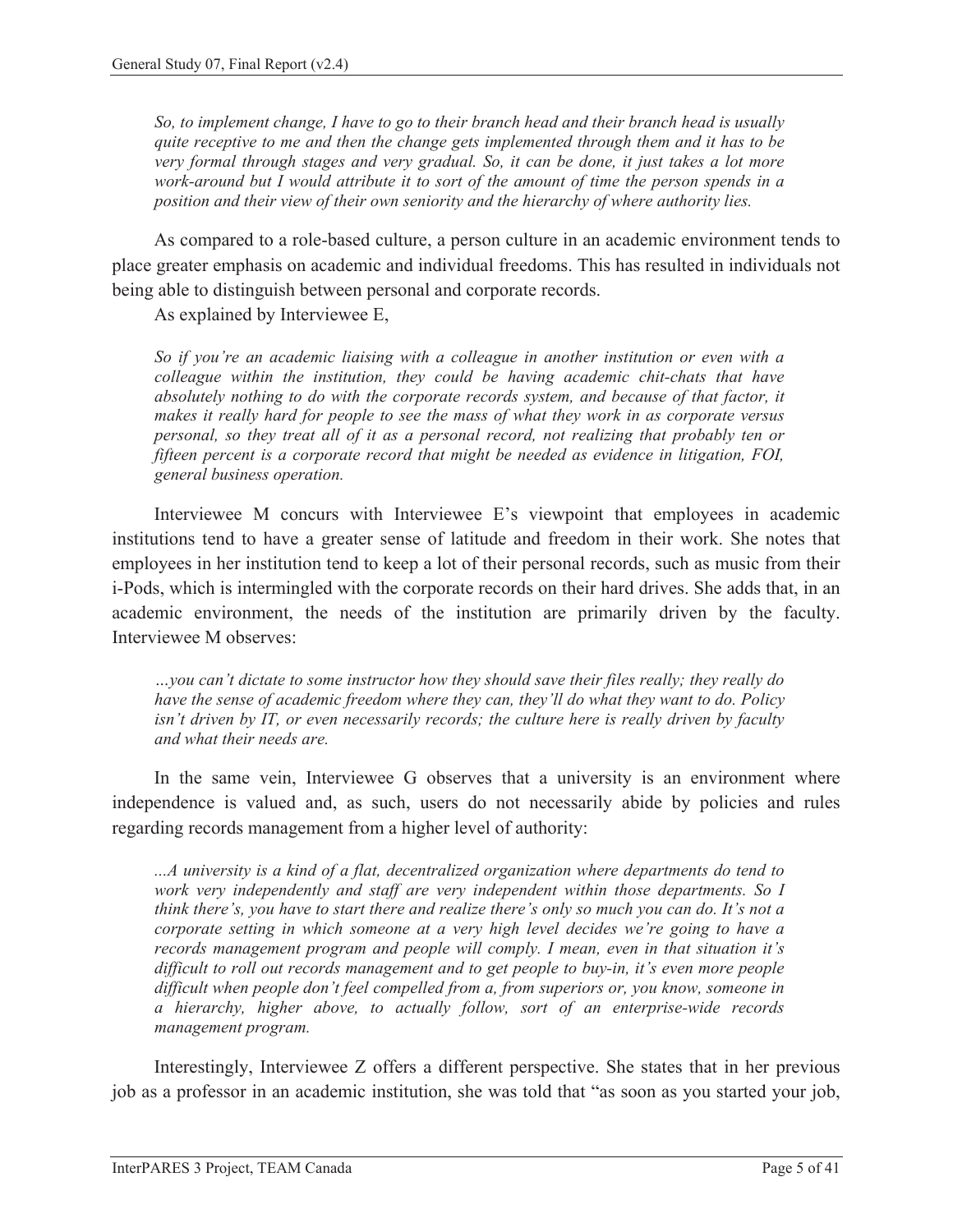*So, to implement change, I have to go to their branch head and their branch head is usually quite receptive to me and then the change gets implemented through them and it has to be very formal through stages and very gradual. So, it can be done, it just takes a lot more work-around but I would attribute it to sort of the amount of time the person spends in a position and their view of their own seniority and the hierarchy of where authority lies.*

As compared to a role-based culture, a person culture in an academic environment tends to place greater emphasis on academic and individual freedoms. This has resulted in individuals not being able to distinguish between personal and corporate records.

As explained by Interviewee E,

*So if you're an academic liaising with a colleague in another institution or even with a colleague within the institution, they could be having academic chit-chats that have absolutely nothing to do with the corporate records system, and because of that factor, it makes it really hard for people to see the mass of what they work in as corporate versus personal, so they treat all of it as a personal record, not realizing that probably ten or fifteen percent is a corporate record that might be needed as evidence in litigation, FOI, general business operation.*

Interviewee M concurs with Interviewee E's viewpoint that employees in academic institutions tend to have a greater sense of latitude and freedom in their work. She notes that employees in her institution tend to keep a lot of their personal records, such as music from their i-Pods, which is intermingled with the corporate records on their hard drives. She adds that, in an academic environment, the needs of the institution are primarily driven by the faculty. Interviewee M observes:

*…you can't dictate to some instructor how they should save their files really; they really do have the sense of academic freedom where they can, they'll do what they want to do. Policy isn't driven by IT, or even necessarily records; the culture here is really driven by faculty and what their needs are.*

In the same vein, Interviewee G observes that a university is an environment where independence is valued and, as such, users do not necessarily abide by policies and rules regarding records management from a higher level of authority:

*...A university is a kind of a flat, decentralized organization where departments do tend to work very independently and staff are very independent within those departments. So I think there's, you have to start there and realize there's only so much you can do. It's not a corporate setting in which someone at a very high level decides we're going to have a records management program and people will comply. I mean, even in that situation it's difficult to roll out records management and to get people to buy-in, it's even more people difficult when people don't feel compelled from a, from superiors or, you know, someone in a hierarchy, higher above, to actually follow, sort of an enterprise-wide records management program.*

Interestingly, Interviewee Z offers a different perspective. She states that in her previous job as a professor in an academic institution, she was told that "as soon as you started your job,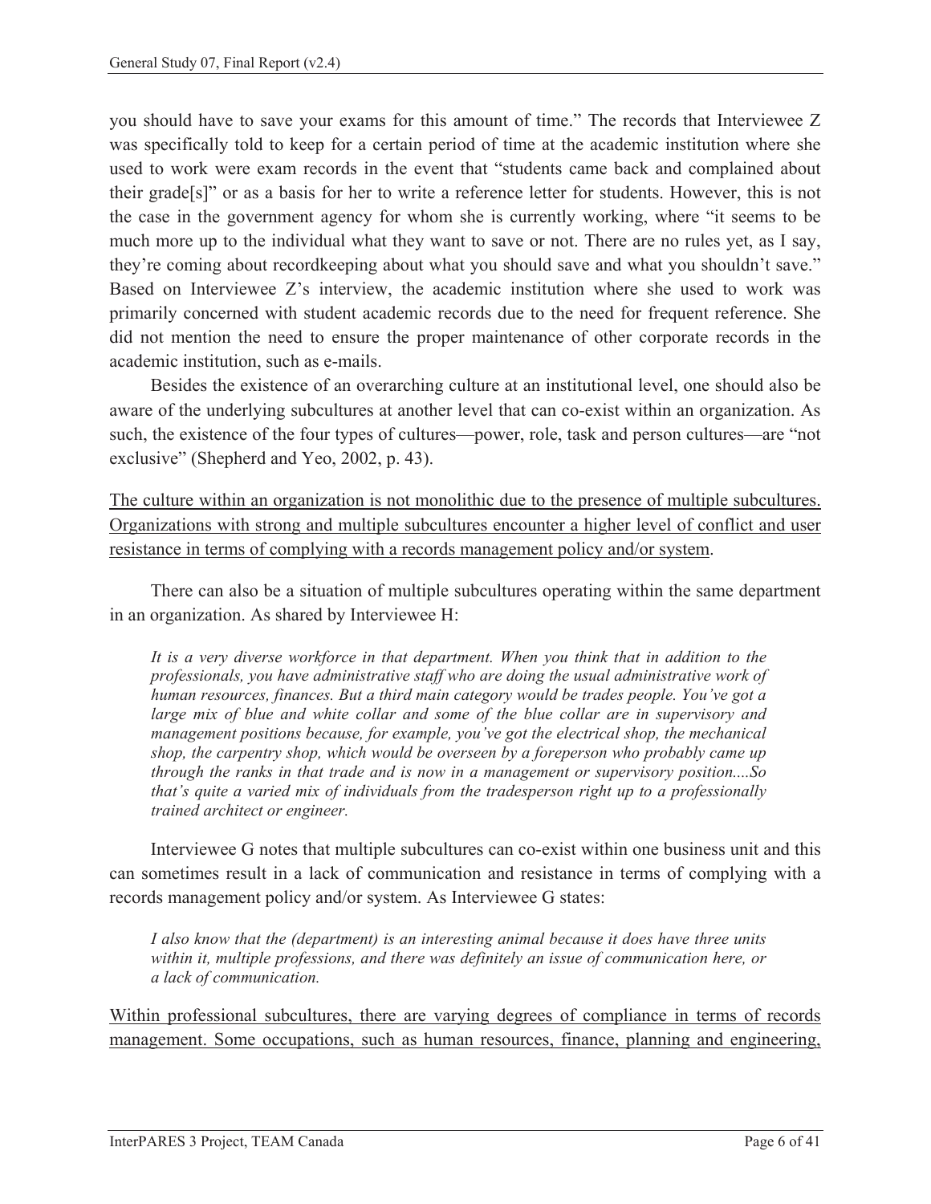you should have to save your exams for this amount of time." The records that Interviewee Z was specifically told to keep for a certain period of time at the academic institution where she used to work were exam records in the event that "students came back and complained about their grade[s]" or as a basis for her to write a reference letter for students. However, this is not the case in the government agency for whom she is currently working, where "it seems to be much more up to the individual what they want to save or not. There are no rules yet, as I say, they're coming about recordkeeping about what you should save and what you shouldn't save." Based on Interviewee Z's interview, the academic institution where she used to work was primarily concerned with student academic records due to the need for frequent reference. She did not mention the need to ensure the proper maintenance of other corporate records in the academic institution, such as e-mails.

Besides the existence of an overarching culture at an institutional level, one should also be aware of the underlying subcultures at another level that can co-exist within an organization. As such, the existence of the four types of cultures—power, role, task and person cultures—are "not exclusive" (Shepherd and Yeo, 2002, p. 43).

<u>The culture within an organization is not monolithic due to the presence of multiple subcultures. Organizations with strong and multiple subcultures encounter a higher level of conflict and user resistance in terms of complying with a records management policy and/or system</u>.

There can also be a situation of multiple subcultures operating within the same department in an organization. As shared by Interviewee H:

> *It is a very diverse workforce in that department. When you think that in addition to the professionals, you have administrative staff who are doing the usual administrative work of human resources, finances. But a third main category would be trades people. You've got a large mix of blue and white collar and some of the blue collar are in supervisory and management positions because, for example, you've got the electrical shop, the mechanical shop, the carpentry shop, which would be overseen by a foreperson who probably came up through the ranks in that trade and is now in a management or supervisory position....So that's quite a varied mix of individuals from the tradesperson right up to a professionally trained architect or engineer.*

Interviewee G notes that multiple subcultures can co-exist within one business unit and this can sometimes result in a lack of communication and resistance in terms of complying with a records management policy and/or system. As Interviewee G states:

> *I also know that the (department) is an interesting animal because it does have three units within it, multiple professions, and there was definitely an issue of communication here, or a lack of communication.*

<u>Within professional subcultures, there are varying degrees of compliance in terms of records management. Some occupations, such as human resources, finance, planning and engineering,</u>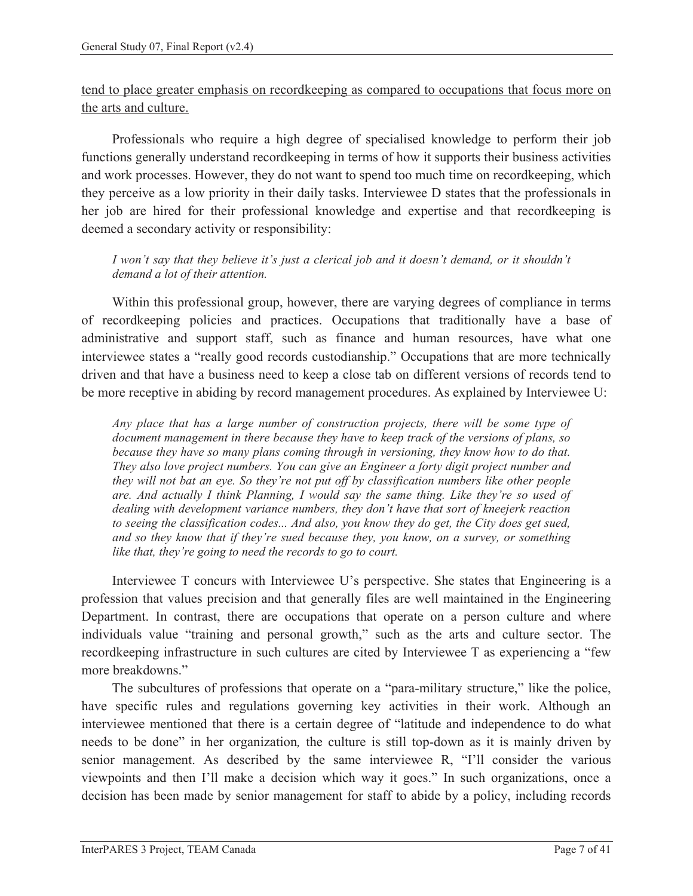<u>tend to place greater emphasis on recordkeeping as compared to occupations that focus more on the arts and culture.</u>

Professionals who require a high degree of specialised knowledge to perform their job functions generally understand recordkeeping in terms of how it supports their business activities and work processes. However, they do not want to spend too much time on recordkeeping, which they perceive as a low priority in their daily tasks. Interviewee D states that the professionals in her job are hired for their professional knowledge and expertise and that recordkeeping is deemed a secondary activity or responsibility:

> *I won't say that they believe it's just a clerical job and it doesn't demand, or it shouldn't demand a lot of their attention.*

Within this professional group, however, there are varying degrees of compliance in terms of recordkeeping policies and practices. Occupations that traditionally have a base of administrative and support staff, such as finance and human resources, have what one interviewee states a "really good records custodianship." Occupations that are more technically driven and that have a business need to keep a close tab on different versions of records tend to be more receptive in abiding by record management procedures. As explained by Interviewee U:

> *Any place that has a large number of construction projects, there will be some type of document management in there because they have to keep track of the versions of plans, so because they have so many plans coming through in versioning, they know how to do that. They also love project numbers. You can give an Engineer a forty digit project number and they will not bat an eye. So they're not put off by classification numbers like other people are. And actually I think Planning, I would say the same thing. Like they're so used of dealing with development variance numbers, they don't have that sort of kneejerk reaction to seeing the classification codes... And also, you know they do get, the City does get sued, and so they know that if they're sued because they, you know, on a survey, or something like that, they're going to need the records to go to court.*

Interviewee T concurs with Interviewee U's perspective. She states that Engineering is a profession that values precision and that generally files are well maintained in the Engineering Department. In contrast, there are occupations that operate on a person culture and where individuals value "training and personal growth," such as the arts and culture sector. The recordkeeping infrastructure in such cultures are cited by Interviewee T as experiencing a "few more breakdowns."

The subcultures of professions that operate on a "para-military structure," like the police, have specific rules and regulations governing key activities in their work. Although an interviewee mentioned that there is a certain degree of "latitude and independence to do what needs to be done" in her organization*,* the culture is still top-down as it is mainly driven by senior management. As described by the same interviewee R, "I'll consider the various viewpoints and then I'll make a decision which way it goes." In such organizations, once a decision has been made by senior management for staff to abide by a policy, including records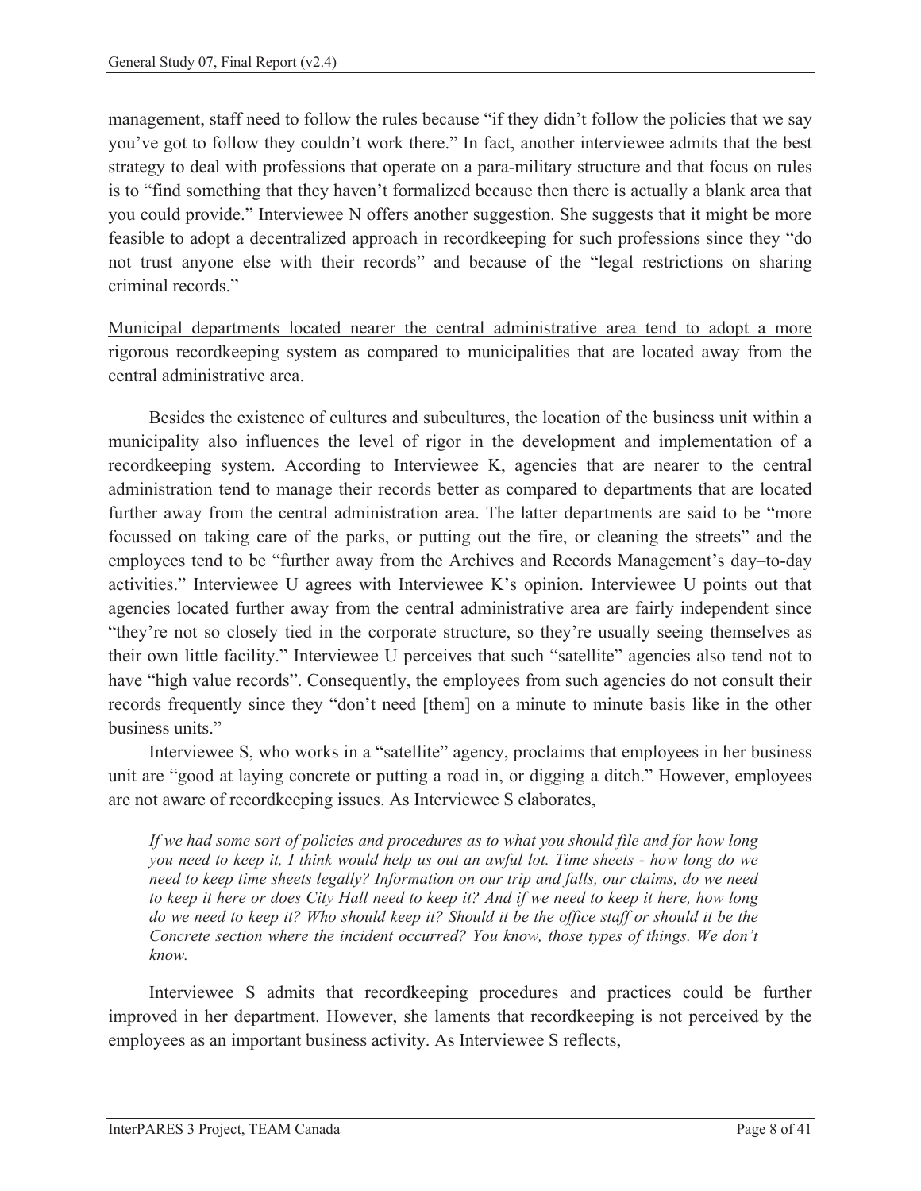management, staff need to follow the rules because "if they didn't follow the policies that we say you've got to follow they couldn't work there." In fact, another interviewee admits that the best strategy to deal with professions that operate on a para-military structure and that focus on rules is to "find something that they haven't formalized because then there is actually a blank area that you could provide." Interviewee N offers another suggestion. She suggests that it might be more feasible to adopt a decentralized approach in recordkeeping for such professions since they "do not trust anyone else with their records" and because of the "legal restrictions on sharing criminal records."

<u>Municipal departments located nearer the central administrative area tend to adopt a more rigorous recordkeeping system as compared to municipalities that are located away from the central administrative area</u>.

Besides the existence of cultures and subcultures, the location of the business unit within a municipality also influences the level of rigor in the development and implementation of a recordkeeping system. According to Interviewee K, agencies that are nearer to the central administration tend to manage their records better as compared to departments that are located further away from the central administration area. The latter departments are said to be "more focussed on taking care of the parks, or putting out the fire, or cleaning the streets" and the employees tend to be "further away from the Archives and Records Management's day–to-day activities." Interviewee U agrees with Interviewee K's opinion. Interviewee U points out that agencies located further away from the central administrative area are fairly independent since "they're not so closely tied in the corporate structure, so they're usually seeing themselves as their own little facility." Interviewee U perceives that such "satellite" agencies also tend not to have "high value records". Consequently, the employees from such agencies do not consult their records frequently since they "don't need [them] on a minute to minute basis like in the other business units."

Interviewee S, who works in a "satellite" agency, proclaims that employees in her business unit are "good at laying concrete or putting a road in, or digging a ditch." However, employees are not aware of recordkeeping issues. As Interviewee S elaborates,

> *If we had some sort of policies and procedures as to what you should file and for how long you need to keep it, I think would help us out an awful lot. Time sheets - how long do we need to keep time sheets legally? Information on our trip and falls, our claims, do we need to keep it here or does City Hall need to keep it? And if we need to keep it here, how long do we need to keep it? Who should keep it? Should it be the office staff or should it be the Concrete section where the incident occurred? You know, those types of things. We don't know.*

Interviewee S admits that recordkeeping procedures and practices could be further improved in her department. However, she laments that recordkeeping is not perceived by the employees as an important business activity. As Interviewee S reflects,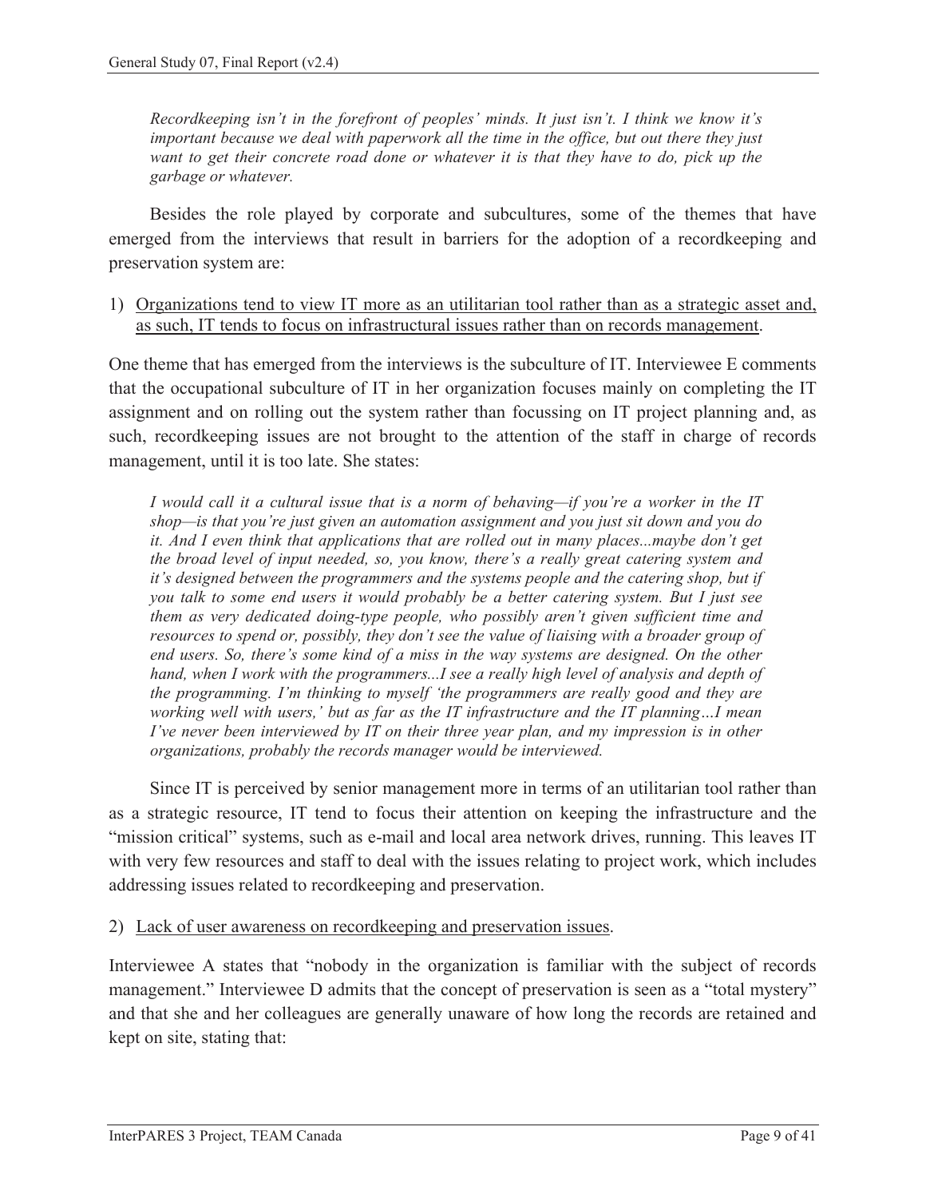> *Recordkeeping isn't in the forefront of peoples' minds. It just isn't. I think we know it's important because we deal with paperwork all the time in the office, but out there they just want to get their concrete road done or whatever it is that they have to do, pick up the garbage or whatever.*

Besides the role played by corporate and subcultures, some of the themes that have emerged from the interviews that result in barriers for the adoption of a recordkeeping and preservation system are:

1) <u>Organizations tend to view IT more as an utilitarian tool rather than as a strategic asset and, as such, IT tends to focus on infrastructural issues rather than on records management</u>.

One theme that has emerged from the interviews is the subculture of IT. Interviewee E comments that the occupational subculture of IT in her organization focuses mainly on completing the IT assignment and on rolling out the system rather than focussing on IT project planning and, as such, recordkeeping issues are not brought to the attention of the staff in charge of records management, until it is too late. She states:

> *I would call it a cultural issue that is a norm of behaving—if you're a worker in the IT shop—is that you're just given an automation assignment and you just sit down and you do it. And I even think that applications that are rolled out in many places...maybe don't get the broad level of input needed, so, you know, there's a really great catering system and it's designed between the programmers and the systems people and the catering shop, but if you talk to some end users it would probably be a better catering system. But I just see them as very dedicated doing-type people, who possibly aren't given sufficient time and resources to spend or, possibly, they don't see the value of liaising with a broader group of end users. So, there's some kind of a miss in the way systems are designed. On the other hand, when I work with the programmers...I see a really high level of analysis and depth of the programming. I'm thinking to myself 'the programmers are really good and they are working well with users,' but as far as the IT infrastructure and the IT planning…I mean I've never been interviewed by IT on their three year plan, and my impression is in other organizations, probably the records manager would be interviewed.*

Since IT is perceived by senior management more in terms of an utilitarian tool rather than as a strategic resource, IT tend to focus their attention on keeping the infrastructure and the "mission critical" systems, such as e-mail and local area network drives, running. This leaves IT with very few resources and staff to deal with the issues relating to project work, which includes addressing issues related to recordkeeping and preservation.

2) <u>Lack of user awareness on recordkeeping and preservation issues</u>.

Interviewee A states that "nobody in the organization is familiar with the subject of records management." Interviewee D admits that the concept of preservation is seen as a "total mystery" and that she and her colleagues are generally unaware of how long the records are retained and kept on site, stating that: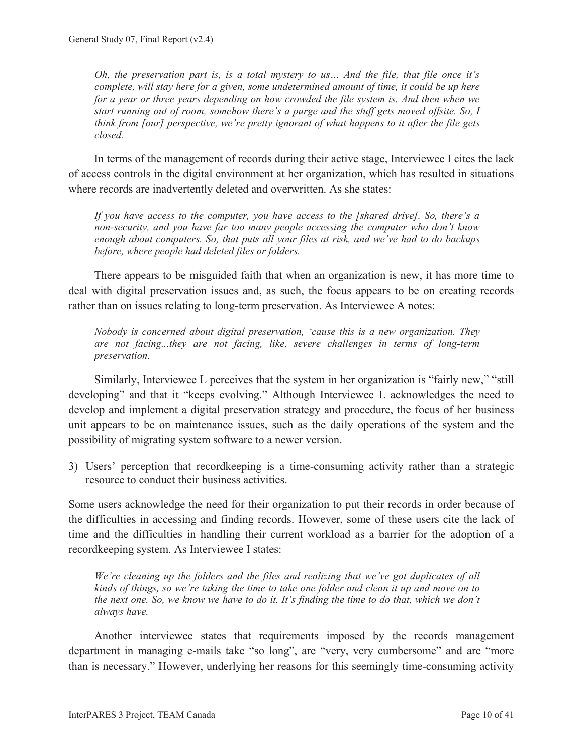> *Oh, the preservation part is, is a total mystery to us… And the file, that file once it's complete, will stay here for a given, some undetermined amount of time, it could be up here for a year or three years depending on how crowded the file system is. And then when we start running out of room, somehow there's a purge and the stuff gets moved offsite. So, I think from [our] perspective, we're pretty ignorant of what happens to it after the file gets closed.*

In terms of the management of records during their active stage, Interviewee I cites the lack of access controls in the digital environment at her organization, which has resulted in situations where records are inadvertently deleted and overwritten. As she states:

> *If you have access to the computer, you have access to the [shared drive]. So, there's a non-security, and you have far too many people accessing the computer who don't know enough about computers. So, that puts all your files at risk, and we've had to do backups before, where people had deleted files or folders.*

There appears to be misguided faith that when an organization is new, it has more time to deal with digital preservation issues and, as such, the focus appears to be on creating records rather than on issues relating to long-term preservation. As Interviewee A notes:

> *Nobody is concerned about digital preservation, 'cause this is a new organization. They are not facing...they are not facing, like, severe challenges in terms of long-term preservation.*

Similarly, Interviewee L perceives that the system in her organization is "fairly new," "still developing" and that it "keeps evolving." Although Interviewee L acknowledges the need to develop and implement a digital preservation strategy and procedure, the focus of her business unit appears to be on maintenance issues, such as the daily operations of the system and the possibility of migrating system software to a newer version.

3) <u>Users' perception that recordkeeping is a time-consuming activity rather than a strategic resource to conduct their business activities</u>.

Some users acknowledge the need for their organization to put their records in order because of the difficulties in accessing and finding records. However, some of these users cite the lack of time and the difficulties in handling their current workload as a barrier for the adoption of a recordkeeping system. As Interviewee I states:

> *We're cleaning up the folders and the files and realizing that we've got duplicates of all kinds of things, so we're taking the time to take one folder and clean it up and move on to the next one. So, we know we have to do it. It's finding the time to do that, which we don't always have.*

Another interviewee states that requirements imposed by the records management department in managing e-mails take "so long", are "very, very cumbersome" and are "more than is necessary." However, underlying her reasons for this seemingly time-consuming activity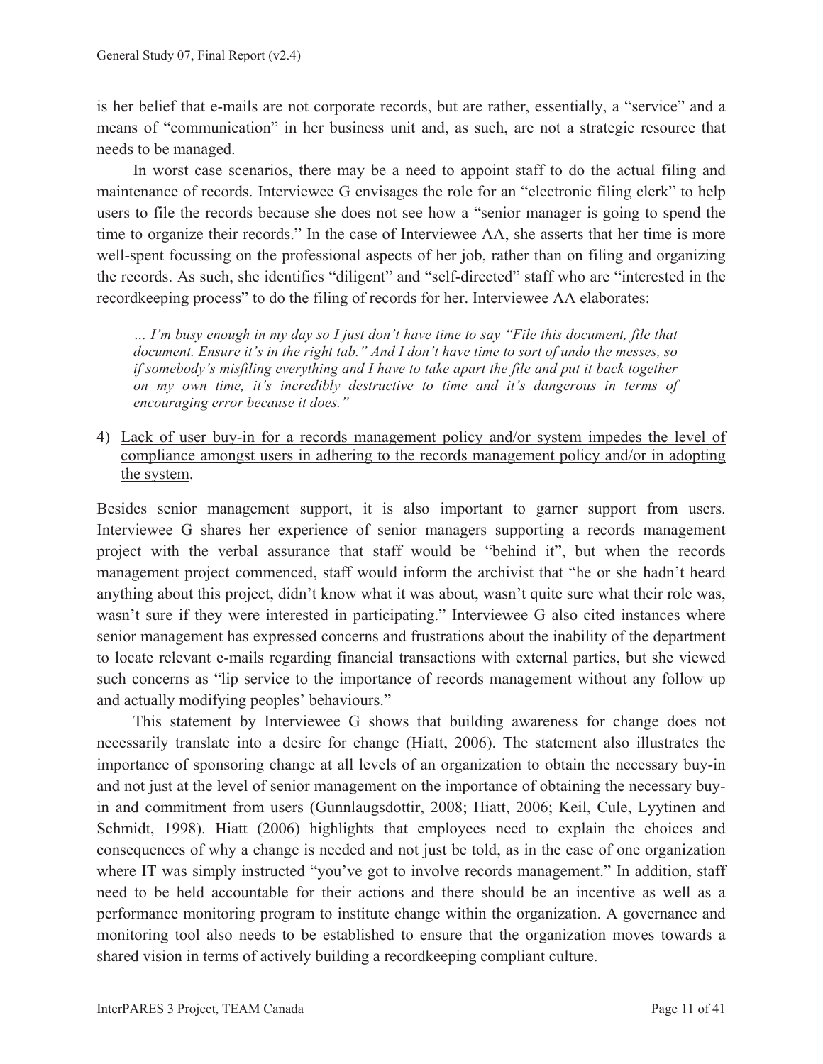is her belief that e-mails are not corporate records, but are rather, essentially, a "service" and a means of "communication" in her business unit and, as such, are not a strategic resource that needs to be managed.

In worst case scenarios, there may be a need to appoint staff to do the actual filing and maintenance of records. Interviewee G envisages the role for an "electronic filing clerk" to help users to file the records because she does not see how a "senior manager is going to spend the time to organize their records." In the case of Interviewee AA, she asserts that her time is more well-spent focussing on the professional aspects of her job, rather than on filing and organizing the records. As such, she identifies "diligent" and "self-directed" staff who are "interested in the recordkeeping process" to do the filing of records for her. Interviewee AA elaborates:

> *… I'm busy enough in my day so I just don't have time to say "File this document, file that document. Ensure it's in the right tab." And I don't have time to sort of undo the messes, so if somebody's misfiling everything and I have to take apart the file and put it back together on my own time, it's incredibly destructive to time and it's dangerous in terms of encouraging error because it does."*

4) <u>Lack of user buy-in for a records management policy and/or system impedes the level of compliance amongst users in adhering to the records management policy and/or in adopting the system</u>.

Besides senior management support, it is also important to garner support from users. Interviewee G shares her experience of senior managers supporting a records management project with the verbal assurance that staff would be "behind it", but when the records management project commenced, staff would inform the archivist that "he or she hadn't heard anything about this project, didn't know what it was about, wasn't quite sure what their role was, wasn't sure if they were interested in participating." Interviewee G also cited instances where senior management has expressed concerns and frustrations about the inability of the department to locate relevant e-mails regarding financial transactions with external parties, but she viewed such concerns as "lip service to the importance of records management without any follow up and actually modifying peoples' behaviours."

This statement by Interviewee G shows that building awareness for change does not necessarily translate into a desire for change (Hiatt, 2006). The statement also illustrates the importance of sponsoring change at all levels of an organization to obtain the necessary buy-in and not just at the level of senior management on the importance of obtaining the necessary buy-in and commitment from users (Gunnlaugsdottir, 2008; Hiatt, 2006; Keil, Cule, Lyytinen and Schmidt, 1998). Hiatt (2006) highlights that employees need to explain the choices and consequences of why a change is needed and not just be told, as in the case of one organization where IT was simply instructed "you've got to involve records management." In addition, staff need to be held accountable for their actions and there should be an incentive as well as a performance monitoring program to institute change within the organization. A governance and monitoring tool also needs to be established to ensure that the organization moves towards a shared vision in terms of actively building a recordkeeping compliant culture.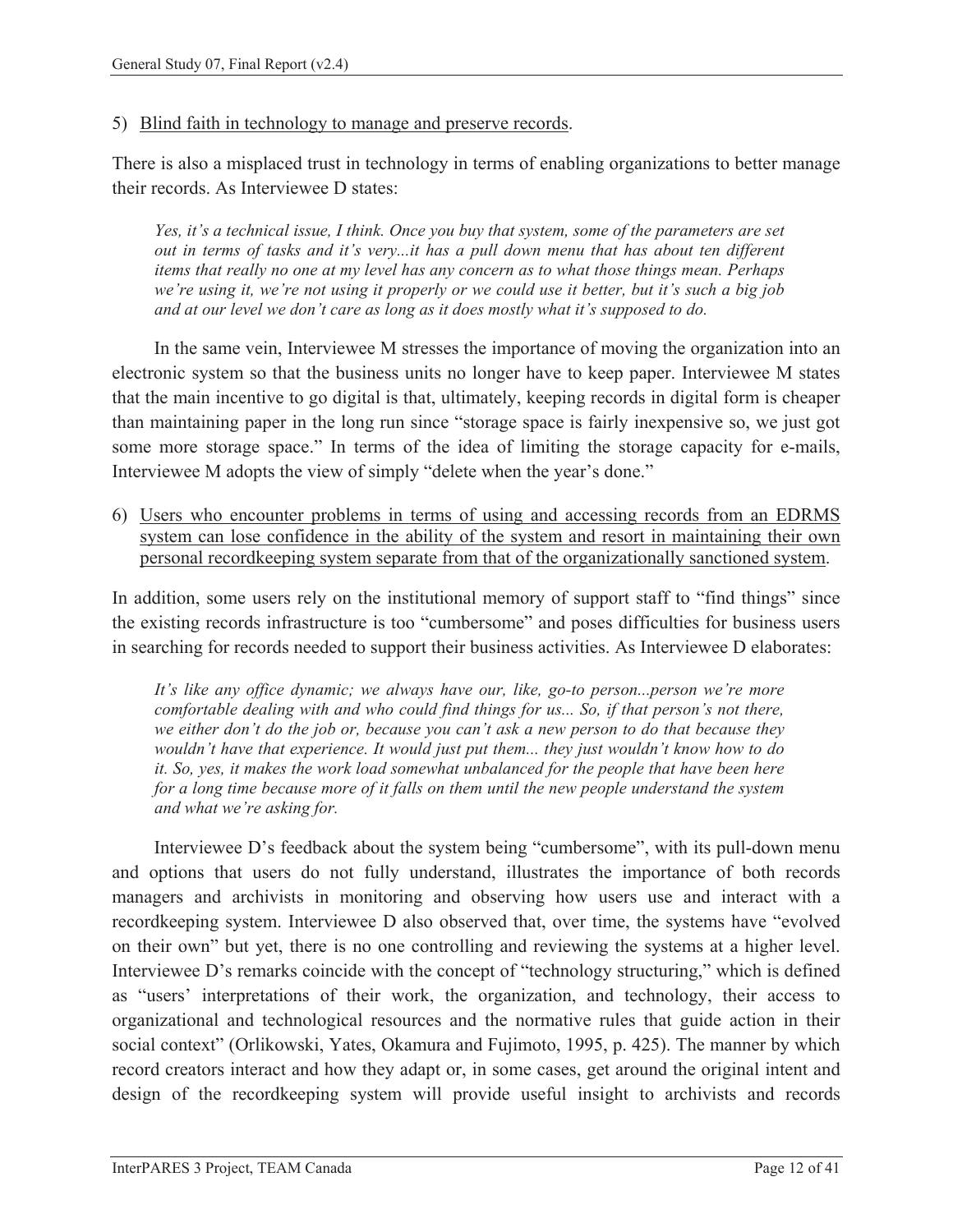5) <u>Blind faith in technology to manage and preserve records</u>.

There is also a misplaced trust in technology in terms of enabling organizations to better manage their records. As Interviewee D states:

> *Yes, it's a technical issue, I think. Once you buy that system, some of the parameters are set out in terms of tasks and it's very...it has a pull down menu that has about ten different items that really no one at my level has any concern as to what those things mean. Perhaps we're using it, we're not using it properly or we could use it better, but it's such a big job and at our level we don't care as long as it does mostly what it's supposed to do.*

In the same vein, Interviewee M stresses the importance of moving the organization into an electronic system so that the business units no longer have to keep paper. Interviewee M states that the main incentive to go digital is that, ultimately, keeping records in digital form is cheaper than maintaining paper in the long run since "storage space is fairly inexpensive so, we just got some more storage space." In terms of the idea of limiting the storage capacity for e-mails, Interviewee M adopts the view of simply "delete when the year's done."

6) <u>Users who encounter problems in terms of using and accessing records from an EDRMS system can lose confidence in the ability of the system and resort in maintaining their own personal recordkeeping system separate from that of the organizationally sanctioned system</u>.

In addition, some users rely on the institutional memory of support staff to "find things" since the existing records infrastructure is too "cumbersome" and poses difficulties for business users in searching for records needed to support their business activities. As Interviewee D elaborates:

> *It's like any office dynamic; we always have our, like, go-to person...person we're more comfortable dealing with and who could find things for us... So, if that person's not there, we either don't do the job or, because you can't ask a new person to do that because they wouldn't have that experience. It would just put them... they just wouldn't know how to do it. So, yes, it makes the work load somewhat unbalanced for the people that have been here for a long time because more of it falls on them until the new people understand the system and what we're asking for.*

Interviewee D's feedback about the system being "cumbersome", with its pull-down menu and options that users do not fully understand, illustrates the importance of both records managers and archivists in monitoring and observing how users use and interact with a recordkeeping system. Interviewee D also observed that, over time, the systems have "evolved on their own" but yet, there is no one controlling and reviewing the systems at a higher level. Interviewee D's remarks coincide with the concept of "technology structuring," which is defined as "users' interpretations of their work, the organization, and technology, their access to organizational and technological resources and the normative rules that guide action in their social context" (Orlikowski, Yates, Okamura and Fujimoto, 1995, p. 425). The manner by which record creators interact and how they adapt or, in some cases, get around the original intent and design of the recordkeeping system will provide useful insight to archivists and records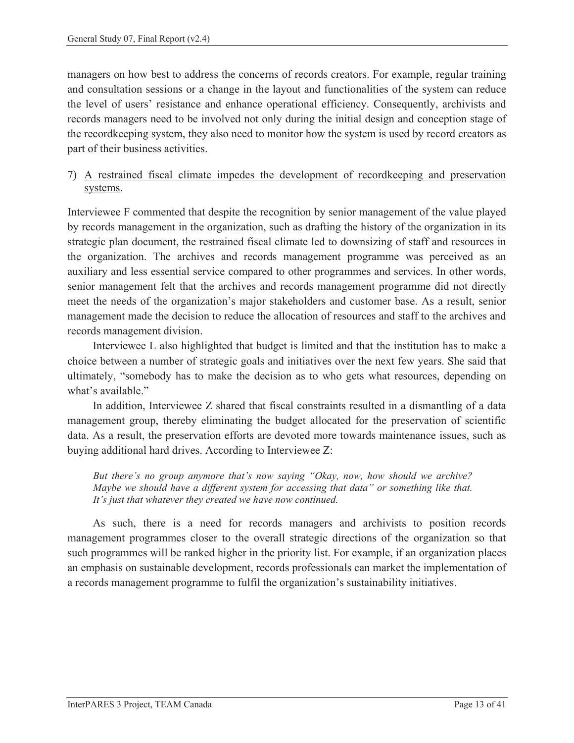managers on how best to address the concerns of records creators. For example, regular training and consultation sessions or a change in the layout and functionalities of the system can reduce the level of users' resistance and enhance operational efficiency. Consequently, archivists and records managers need to be involved not only during the initial design and conception stage of the recordkeeping system, they also need to monitor how the system is used by record creators as part of their business activities.

7) <u>A restrained fiscal climate impedes the development of recordkeeping and preservation systems</u>.

Interviewee F commented that despite the recognition by senior management of the value played by records management in the organization, such as drafting the history of the organization in its strategic plan document, the restrained fiscal climate led to downsizing of staff and resources in the organization. The archives and records management programme was perceived as an auxiliary and less essential service compared to other programmes and services. In other words, senior management felt that the archives and records management programme did not directly meet the needs of the organization's major stakeholders and customer base. As a result, senior management made the decision to reduce the allocation of resources and staff to the archives and records management division.

Interviewee L also highlighted that budget is limited and that the institution has to make a choice between a number of strategic goals and initiatives over the next few years. She said that ultimately, "somebody has to make the decision as to who gets what resources, depending on what's available."

In addition, Interviewee Z shared that fiscal constraints resulted in a dismantling of a data management group, thereby eliminating the budget allocated for the preservation of scientific data. As a result, the preservation efforts are devoted more towards maintenance issues, such as buying additional hard drives. According to Interviewee Z:

> *But there's no group anymore that's now saying "Okay, now, how should we archive? Maybe we should have a different system for accessing that data" or something like that. It's just that whatever they created we have now continued.*

As such, there is a need for records managers and archivists to position records management programmes closer to the overall strategic directions of the organization so that such programmes will be ranked higher in the priority list. For example, if an organization places an emphasis on sustainable development, records professionals can market the implementation of a records management programme to fulfil the organization's sustainability initiatives.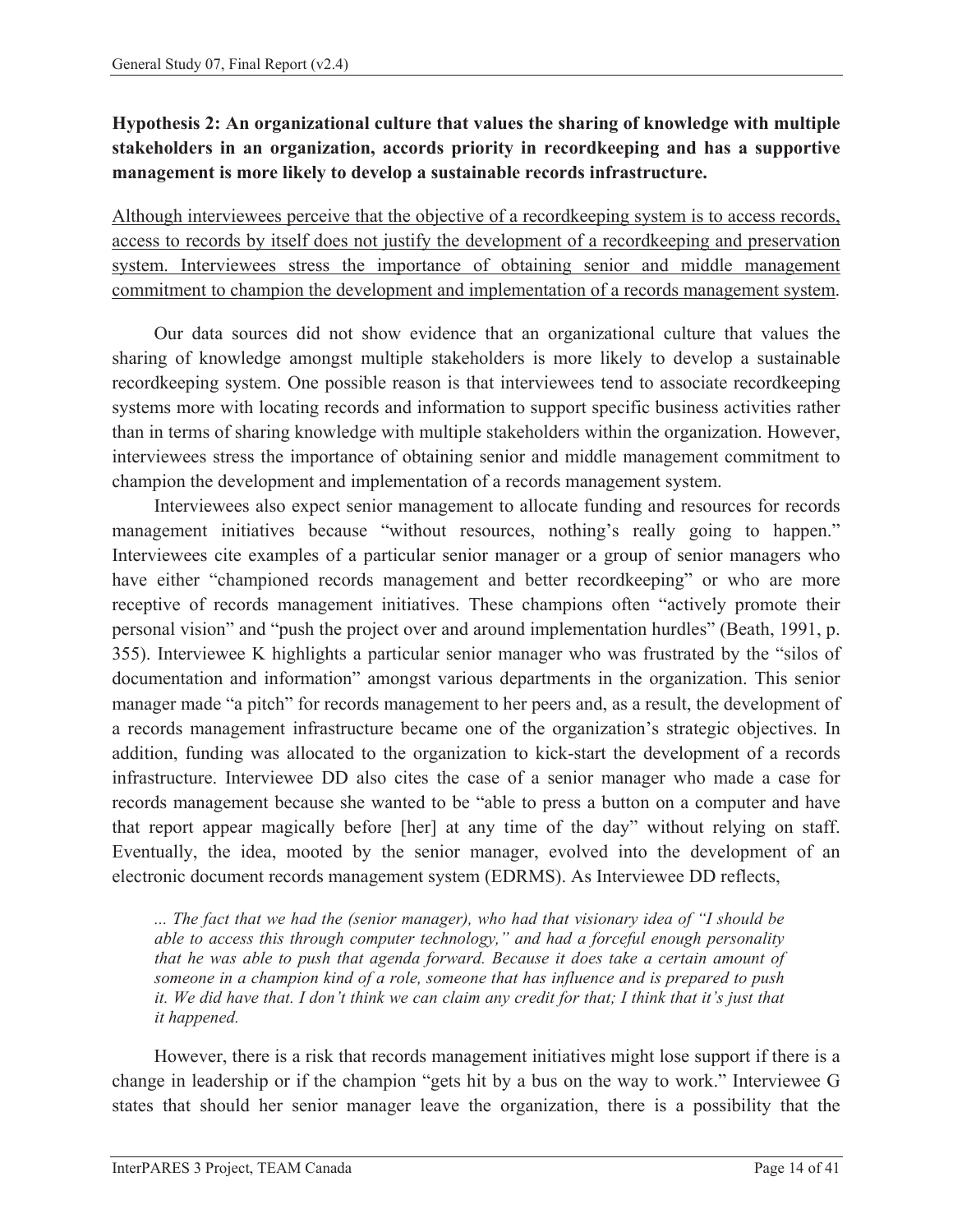**Hypothesis 2: An organizational culture that values the sharing of knowledge with multiple stakeholders in an organization, accords priority in recordkeeping and has a supportive management is more likely to develop a sustainable records infrastructure.**

<u>Although interviewees perceive that the objective of a recordkeeping system is to access records, access to records by itself does not justify the development of a recordkeeping and preservation system. Interviewees stress the importance of obtaining senior and middle management commitment to champion the development and implementation of a records management system</u>.

Our data sources did not show evidence that an organizational culture that values the sharing of knowledge amongst multiple stakeholders is more likely to develop a sustainable recordkeeping system. One possible reason is that interviewees tend to associate recordkeeping systems more with locating records and information to support specific business activities rather than in terms of sharing knowledge with multiple stakeholders within the organization. However, interviewees stress the importance of obtaining senior and middle management commitment to champion the development and implementation of a records management system.

Interviewees also expect senior management to allocate funding and resources for records management initiatives because "without resources, nothing's really going to happen." Interviewees cite examples of a particular senior manager or a group of senior managers who have either "championed records management and better recordkeeping" or who are more receptive of records management initiatives. These champions often "actively promote their personal vision" and "push the project over and around implementation hurdles" (Beath, 1991, p. 355). Interviewee K highlights a particular senior manager who was frustrated by the "silos of documentation and information" amongst various departments in the organization. This senior manager made "a pitch" for records management to her peers and, as a result, the development of a records management infrastructure became one of the organization's strategic objectives. In addition, funding was allocated to the organization to kick-start the development of a records infrastructure. Interviewee DD also cites the case of a senior manager who made a case for records management because she wanted to be "able to press a button on a computer and have that report appear magically before [her] at any time of the day" without relying on staff. Eventually, the idea, mooted by the senior manager, evolved into the development of an electronic document records management system (EDRMS). As Interviewee DD reflects,

> *... The fact that we had the (senior manager), who had that visionary idea of "I should be able to access this through computer technology," and had a forceful enough personality that he was able to push that agenda forward. Because it does take a certain amount of someone in a champion kind of a role, someone that has influence and is prepared to push it. We did have that. I don't think we can claim any credit for that; I think that it's just that it happened.*

However, there is a risk that records management initiatives might lose support if there is a change in leadership or if the champion "gets hit by a bus on the way to work." Interviewee G states that should her senior manager leave the organization, there is a possibility that the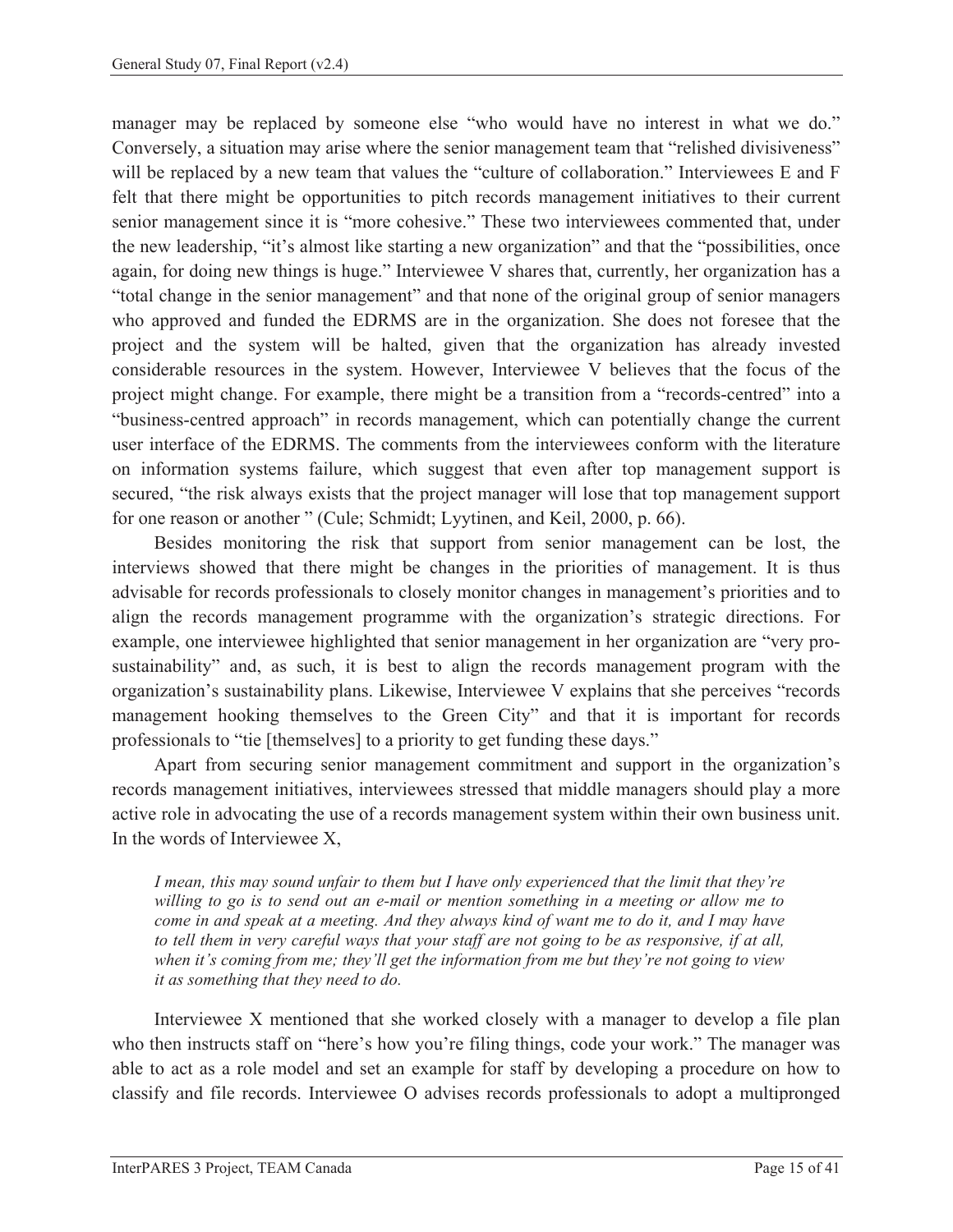manager may be replaced by someone else "who would have no interest in what we do." Conversely, a situation may arise where the senior management team that "relished divisiveness" will be replaced by a new team that values the "culture of collaboration." Interviewees E and F felt that there might be opportunities to pitch records management initiatives to their current senior management since it is "more cohesive." These two interviewees commented that, under the new leadership, "it's almost like starting a new organization" and that the "possibilities, once again, for doing new things is huge." Interviewee V shares that, currently, her organization has a "total change in the senior management" and that none of the original group of senior managers who approved and funded the EDRMS are in the organization. She does not foresee that the project and the system will be halted, given that the organization has already invested considerable resources in the system. However, Interviewee V believes that the focus of the project might change. For example, there might be a transition from a "records-centred" into a "business-centred approach" in records management, which can potentially change the current user interface of the EDRMS. The comments from the interviewees conform with the literature on information systems failure, which suggest that even after top management support is secured, "the risk always exists that the project manager will lose that top management support for one reason or another " (Cule; Schmidt; Lyytinen, and Keil, 2000, p. 66).

Besides monitoring the risk that support from senior management can be lost, the interviews showed that there might be changes in the priorities of management. It is thus advisable for records professionals to closely monitor changes in management's priorities and to align the records management programme with the organization's strategic directions. For example, one interviewee highlighted that senior management in her organization are "very pro-sustainability" and, as such, it is best to align the records management program with the organization's sustainability plans. Likewise, Interviewee V explains that she perceives "records management hooking themselves to the Green City" and that it is important for records professionals to "tie [themselves] to a priority to get funding these days."

Apart from securing senior management commitment and support in the organization's records management initiatives, interviewees stressed that middle managers should play a more active role in advocating the use of a records management system within their own business unit. In the words of Interviewee X,

> *I mean, this may sound unfair to them but I have only experienced that the limit that they're willing to go is to send out an e-mail or mention something in a meeting or allow me to come in and speak at a meeting. And they always kind of want me to do it, and I may have to tell them in very careful ways that your staff are not going to be as responsive, if at all, when it's coming from me; they'll get the information from me but they're not going to view it as something that they need to do.*

Interviewee X mentioned that she worked closely with a manager to develop a file plan who then instructs staff on "here's how you're filing things, code your work." The manager was able to act as a role model and set an example for staff by developing a procedure on how to classify and file records. Interviewee O advises records professionals to adopt a multipronged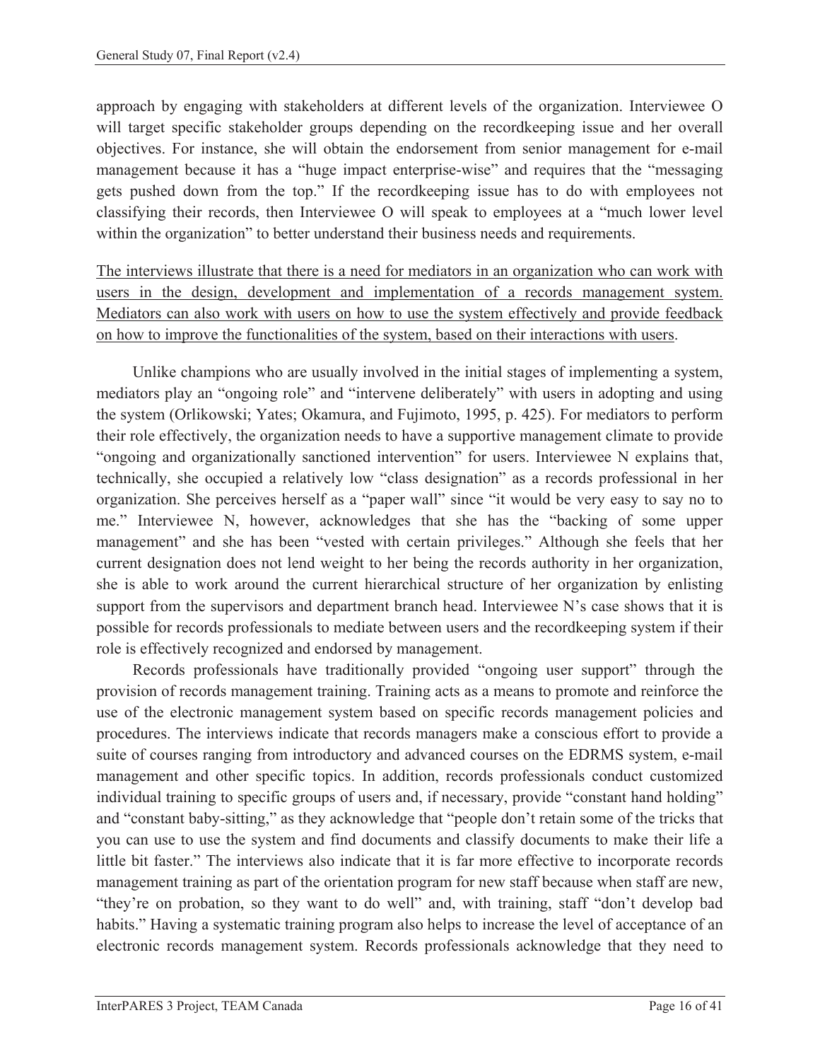approach by engaging with stakeholders at different levels of the organization. Interviewee O will target specific stakeholder groups depending on the recordkeeping issue and her overall objectives. For instance, she will obtain the endorsement from senior management for e-mail management because it has a "huge impact enterprise-wise" and requires that the "messaging gets pushed down from the top." If the recordkeeping issue has to do with employees not classifying their records, then Interviewee O will speak to employees at a "much lower level within the organization" to better understand their business needs and requirements.

<u>The interviews illustrate that there is a need for mediators in an organization who can work with users in the design, development and implementation of a records management system. Mediators can also work with users on how to use the system effectively and provide feedback on how to improve the functionalities of the system, based on their interactions with users</u>.

Unlike champions who are usually involved in the initial stages of implementing a system, mediators play an "ongoing role" and "intervene deliberately" with users in adopting and using the system (Orlikowski; Yates; Okamura, and Fujimoto, 1995, p. 425). For mediators to perform their role effectively, the organization needs to have a supportive management climate to provide "ongoing and organizationally sanctioned intervention" for users. Interviewee N explains that, technically, she occupied a relatively low "class designation" as a records professional in her organization. She perceives herself as a "paper wall" since "it would be very easy to say no to me." Interviewee N, however, acknowledges that she has the "backing of some upper management" and she has been "vested with certain privileges." Although she feels that her current designation does not lend weight to her being the records authority in her organization, she is able to work around the current hierarchical structure of her organization by enlisting support from the supervisors and department branch head. Interviewee N's case shows that it is possible for records professionals to mediate between users and the recordkeeping system if their role is effectively recognized and endorsed by management.

Records professionals have traditionally provided "ongoing user support" through the provision of records management training. Training acts as a means to promote and reinforce the use of the electronic management system based on specific records management policies and procedures. The interviews indicate that records managers make a conscious effort to provide a suite of courses ranging from introductory and advanced courses on the EDRMS system, e-mail management and other specific topics. In addition, records professionals conduct customized individual training to specific groups of users and, if necessary, provide "constant hand holding" and "constant baby-sitting," as they acknowledge that "people don't retain some of the tricks that you can use to use the system and find documents and classify documents to make their life a little bit faster." The interviews also indicate that it is far more effective to incorporate records management training as part of the orientation program for new staff because when staff are new, "they're on probation, so they want to do well" and, with training, staff "don't develop bad habits." Having a systematic training program also helps to increase the level of acceptance of an electronic records management system. Records professionals acknowledge that they need to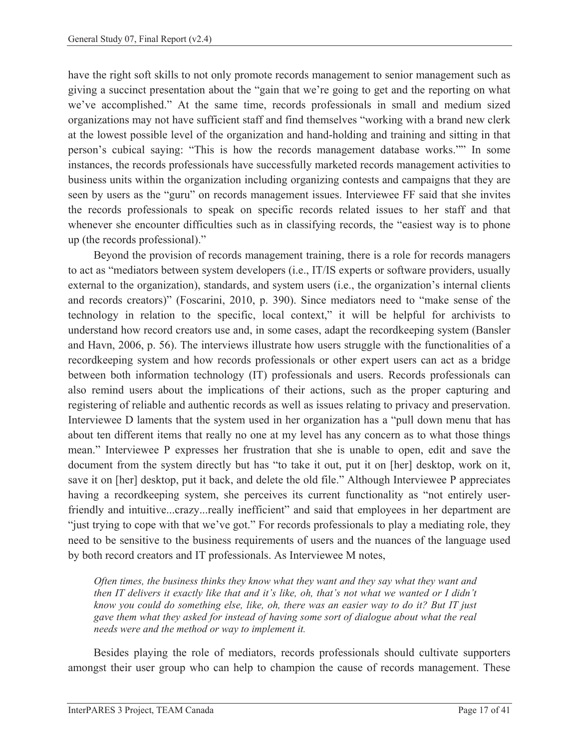have the right soft skills to not only promote records management to senior management such as giving a succinct presentation about the "gain that we're going to get and the reporting on what we've accomplished." At the same time, records professionals in small and medium sized organizations may not have sufficient staff and find themselves "working with a brand new clerk at the lowest possible level of the organization and hand-holding and training and sitting in that person's cubical saying: "This is how the records management database works."" In some instances, the records professionals have successfully marketed records management activities to business units within the organization including organizing contests and campaigns that they are seen by users as the "guru" on records management issues. Interviewee FF said that she invites the records professionals to speak on specific records related issues to her staff and that whenever she encounter difficulties such as in classifying records, the "easiest way is to phone up (the records professional)."

Beyond the provision of records management training, there is a role for records managers to act as "mediators between system developers (i.e., IT/IS experts or software providers, usually external to the organization), standards, and system users (i.e., the organization's internal clients and records creators)" (Foscarini, 2010, p. 390). Since mediators need to "make sense of the technology in relation to the specific, local context," it will be helpful for archivists to understand how record creators use and, in some cases, adapt the recordkeeping system (Bansler and Havn, 2006, p. 56). The interviews illustrate how users struggle with the functionalities of a recordkeeping system and how records professionals or other expert users can act as a bridge between both information technology (IT) professionals and users. Records professionals can also remind users about the implications of their actions, such as the proper capturing and registering of reliable and authentic records as well as issues relating to privacy and preservation. Interviewee D laments that the system used in her organization has a "pull down menu that has about ten different items that really no one at my level has any concern as to what those things mean." Interviewee P expresses her frustration that she is unable to open, edit and save the document from the system directly but has "to take it out, put it on [her] desktop, work on it, save it on [her] desktop, put it back, and delete the old file." Although Interviewee P appreciates having a recordkeeping system, she perceives its current functionality as "not entirely user-friendly and intuitive...crazy...really inefficient" and said that employees in her department are "just trying to cope with that we've got." For records professionals to play a mediating role, they need to be sensitive to the business requirements of users and the nuances of the language used by both record creators and IT professionals. As Interviewee M notes,

> *Often times, the business thinks they know what they want and they say what they want and then IT delivers it exactly like that and it's like, oh, that's not what we wanted or I didn't know you could do something else, like, oh, there was an easier way to do it? But IT just gave them what they asked for instead of having some sort of dialogue about what the real needs were and the method or way to implement it.*

Besides playing the role of mediators, records professionals should cultivate supporters amongst their user group who can help to champion the cause of records management. These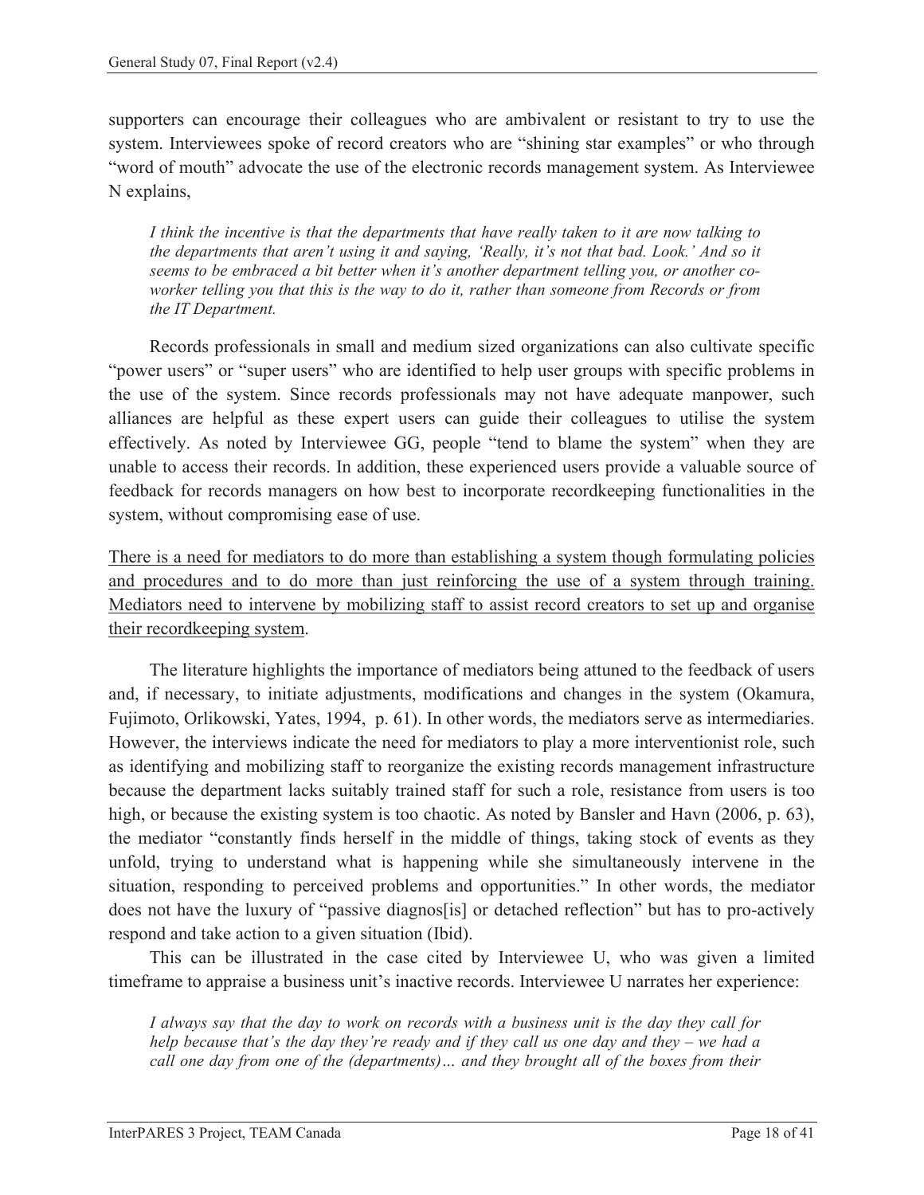supporters can encourage their colleagues who are ambivalent or resistant to try to use the system. Interviewees spoke of record creators who are "shining star examples" or who through "word of mouth" advocate the use of the electronic records management system. As Interviewee N explains,

> *I think the incentive is that the departments that have really taken to it are now talking to the departments that aren't using it and saying, 'Really, it's not that bad. Look.' And so it seems to be embraced a bit better when it's another department telling you, or another co-worker telling you that this is the way to do it, rather than someone from Records or from the IT Department.*

Records professionals in small and medium sized organizations can also cultivate specific "power users" or "super users" who are identified to help user groups with specific problems in the use of the system. Since records professionals may not have adequate manpower, such alliances are helpful as these expert users can guide their colleagues to utilise the system effectively. As noted by Interviewee GG, people "tend to blame the system" when they are unable to access their records. In addition, these experienced users provide a valuable source of feedback for records managers on how best to incorporate recordkeeping functionalities in the system, without compromising ease of use.

<u>There is a need for mediators to do more than establishing a system though formulating policies and procedures and to do more than just reinforcing the use of a system through training. Mediators need to intervene by mobilizing staff to assist record creators to set up and organise their recordkeeping system</u>.

The literature highlights the importance of mediators being attuned to the feedback of users and, if necessary, to initiate adjustments, modifications and changes in the system (Okamura, Fujimoto, Orlikowski, Yates, 1994, p. 61). In other words, the mediators serve as intermediaries. However, the interviews indicate the need for mediators to play a more interventionist role, such as identifying and mobilizing staff to reorganize the existing records management infrastructure because the department lacks suitably trained staff for such a role, resistance from users is too high, or because the existing system is too chaotic. As noted by Bansler and Havn (2006, p. 63), the mediator "constantly finds herself in the middle of things, taking stock of events as they unfold, trying to understand what is happening while she simultaneously intervene in the situation, responding to perceived problems and opportunities." In other words, the mediator does not have the luxury of "passive diagnos[is] or detached reflection" but has to pro-actively respond and take action to a given situation (Ibid).

This can be illustrated in the case cited by Interviewee U, who was given a limited timeframe to appraise a business unit's inactive records. Interviewee U narrates her experience:

> *I always say that the day to work on records with a business unit is the day they call for help because that's the day they're ready and if they call us one day and they – we had a call one day from one of the (departments)… and they brought all of the boxes from their*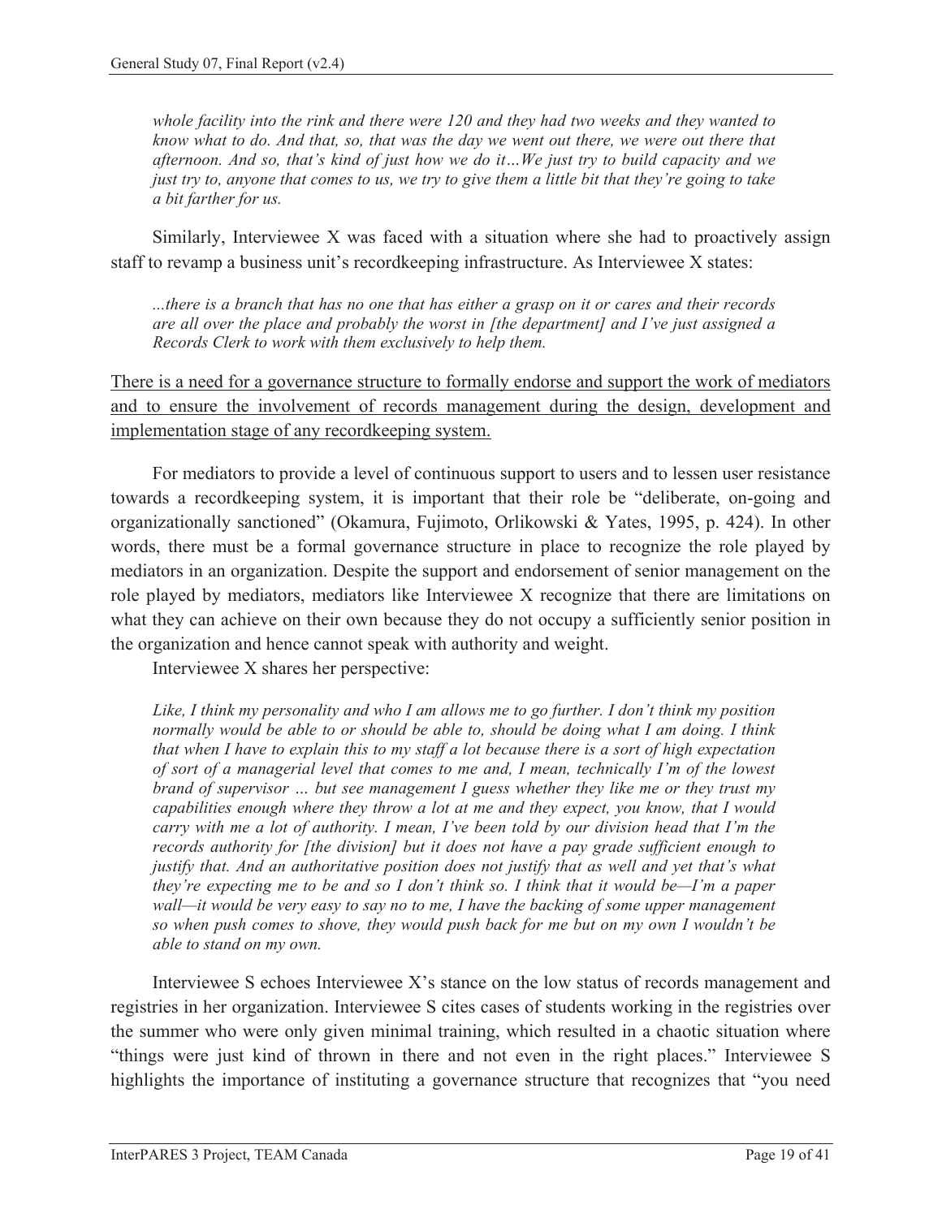*whole facility into the rink and there were 120 and they had two weeks and they wanted to know what to do. And that, so, that was the day we went out there, we were out there that afternoon. And so, that's kind of just how we do it…We just try to build capacity and we just try to, anyone that comes to us, we try to give them a little bit that they're going to take a bit farther for us.*

Similarly, Interviewee X was faced with a situation where she had to proactively assign staff to revamp a business unit's recordkeeping infrastructure. As Interviewee X states:

*...there is a branch that has no one that has either a grasp on it or cares and their records are all over the place and probably the worst in [the department] and I've just assigned a Records Clerk to work with them exclusively to help them.*

<u>There is a need for a governance structure to formally endorse and support the work of mediators and to ensure the involvement of records management during the design, development and implementation stage of any recordkeeping system.</u>

For mediators to provide a level of continuous support to users and to lessen user resistance towards a recordkeeping system, it is important that their role be "deliberate, on-going and organizationally sanctioned" (Okamura, Fujimoto, Orlikowski & Yates, 1995, p. 424). In other words, there must be a formal governance structure in place to recognize the role played by mediators in an organization. Despite the support and endorsement of senior management on the role played by mediators, mediators like Interviewee X recognize that there are limitations on what they can achieve on their own because they do not occupy a sufficiently senior position in the organization and hence cannot speak with authority and weight.

Interviewee X shares her perspective:

*Like, I think my personality and who I am allows me to go further. I don't think my position normally would be able to or should be able to, should be doing what I am doing. I think that when I have to explain this to my staff a lot because there is a sort of high expectation of sort of a managerial level that comes to me and, I mean, technically I'm of the lowest brand of supervisor … but see management I guess whether they like me or they trust my capabilities enough where they throw a lot at me and they expect, you know, that I would carry with me a lot of authority. I mean, I've been told by our division head that I'm the records authority for [the division] but it does not have a pay grade sufficient enough to justify that. And an authoritative position does not justify that as well and yet that's what they're expecting me to be and so I don't think so. I think that it would be—I'm a paper wall—it would be very easy to say no to me, I have the backing of some upper management so when push comes to shove, they would push back for me but on my own I wouldn't be able to stand on my own.*

Interviewee S echoes Interviewee X's stance on the low status of records management and registries in her organization. Interviewee S cites cases of students working in the registries over the summer who were only given minimal training, which resulted in a chaotic situation where "things were just kind of thrown in there and not even in the right places." Interviewee S highlights the importance of instituting a governance structure that recognizes that "you need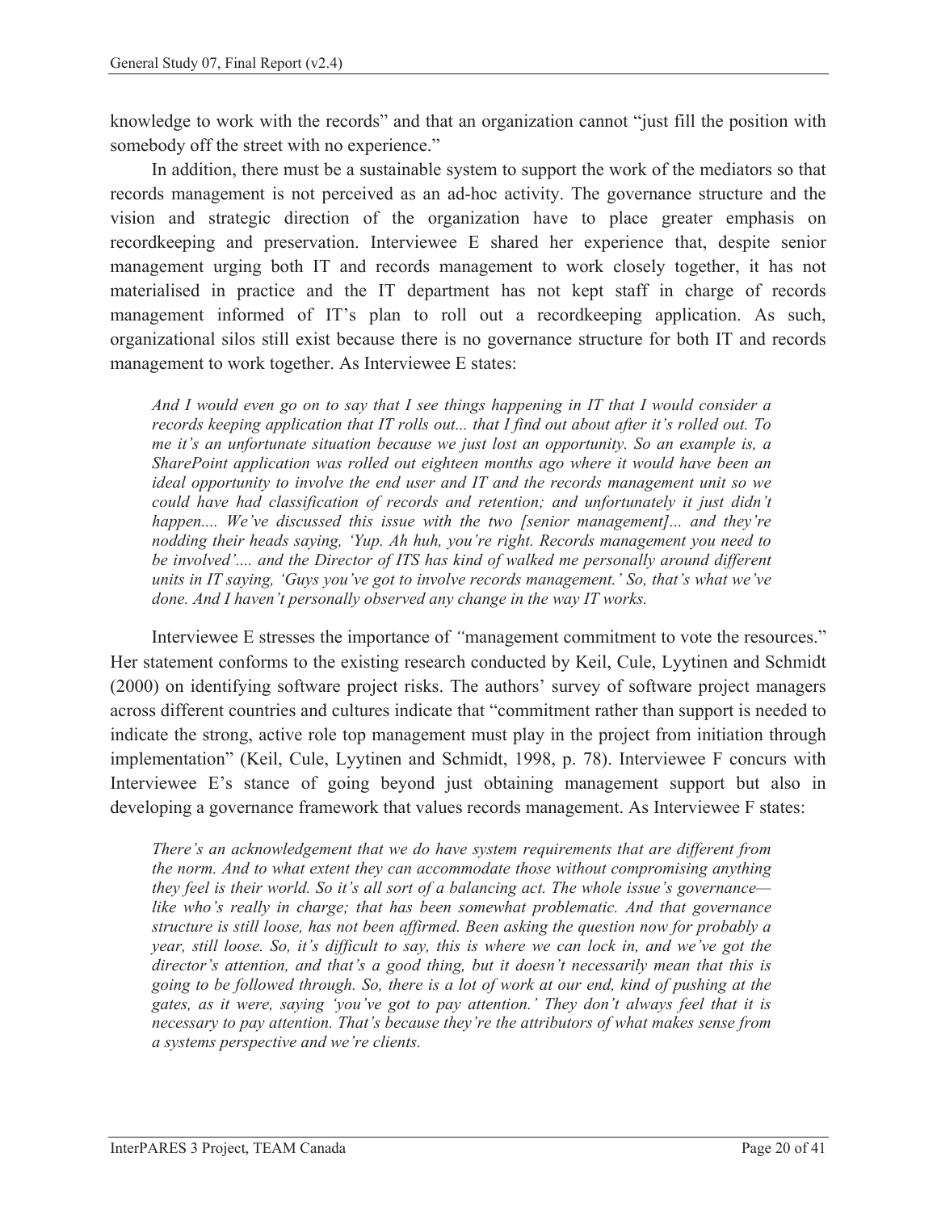knowledge to work with the records" and that an organization cannot "just fill the position with somebody off the street with no experience."

In addition, there must be a sustainable system to support the work of the mediators so that records management is not perceived as an ad-hoc activity. The governance structure and the vision and strategic direction of the organization have to place greater emphasis on recordkeeping and preservation. Interviewee E shared her experience that, despite senior management urging both IT and records management to work closely together, it has not materialised in practice and the IT department has not kept staff in charge of records management informed of IT's plan to roll out a recordkeeping application. As such, organizational silos still exist because there is no governance structure for both IT and records management to work together. As Interviewee E states:

> *And I would even go on to say that I see things happening in IT that I would consider a records keeping application that IT rolls out... that I find out about after it's rolled out. To me it's an unfortunate situation because we just lost an opportunity. So an example is, a SharePoint application was rolled out eighteen months ago where it would have been an ideal opportunity to involve the end user and IT and the records management unit so we could have had classification of records and retention; and unfortunately it just didn't happen.... We've discussed this issue with the two [senior management]... and they're nodding their heads saying, 'Yup. Ah huh, you're right. Records management you need to be involved'.... and the Director of ITS has kind of walked me personally around different units in IT saying, 'Guys you've got to involve records management.' So, that's what we've done. And I haven't personally observed any change in the way IT works.*

Interviewee E stresses the importance of *"*management commitment to vote the resources." Her statement conforms to the existing research conducted by Keil, Cule, Lyytinen and Schmidt (2000) on identifying software project risks. The authors' survey of software project managers across different countries and cultures indicate that "commitment rather than support is needed to indicate the strong, active role top management must play in the project from initiation through implementation" (Keil, Cule, Lyytinen and Schmidt, 1998, p. 78). Interviewee F concurs with Interviewee E's stance of going beyond just obtaining management support but also in developing a governance framework that values records management. As Interviewee F states:

> *There's an acknowledgement that we do have system requirements that are different from the norm. And to what extent they can accommodate those without compromising anything they feel is their world. So it's all sort of a balancing act. The whole issue's governance—like who's really in charge; that has been somewhat problematic. And that governance structure is still loose, has not been affirmed. Been asking the question now for probably a year, still loose. So, it's difficult to say, this is where we can lock in, and we've got the director's attention, and that's a good thing, but it doesn't necessarily mean that this is going to be followed through. So, there is a lot of work at our end, kind of pushing at the gates, as it were, saying 'you've got to pay attention.' They don't always feel that it is necessary to pay attention. That's because they're the attributors of what makes sense from a systems perspective and we're clients.*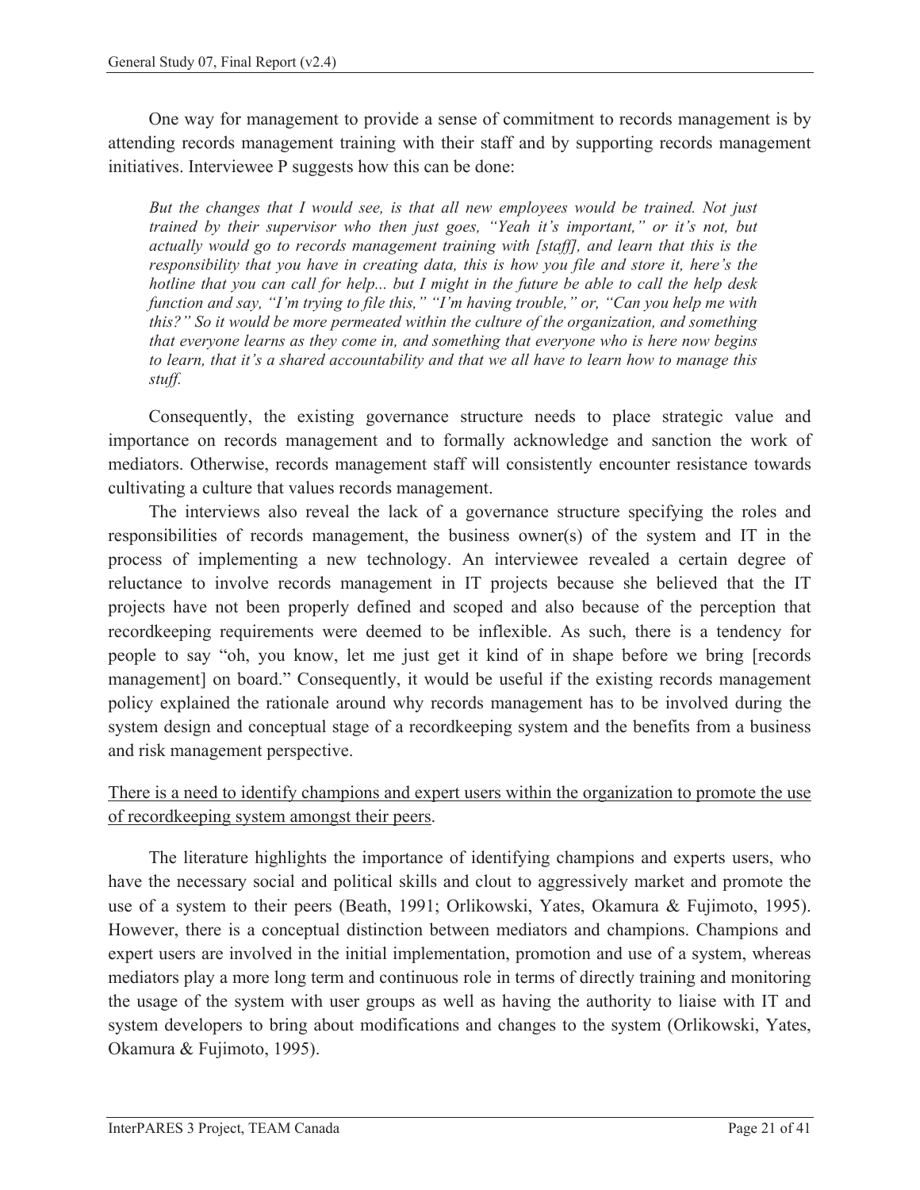One way for management to provide a sense of commitment to records management is by attending records management training with their staff and by supporting records management initiatives. Interviewee P suggests how this can be done:

> *But the changes that I would see, is that all new employees would be trained. Not just trained by their supervisor who then just goes, "Yeah it's important," or it's not, but actually would go to records management training with [staff], and learn that this is the responsibility that you have in creating data, this is how you file and store it, here's the hotline that you can call for help... but I might in the future be able to call the help desk function and say, "I'm trying to file this," "I'm having trouble," or, "Can you help me with this?" So it would be more permeated within the culture of the organization, and something that everyone learns as they come in, and something that everyone who is here now begins to learn, that it's a shared accountability and that we all have to learn how to manage this stuff.*

Consequently, the existing governance structure needs to place strategic value and importance on records management and to formally acknowledge and sanction the work of mediators. Otherwise, records management staff will consistently encounter resistance towards cultivating a culture that values records management.

The interviews also reveal the lack of a governance structure specifying the roles and responsibilities of records management, the business owner(s) of the system and IT in the process of implementing a new technology. An interviewee revealed a certain degree of reluctance to involve records management in IT projects because she believed that the IT projects have not been properly defined and scoped and also because of the perception that recordkeeping requirements were deemed to be inflexible. As such, there is a tendency for people to say "oh, you know, let me just get it kind of in shape before we bring [records management] on board." Consequently, it would be useful if the existing records management policy explained the rationale around why records management has to be involved during the system design and conceptual stage of a recordkeeping system and the benefits from a business and risk management perspective.

<u>There is a need to identify champions and expert users within the organization to promote the use of recordkeeping system amongst their peers</u>.

The literature highlights the importance of identifying champions and experts users, who have the necessary social and political skills and clout to aggressively market and promote the use of a system to their peers (Beath, 1991; Orlikowski, Yates, Okamura & Fujimoto, 1995). However, there is a conceptual distinction between mediators and champions. Champions and expert users are involved in the initial implementation, promotion and use of a system, whereas mediators play a more long term and continuous role in terms of directly training and monitoring the usage of the system with user groups as well as having the authority to liaise with IT and system developers to bring about modifications and changes to the system (Orlikowski, Yates, Okamura & Fujimoto, 1995).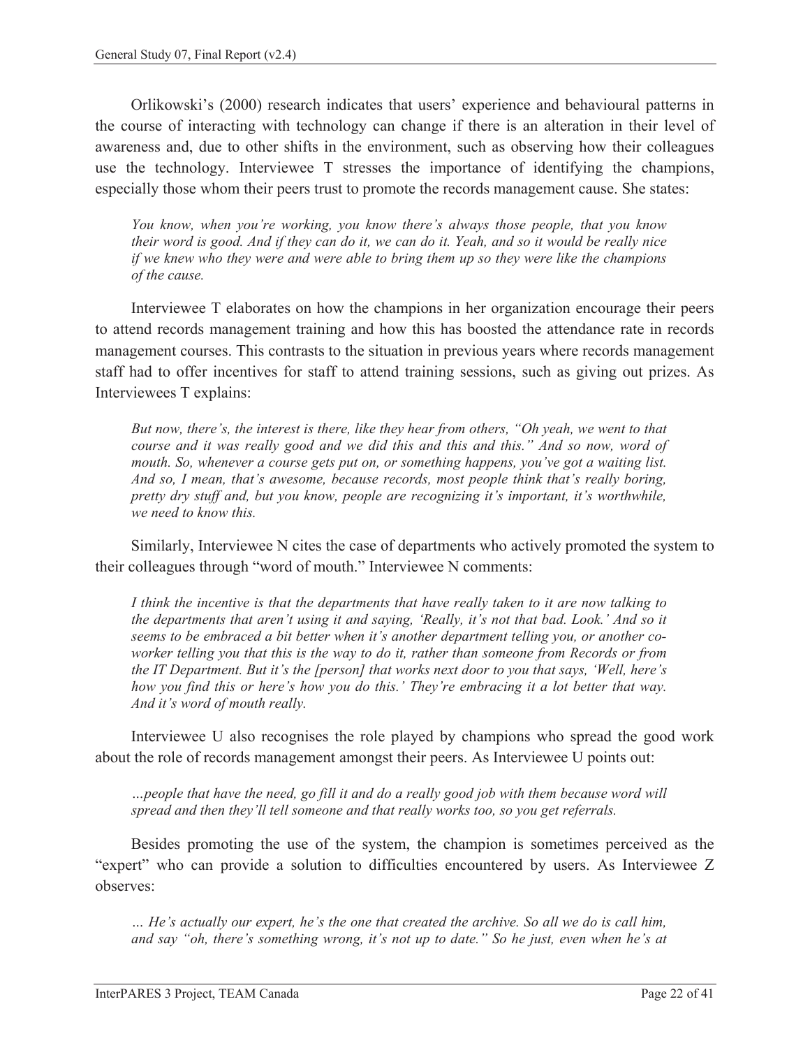Orlikowski's (2000) research indicates that users' experience and behavioural patterns in the course of interacting with technology can change if there is an alteration in their level of awareness and, due to other shifts in the environment, such as observing how their colleagues use the technology. Interviewee T stresses the importance of identifying the champions, especially those whom their peers trust to promote the records management cause. She states:

> *You know, when you're working, you know there's always those people, that you know their word is good. And if they can do it, we can do it. Yeah, and so it would be really nice if we knew who they were and were able to bring them up so they were like the champions of the cause.*

Interviewee T elaborates on how the champions in her organization encourage their peers to attend records management training and how this has boosted the attendance rate in records management courses. This contrasts to the situation in previous years where records management staff had to offer incentives for staff to attend training sessions, such as giving out prizes. As Interviewees T explains:

> *But now, there's, the interest is there, like they hear from others, "Oh yeah, we went to that course and it was really good and we did this and this and this." And so now, word of mouth. So, whenever a course gets put on, or something happens, you've got a waiting list. And so, I mean, that's awesome, because records, most people think that's really boring, pretty dry stuff and, but you know, people are recognizing it's important, it's worthwhile, we need to know this.*

Similarly, Interviewee N cites the case of departments who actively promoted the system to their colleagues through "word of mouth." Interviewee N comments:

> *I think the incentive is that the departments that have really taken to it are now talking to the departments that aren't using it and saying, 'Really, it's not that bad. Look.' And so it seems to be embraced a bit better when it's another department telling you, or another co-worker telling you that this is the way to do it, rather than someone from Records or from the IT Department. But it's the [person] that works next door to you that says, 'Well, here's how you find this or here's how you do this.' They're embracing it a lot better that way. And it's word of mouth really.*

Interviewee U also recognises the role played by champions who spread the good work about the role of records management amongst their peers. As Interviewee U points out:

> *…people that have the need, go fill it and do a really good job with them because word will spread and then they'll tell someone and that really works too, so you get referrals.*

Besides promoting the use of the system, the champion is sometimes perceived as the "expert" who can provide a solution to difficulties encountered by users. As Interviewee Z observes:

> *… He's actually our expert, he's the one that created the archive. So all we do is call him, and say "oh, there's something wrong, it's not up to date." So he just, even when he's at*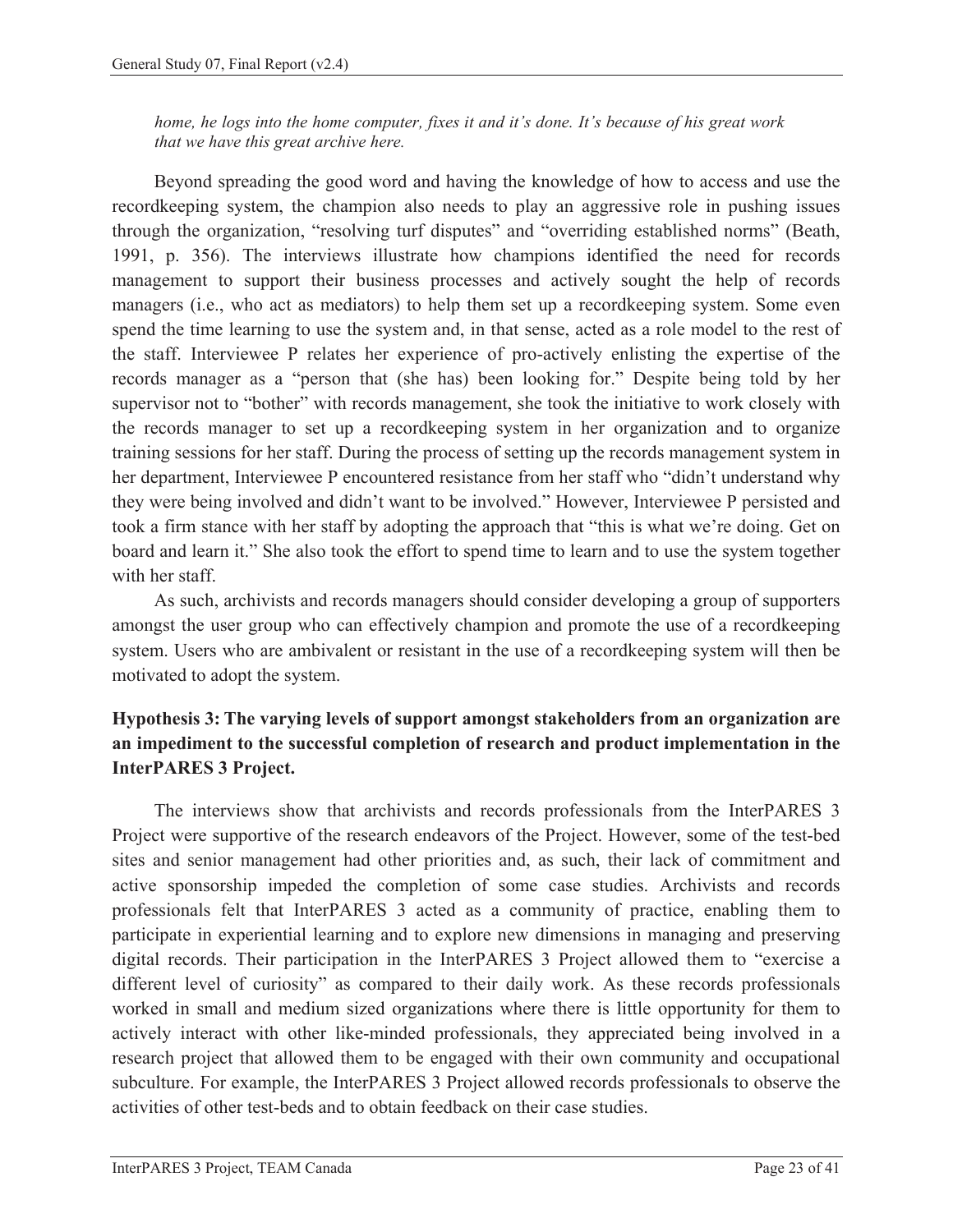*home, he logs into the home computer, fixes it and it's done. It's because of his great work that we have this great archive here.*

Beyond spreading the good word and having the knowledge of how to access and use the recordkeeping system, the champion also needs to play an aggressive role in pushing issues through the organization, "resolving turf disputes" and "overriding established norms" (Beath, 1991, p. 356). The interviews illustrate how champions identified the need for records management to support their business processes and actively sought the help of records managers (i.e., who act as mediators) to help them set up a recordkeeping system. Some even spend the time learning to use the system and, in that sense, acted as a role model to the rest of the staff. Interviewee P relates her experience of pro-actively enlisting the expertise of the records manager as a "person that (she has) been looking for." Despite being told by her supervisor not to "bother" with records management, she took the initiative to work closely with the records manager to set up a recordkeeping system in her organization and to organize training sessions for her staff. During the process of setting up the records management system in her department, Interviewee P encountered resistance from her staff who "didn't understand why they were being involved and didn't want to be involved." However, Interviewee P persisted and took a firm stance with her staff by adopting the approach that "this is what we're doing. Get on board and learn it." She also took the effort to spend time to learn and to use the system together with her staff.

As such, archivists and records managers should consider developing a group of supporters amongst the user group who can effectively champion and promote the use of a recordkeeping system. Users who are ambivalent or resistant in the use of a recordkeeping system will then be motivated to adopt the system.

**Hypothesis 3: The varying levels of support amongst stakeholders from an organization are an impediment to the successful completion of research and product implementation in the InterPARES 3 Project.**

The interviews show that archivists and records professionals from the InterPARES 3 Project were supportive of the research endeavors of the Project. However, some of the test-bed sites and senior management had other priorities and, as such, their lack of commitment and active sponsorship impeded the completion of some case studies. Archivists and records professionals felt that InterPARES 3 acted as a community of practice, enabling them to participate in experiential learning and to explore new dimensions in managing and preserving digital records. Their participation in the InterPARES 3 Project allowed them to "exercise a different level of curiosity" as compared to their daily work. As these records professionals worked in small and medium sized organizations where there is little opportunity for them to actively interact with other like-minded professionals, they appreciated being involved in a research project that allowed them to be engaged with their own community and occupational subculture. For example, the InterPARES 3 Project allowed records professionals to observe the activities of other test-beds and to obtain feedback on their case studies.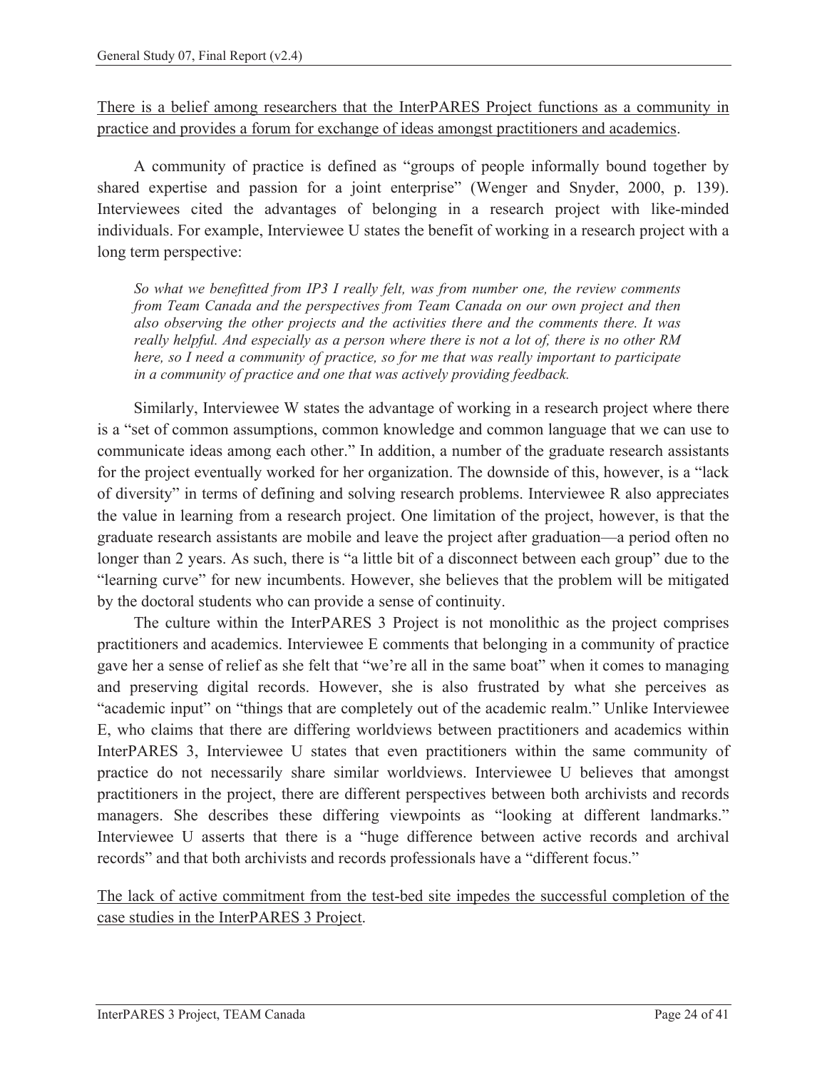<u>There is a belief among researchers that the InterPARES Project functions as a community in practice and provides a forum for exchange of ideas amongst practitioners and academics</u>.

A community of practice is defined as "groups of people informally bound together by shared expertise and passion for a joint enterprise" (Wenger and Snyder, 2000, p. 139). Interviewees cited the advantages of belonging in a research project with like-minded individuals. For example, Interviewee U states the benefit of working in a research project with a long term perspective:

> *So what we benefitted from IP3 I really felt, was from number one, the review comments from Team Canada and the perspectives from Team Canada on our own project and then also observing the other projects and the activities there and the comments there. It was really helpful. And especially as a person where there is not a lot of, there is no other RM here, so I need a community of practice, so for me that was really important to participate in a community of practice and one that was actively providing feedback.*

Similarly, Interviewee W states the advantage of working in a research project where there is a "set of common assumptions, common knowledge and common language that we can use to communicate ideas among each other." In addition, a number of the graduate research assistants for the project eventually worked for her organization. The downside of this, however, is a "lack of diversity" in terms of defining and solving research problems. Interviewee R also appreciates the value in learning from a research project. One limitation of the project, however, is that the graduate research assistants are mobile and leave the project after graduation—a period often no longer than 2 years. As such, there is "a little bit of a disconnect between each group" due to the "learning curve" for new incumbents. However, she believes that the problem will be mitigated by the doctoral students who can provide a sense of continuity.

The culture within the InterPARES 3 Project is not monolithic as the project comprises practitioners and academics. Interviewee E comments that belonging in a community of practice gave her a sense of relief as she felt that "we're all in the same boat" when it comes to managing and preserving digital records. However, she is also frustrated by what she perceives as "academic input" on "things that are completely out of the academic realm." Unlike Interviewee E, who claims that there are differing worldviews between practitioners and academics within InterPARES 3, Interviewee U states that even practitioners within the same community of practice do not necessarily share similar worldviews. Interviewee U believes that amongst practitioners in the project, there are different perspectives between both archivists and records managers. She describes these differing viewpoints as "looking at different landmarks." Interviewee U asserts that there is a "huge difference between active records and archival records" and that both archivists and records professionals have a "different focus."

<u>The lack of active commitment from the test-bed site impedes the successful completion of the case studies in the InterPARES 3 Project</u>.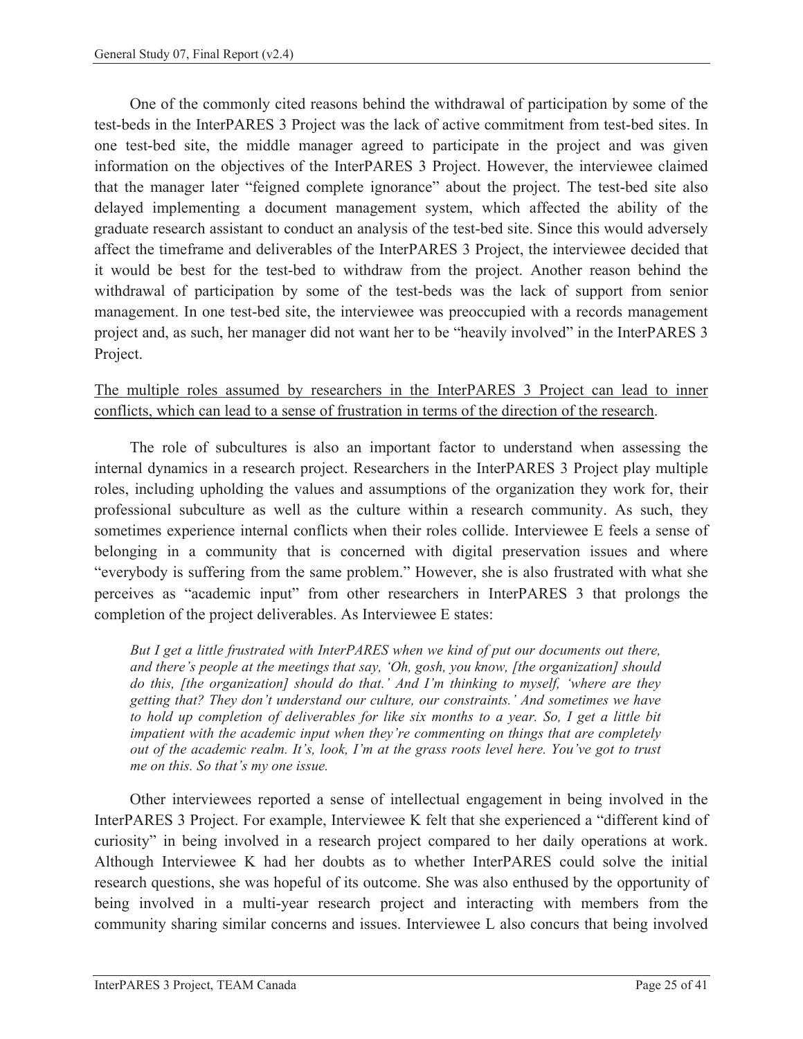One of the commonly cited reasons behind the withdrawal of participation by some of the test-beds in the InterPARES 3 Project was the lack of active commitment from test-bed sites. In one test-bed site, the middle manager agreed to participate in the project and was given information on the objectives of the InterPARES 3 Project. However, the interviewee claimed that the manager later "feigned complete ignorance" about the project. The test-bed site also delayed implementing a document management system, which affected the ability of the graduate research assistant to conduct an analysis of the test-bed site. Since this would adversely affect the timeframe and deliverables of the InterPARES 3 Project, the interviewee decided that it would be best for the test-bed to withdraw from the project. Another reason behind the withdrawal of participation by some of the test-beds was the lack of support from senior management. In one test-bed site, the interviewee was preoccupied with a records management project and, as such, her manager did not want her to be "heavily involved" in the InterPARES 3 Project.

<u>The multiple roles assumed by researchers in the InterPARES 3 Project can lead to inner conflicts, which can lead to a sense of frustration in terms of the direction of the research</u>.

The role of subcultures is also an important factor to understand when assessing the internal dynamics in a research project. Researchers in the InterPARES 3 Project play multiple roles, including upholding the values and assumptions of the organization they work for, their professional subculture as well as the culture within a research community. As such, they sometimes experience internal conflicts when their roles collide. Interviewee E feels a sense of belonging in a community that is concerned with digital preservation issues and where "everybody is suffering from the same problem." However, she is also frustrated with what she perceives as "academic input" from other researchers in InterPARES 3 that prolongs the completion of the project deliverables. As Interviewee E states:

> *But I get a little frustrated with InterPARES when we kind of put our documents out there, and there's people at the meetings that say, 'Oh, gosh, you know, [the organization] should do this, [the organization] should do that.' And I'm thinking to myself, 'where are they getting that? They don't understand our culture, our constraints.' And sometimes we have to hold up completion of deliverables for like six months to a year. So, I get a little bit impatient with the academic input when they're commenting on things that are completely out of the academic realm. It's, look, I'm at the grass roots level here. You've got to trust me on this. So that's my one issue.*

Other interviewees reported a sense of intellectual engagement in being involved in the InterPARES 3 Project. For example, Interviewee K felt that she experienced a "different kind of curiosity" in being involved in a research project compared to her daily operations at work. Although Interviewee K had her doubts as to whether InterPARES could solve the initial research questions, she was hopeful of its outcome. She was also enthused by the opportunity of being involved in a multi-year research project and interacting with members from the community sharing similar concerns and issues. Interviewee L also concurs that being involved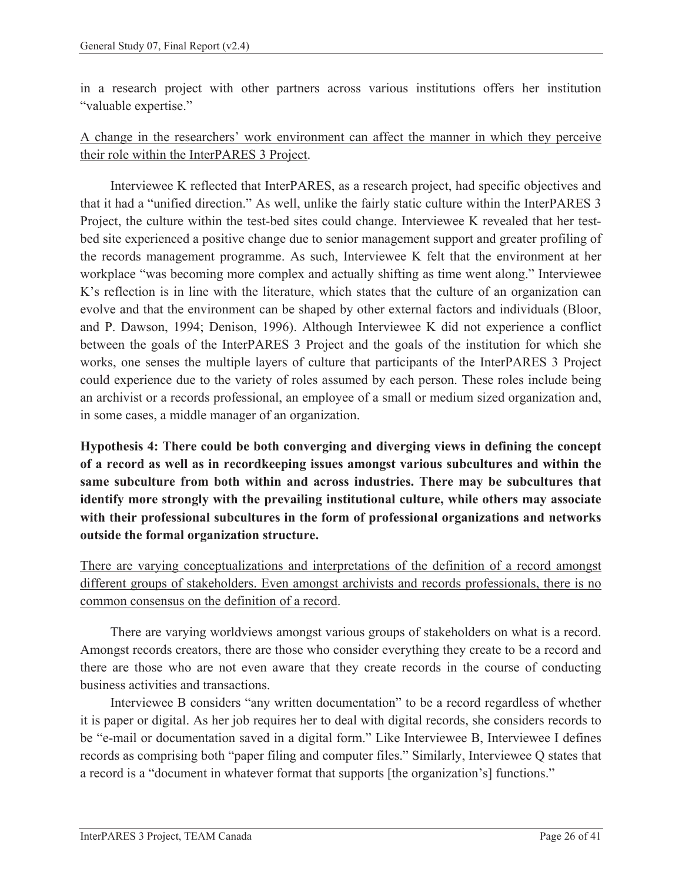in a research project with other partners across various institutions offers her institution "valuable expertise."

<u>A change in the researchers' work environment can affect the manner in which they perceive their role within the InterPARES 3 Project</u>.

Interviewee K reflected that InterPARES, as a research project, had specific objectives and that it had a "unified direction." As well, unlike the fairly static culture within the InterPARES 3 Project, the culture within the test-bed sites could change. Interviewee K revealed that her test-bed site experienced a positive change due to senior management support and greater profiling of the records management programme. As such, Interviewee K felt that the environment at her workplace "was becoming more complex and actually shifting as time went along." Interviewee K's reflection is in line with the literature, which states that the culture of an organization can evolve and that the environment can be shaped by other external factors and individuals (Bloor, and P. Dawson, 1994; Denison, 1996). Although Interviewee K did not experience a conflict between the goals of the InterPARES 3 Project and the goals of the institution for which she works, one senses the multiple layers of culture that participants of the InterPARES 3 Project could experience due to the variety of roles assumed by each person. These roles include being an archivist or a records professional, an employee of a small or medium sized organization and, in some cases, a middle manager of an organization.

**Hypothesis 4: There could be both converging and diverging views in defining the concept of a record as well as in recordkeeping issues amongst various subcultures and within the same subculture from both within and across industries. There may be subcultures that identify more strongly with the prevailing institutional culture, while others may associate with their professional subcultures in the form of professional organizations and networks outside the formal organization structure.**

<u>There are varying conceptualizations and interpretations of the definition of a record amongst different groups of stakeholders. Even amongst archivists and records professionals, there is no common consensus on the definition of a record</u>.

There are varying worldviews amongst various groups of stakeholders on what is a record. Amongst records creators, there are those who consider everything they create to be a record and there are those who are not even aware that they create records in the course of conducting business activities and transactions.

Interviewee B considers "any written documentation" to be a record regardless of whether it is paper or digital. As her job requires her to deal with digital records, she considers records to be "e-mail or documentation saved in a digital form." Like Interviewee B, Interviewee I defines records as comprising both "paper filing and computer files." Similarly, Interviewee Q states that a record is a "document in whatever format that supports [the organization's] functions."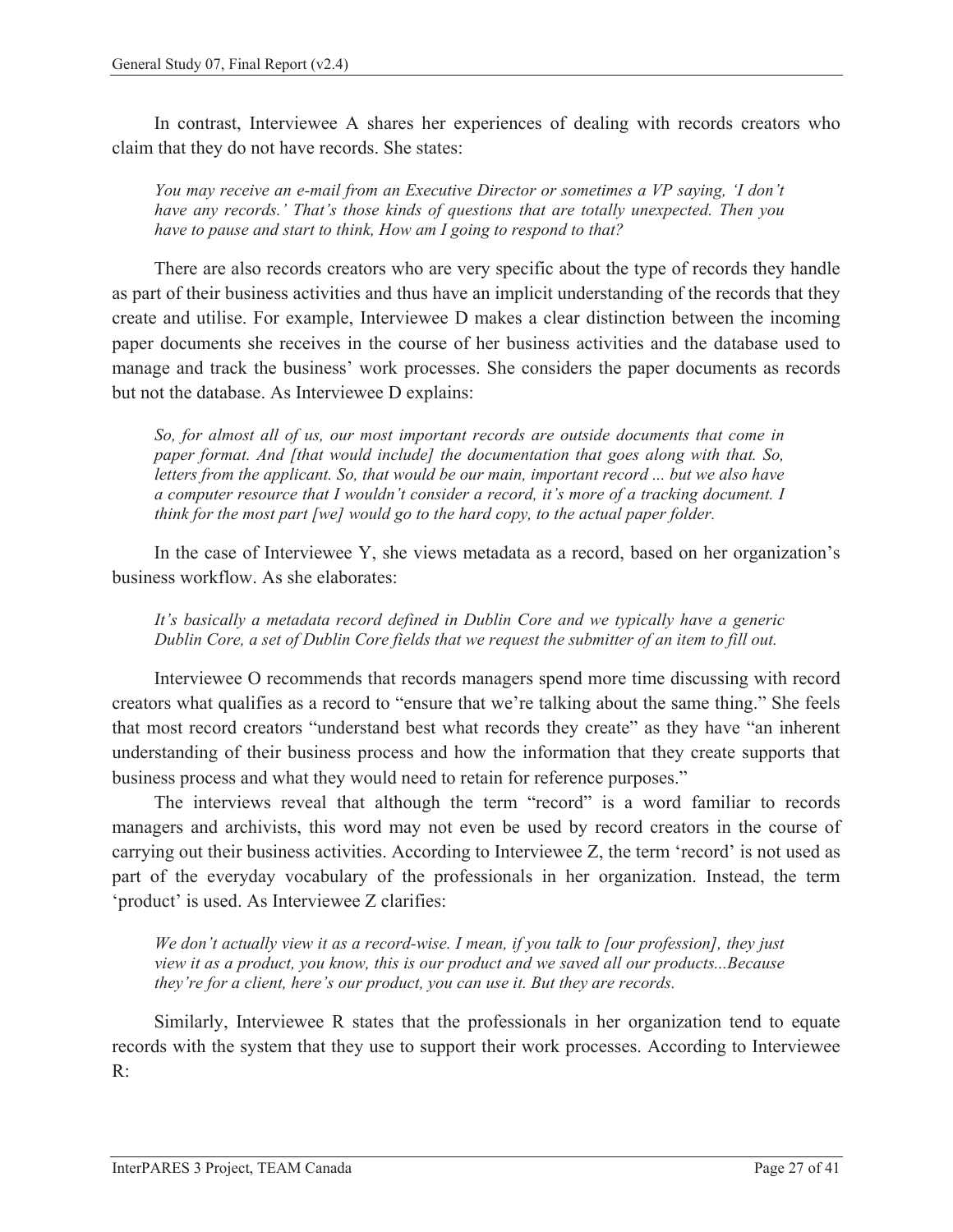In contrast, Interviewee A shares her experiences of dealing with records creators who claim that they do not have records. She states:

> *You may receive an e-mail from an Executive Director or sometimes a VP saying, 'I don't have any records.' That's those kinds of questions that are totally unexpected. Then you have to pause and start to think, How am I going to respond to that?*

There are also records creators who are very specific about the type of records they handle as part of their business activities and thus have an implicit understanding of the records that they create and utilise. For example, Interviewee D makes a clear distinction between the incoming paper documents she receives in the course of her business activities and the database used to manage and track the business' work processes. She considers the paper documents as records but not the database. As Interviewee D explains:

> *So, for almost all of us, our most important records are outside documents that come in paper format. And [that would include] the documentation that goes along with that. So, letters from the applicant. So, that would be our main, important record ... but we also have a computer resource that I wouldn't consider a record, it's more of a tracking document. I think for the most part [we] would go to the hard copy, to the actual paper folder.*

In the case of Interviewee Y, she views metadata as a record, based on her organization's business workflow. As she elaborates:

> *It's basically a metadata record defined in Dublin Core and we typically have a generic Dublin Core, a set of Dublin Core fields that we request the submitter of an item to fill out.*

Interviewee O recommends that records managers spend more time discussing with record creators what qualifies as a record to "ensure that we're talking about the same thing." She feels that most record creators "understand best what records they create" as they have "an inherent understanding of their business process and how the information that they create supports that business process and what they would need to retain for reference purposes."

The interviews reveal that although the term "record" is a word familiar to records managers and archivists, this word may not even be used by record creators in the course of carrying out their business activities. According to Interviewee Z, the term 'record' is not used as part of the everyday vocabulary of the professionals in her organization. Instead, the term 'product' is used. As Interviewee Z clarifies:

> *We don't actually view it as a record-wise. I mean, if you talk to [our profession], they just view it as a product, you know, this is our product and we saved all our products...Because they're for a client, here's our product, you can use it. But they are records.*

Similarly, Interviewee R states that the professionals in her organization tend to equate records with the system that they use to support their work processes. According to Interviewee R: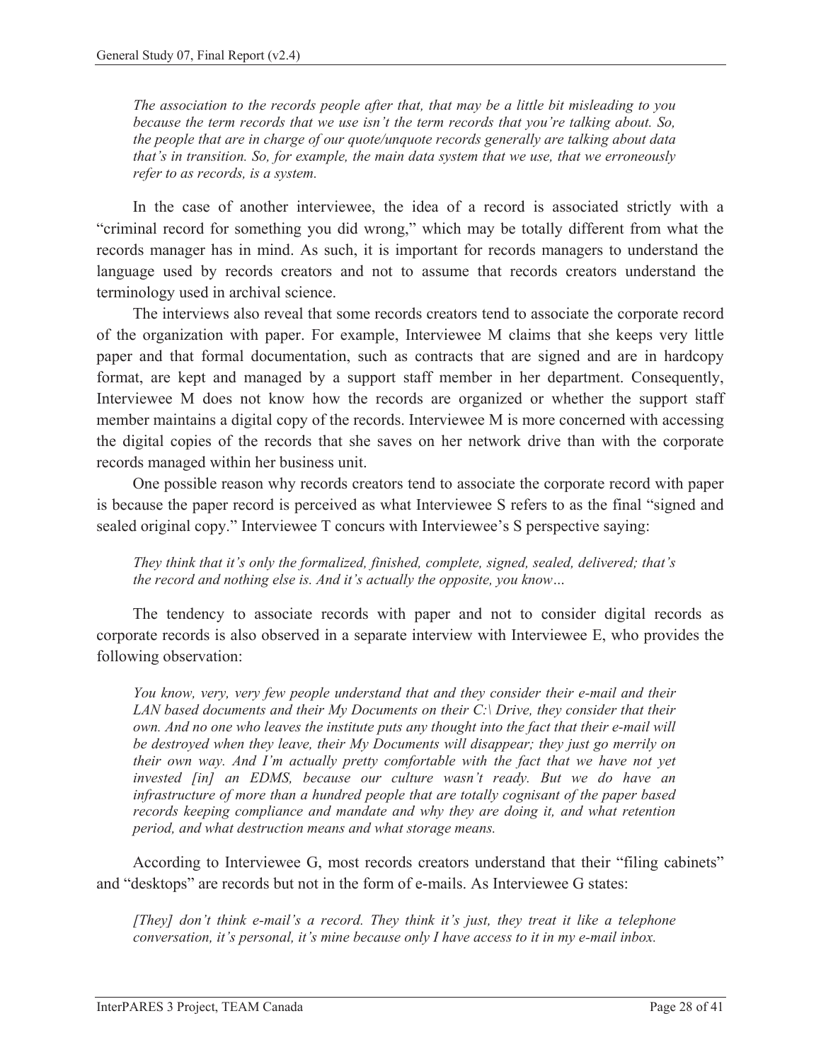*The association to the records people after that, that may be a little bit misleading to you because the term records that we use isn't the term records that you're talking about. So, the people that are in charge of our quote/unquote records generally are talking about data that's in transition. So, for example, the main data system that we use, that we erroneously refer to as records, is a system.*

In the case of another interviewee, the idea of a record is associated strictly with a "criminal record for something you did wrong," which may be totally different from what the records manager has in mind. As such, it is important for records managers to understand the language used by records creators and not to assume that records creators understand the terminology used in archival science.

The interviews also reveal that some records creators tend to associate the corporate record of the organization with paper. For example, Interviewee M claims that she keeps very little paper and that formal documentation, such as contracts that are signed and are in hardcopy format, are kept and managed by a support staff member in her department. Consequently, Interviewee M does not know how the records are organized or whether the support staff member maintains a digital copy of the records. Interviewee M is more concerned with accessing the digital copies of the records that she saves on her network drive than with the corporate records managed within her business unit.

One possible reason why records creators tend to associate the corporate record with paper is because the paper record is perceived as what Interviewee S refers to as the final "signed and sealed original copy." Interviewee T concurs with Interviewee's S perspective saying:

*They think that it's only the formalized, finished, complete, signed, sealed, delivered; that's the record and nothing else is. And it's actually the opposite, you know…*

The tendency to associate records with paper and not to consider digital records as corporate records is also observed in a separate interview with Interviewee E, who provides the following observation:

*You know, very, very few people understand that and they consider their e-mail and their LAN based documents and their My Documents on their C:\ Drive, they consider that their own. And no one who leaves the institute puts any thought into the fact that their e-mail will be destroyed when they leave, their My Documents will disappear; they just go merrily on their own way. And I'm actually pretty comfortable with the fact that we have not yet invested [in] an EDMS, because our culture wasn't ready. But we do have an infrastructure of more than a hundred people that are totally cognisant of the paper based records keeping compliance and mandate and why they are doing it, and what retention period, and what destruction means and what storage means.*

According to Interviewee G, most records creators understand that their "filing cabinets" and "desktops" are records but not in the form of e-mails. As Interviewee G states:

*[They] don't think e-mail's a record. They think it's just, they treat it like a telephone conversation, it's personal, it's mine because only I have access to it in my e-mail inbox.*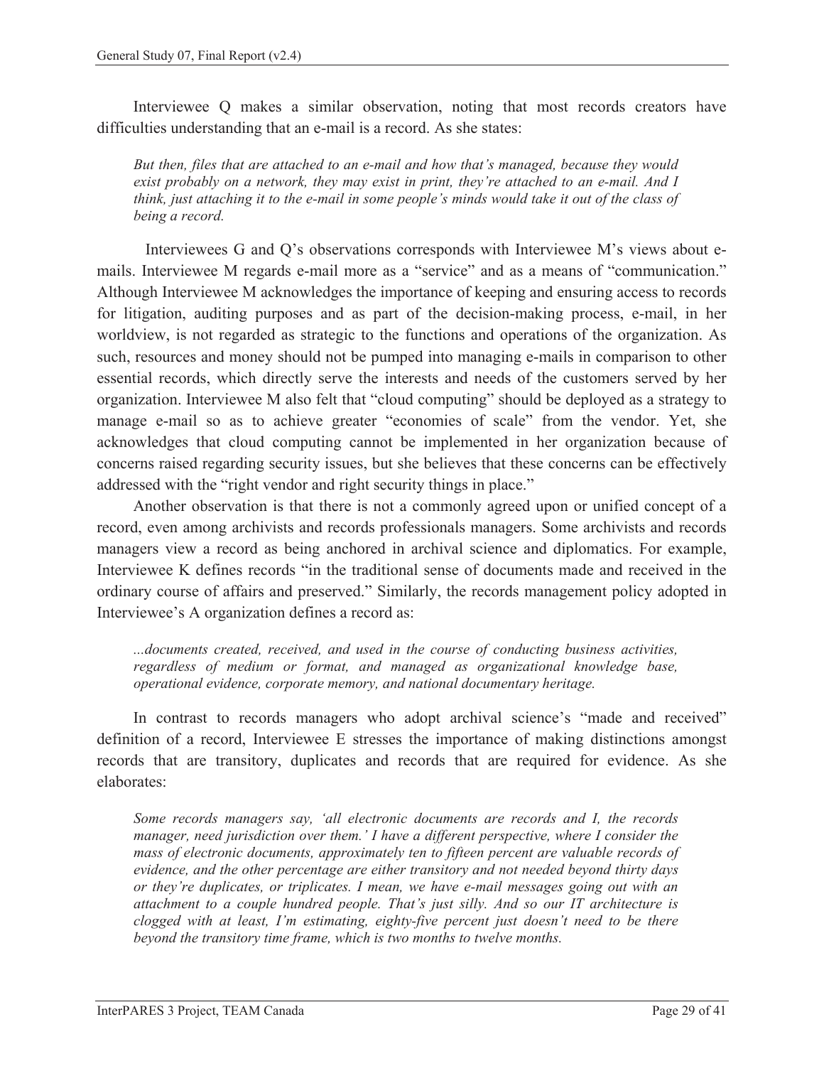Interviewee Q makes a similar observation, noting that most records creators have difficulties understanding that an e-mail is a record. As she states:

> *But then, files that are attached to an e-mail and how that's managed, because they would exist probably on a network, they may exist in print, they're attached to an e-mail. And I think, just attaching it to the e-mail in some people's minds would take it out of the class of being a record.*

Interviewees G and Q's observations corresponds with Interviewee M's views about e-mails. Interviewee M regards e-mail more as a "service" and as a means of "communication." Although Interviewee M acknowledges the importance of keeping and ensuring access to records for litigation, auditing purposes and as part of the decision-making process, e-mail, in her worldview, is not regarded as strategic to the functions and operations of the organization. As such, resources and money should not be pumped into managing e-mails in comparison to other essential records, which directly serve the interests and needs of the customers served by her organization. Interviewee M also felt that "cloud computing" should be deployed as a strategy to manage e-mail so as to achieve greater "economies of scale" from the vendor. Yet, she acknowledges that cloud computing cannot be implemented in her organization because of concerns raised regarding security issues, but she believes that these concerns can be effectively addressed with the "right vendor and right security things in place."

Another observation is that there is not a commonly agreed upon or unified concept of a record, even among archivists and records professionals managers. Some archivists and records managers view a record as being anchored in archival science and diplomatics. For example, Interviewee K defines records "in the traditional sense of documents made and received in the ordinary course of affairs and preserved." Similarly, the records management policy adopted in Interviewee's A organization defines a record as:

> *...documents created, received, and used in the course of conducting business activities, regardless of medium or format, and managed as organizational knowledge base, operational evidence, corporate memory, and national documentary heritage.*

In contrast to records managers who adopt archival science's "made and received" definition of a record, Interviewee E stresses the importance of making distinctions amongst records that are transitory, duplicates and records that are required for evidence. As she elaborates:

> *Some records managers say, 'all electronic documents are records and I, the records manager, need jurisdiction over them.' I have a different perspective, where I consider the mass of electronic documents, approximately ten to fifteen percent are valuable records of evidence, and the other percentage are either transitory and not needed beyond thirty days or they're duplicates, or triplicates. I mean, we have e-mail messages going out with an attachment to a couple hundred people. That's just silly. And so our IT architecture is clogged with at least, I'm estimating, eighty-five percent just doesn't need to be there beyond the transitory time frame, which is two months to twelve months.*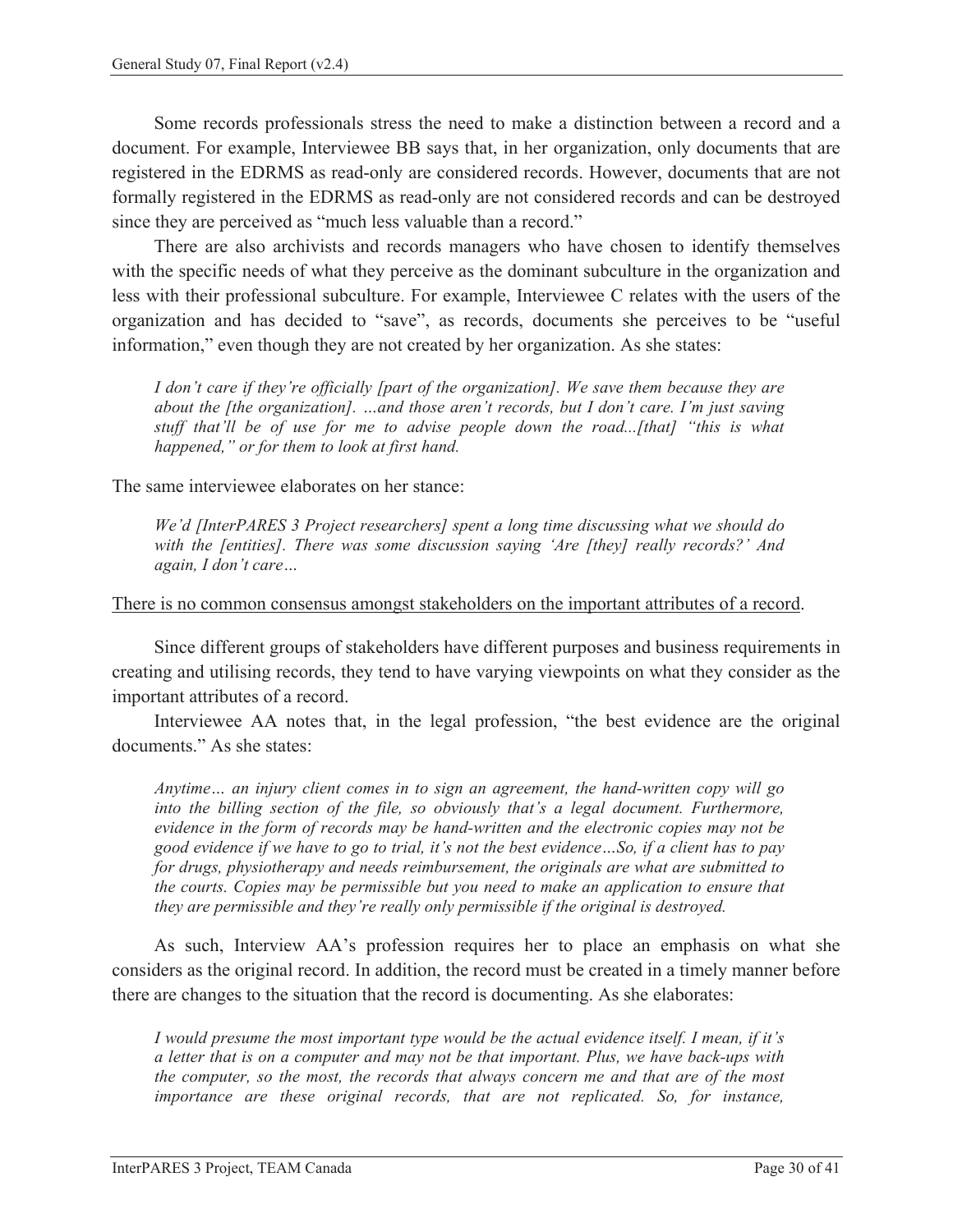Some records professionals stress the need to make a distinction between a record and a document. For example, Interviewee BB says that, in her organization, only documents that are registered in the EDRMS as read-only are considered records. However, documents that are not formally registered in the EDRMS as read-only are not considered records and can be destroyed since they are perceived as "much less valuable than a record."

There are also archivists and records managers who have chosen to identify themselves with the specific needs of what they perceive as the dominant subculture in the organization and less with their professional subculture. For example, Interviewee C relates with the users of the organization and has decided to "save", as records, documents she perceives to be "useful information," even though they are not created by her organization. As she states:

> *I don't care if they're officially [part of the organization]. We save them because they are about the [the organization]. …and those aren't records, but I don't care. I'm just saving stuff that'll be of use for me to advise people down the road...[that] "this is what happened," or for them to look at first hand.*

The same interviewee elaborates on her stance:

> *We'd [InterPARES 3 Project researchers] spent a long time discussing what we should do with the [entities]. There was some discussion saying 'Are [they] really records?' And again, I don't care…*

<u>There is no common consensus amongst stakeholders on the important attributes of a record</u>.

Since different groups of stakeholders have different purposes and business requirements in creating and utilising records, they tend to have varying viewpoints on what they consider as the important attributes of a record.

Interviewee AA notes that, in the legal profession, "the best evidence are the original documents." As she states:

> *Anytime… an injury client comes in to sign an agreement, the hand-written copy will go into the billing section of the file, so obviously that's a legal document. Furthermore, evidence in the form of records may be hand-written and the electronic copies may not be good evidence if we have to go to trial, it's not the best evidence…So, if a client has to pay for drugs, physiotherapy and needs reimbursement, the originals are what are submitted to the courts. Copies may be permissible but you need to make an application to ensure that they are permissible and they're really only permissible if the original is destroyed.*

As such, Interview AA's profession requires her to place an emphasis on what she considers as the original record. In addition, the record must be created in a timely manner before there are changes to the situation that the record is documenting. As she elaborates:

> *I would presume the most important type would be the actual evidence itself. I mean, if it's a letter that is on a computer and may not be that important. Plus, we have back-ups with the computer, so the most, the records that always concern me and that are of the most importance are these original records, that are not replicated. So, for instance,*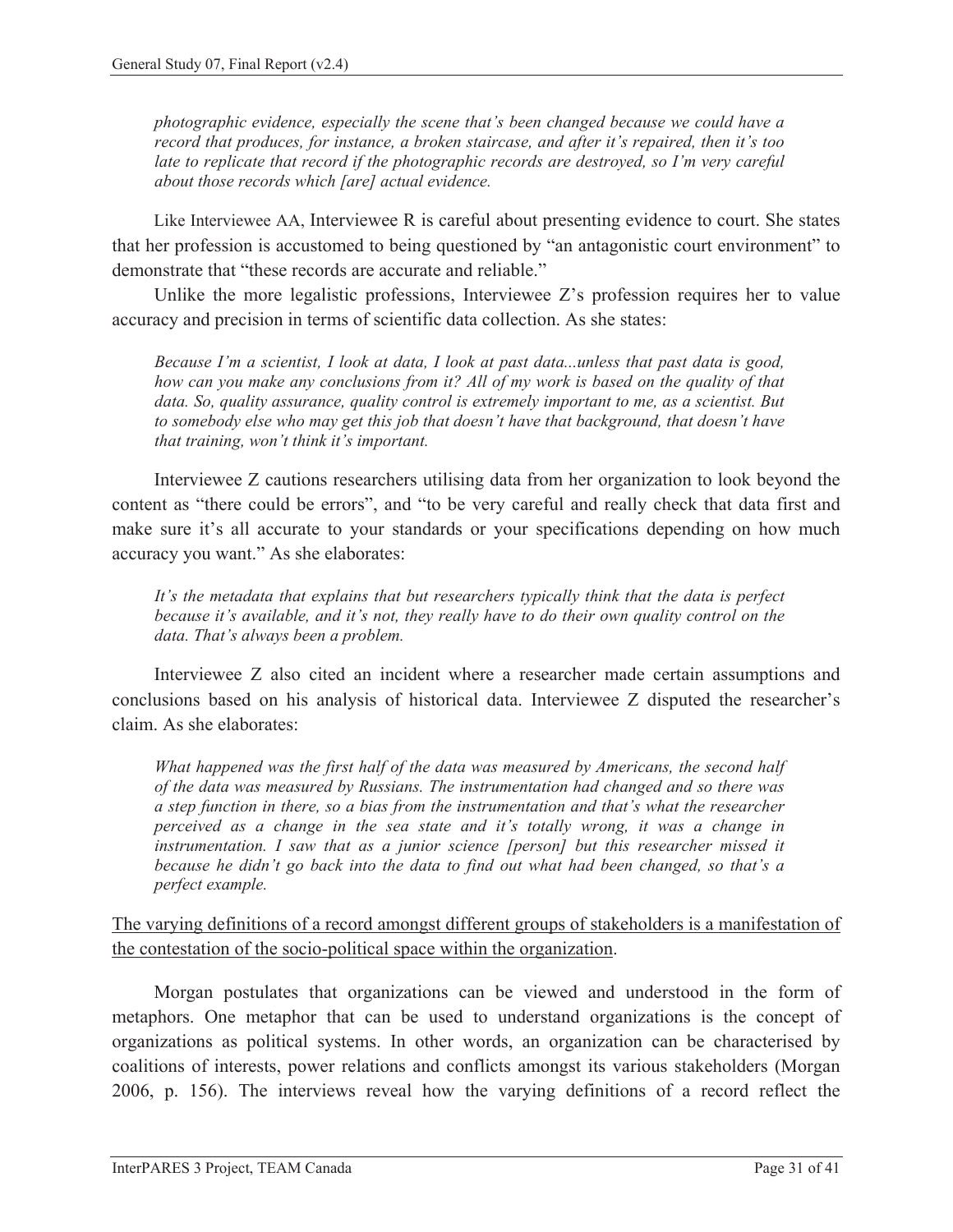*photographic evidence, especially the scene that's been changed because we could have a record that produces, for instance, a broken staircase, and after it's repaired, then it's too late to replicate that record if the photographic records are destroyed, so I'm very careful about those records which [are] actual evidence.*

Like Interviewee AA, Interviewee R is careful about presenting evidence to court. She states that her profession is accustomed to being questioned by "an antagonistic court environment" to demonstrate that "these records are accurate and reliable."

Unlike the more legalistic professions, Interviewee Z's profession requires her to value accuracy and precision in terms of scientific data collection. As she states:

> *Because I'm a scientist, I look at data, I look at past data...unless that past data is good, how can you make any conclusions from it? All of my work is based on the quality of that data. So, quality assurance, quality control is extremely important to me, as a scientist. But to somebody else who may get this job that doesn't have that background, that doesn't have that training, won't think it's important.*

Interviewee Z cautions researchers utilising data from her organization to look beyond the content as "there could be errors", and "to be very careful and really check that data first and make sure it's all accurate to your standards or your specifications depending on how much accuracy you want." As she elaborates:

> *It's the metadata that explains that but researchers typically think that the data is perfect because it's available, and it's not, they really have to do their own quality control on the data. That's always been a problem.*

Interviewee Z also cited an incident where a researcher made certain assumptions and conclusions based on his analysis of historical data. Interviewee Z disputed the researcher's claim. As she elaborates:

> *What happened was the first half of the data was measured by Americans, the second half of the data was measured by Russians. The instrumentation had changed and so there was a step function in there, so a bias from the instrumentation and that's what the researcher perceived as a change in the sea state and it's totally wrong, it was a change in instrumentation. I saw that as a junior science [person] but this researcher missed it because he didn't go back into the data to find out what had been changed, so that's a perfect example.*

<u>The varying definitions of a record amongst different groups of stakeholders is a manifestation of the contestation of the socio-political space within the organization</u>.

Morgan postulates that organizations can be viewed and understood in the form of metaphors. One metaphor that can be used to understand organizations is the concept of organizations as political systems. In other words, an organization can be characterised by coalitions of interests, power relations and conflicts amongst its various stakeholders (Morgan 2006, p. 156). The interviews reveal how the varying definitions of a record reflect the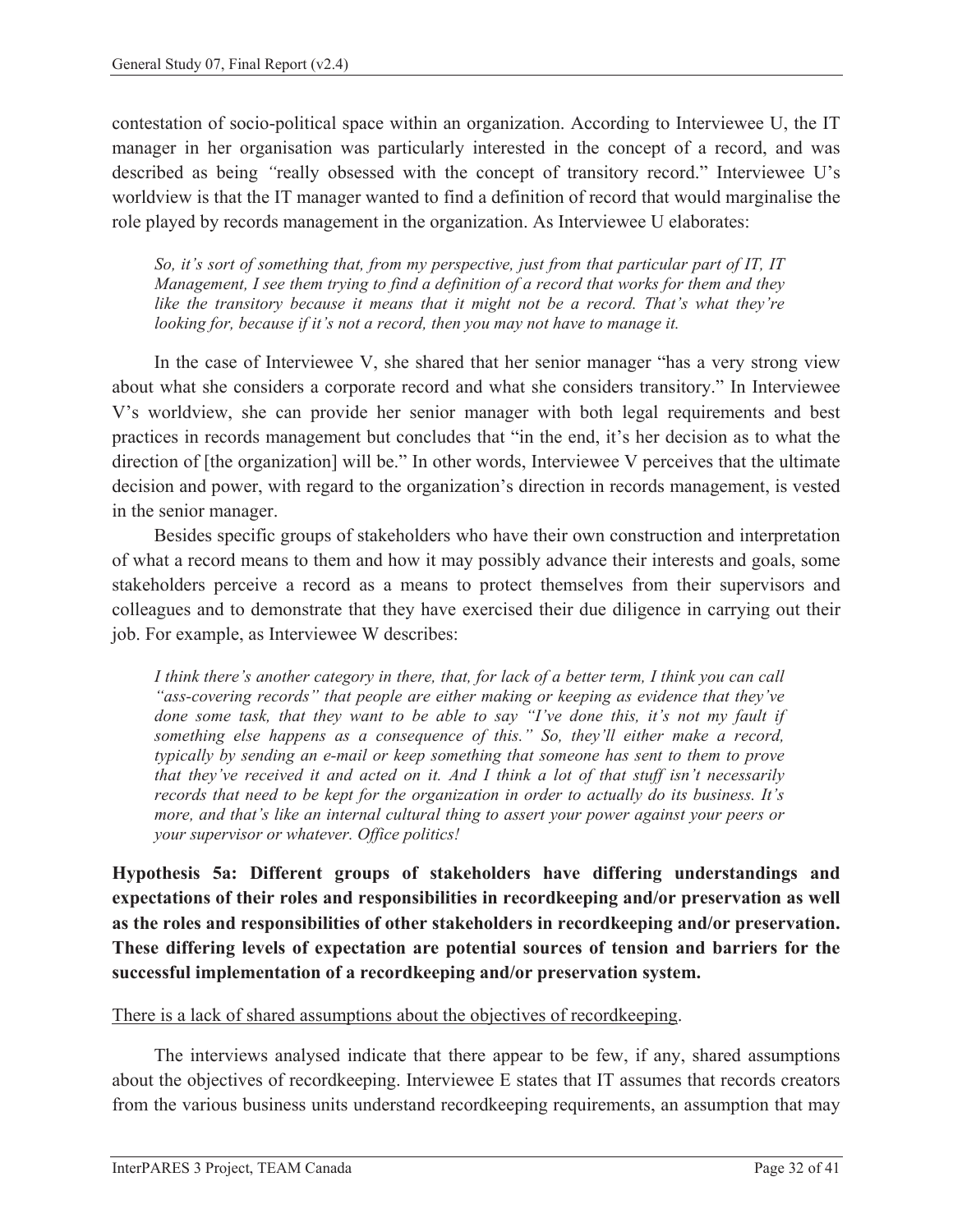contestation of socio-political space within an organization. According to Interviewee U, the IT manager in her organisation was particularly interested in the concept of a record, and was described as being "really obsessed with the concept of transitory record." Interviewee U's worldview is that the IT manager wanted to find a definition of record that would marginalise the role played by records management in the organization. As Interviewee U elaborates:

> *So, it's sort of something that, from my perspective, just from that particular part of IT, IT Management, I see them trying to find a definition of a record that works for them and they like the transitory because it means that it might not be a record. That's what they're looking for, because if it's not a record, then you may not have to manage it.*

In the case of Interviewee V, she shared that her senior manager "has a very strong view about what she considers a corporate record and what she considers transitory." In Interviewee V's worldview, she can provide her senior manager with both legal requirements and best practices in records management but concludes that "in the end, it's her decision as to what the direction of [the organization] will be." In other words, Interviewee V perceives that the ultimate decision and power, with regard to the organization's direction in records management, is vested in the senior manager.

Besides specific groups of stakeholders who have their own construction and interpretation of what a record means to them and how it may possibly advance their interests and goals, some stakeholders perceive a record as a means to protect themselves from their supervisors and colleagues and to demonstrate that they have exercised their due diligence in carrying out their job. For example, as Interviewee W describes:

> *I think there's another category in there, that, for lack of a better term, I think you can call "ass-covering records" that people are either making or keeping as evidence that they've done some task, that they want to be able to say "I've done this, it's not my fault if something else happens as a consequence of this." So, they'll either make a record, typically by sending an e-mail or keep something that someone has sent to them to prove that they've received it and acted on it. And I think a lot of that stuff isn't necessarily records that need to be kept for the organization in order to actually do its business. It's more, and that's like an internal cultural thing to assert your power against your peers or your supervisor or whatever. Office politics!*

**Hypothesis 5a: Different groups of stakeholders have differing understandings and expectations of their roles and responsibilities in recordkeeping and/or preservation as well as the roles and responsibilities of other stakeholders in recordkeeping and/or preservation. These differing levels of expectation are potential sources of tension and barriers for the successful implementation of a recordkeeping and/or preservation system.**

<u>There is a lack of shared assumptions about the objectives of recordkeeping</u>.

The interviews analysed indicate that there appear to be few, if any, shared assumptions about the objectives of recordkeeping. Interviewee E states that IT assumes that records creators from the various business units understand recordkeeping requirements, an assumption that may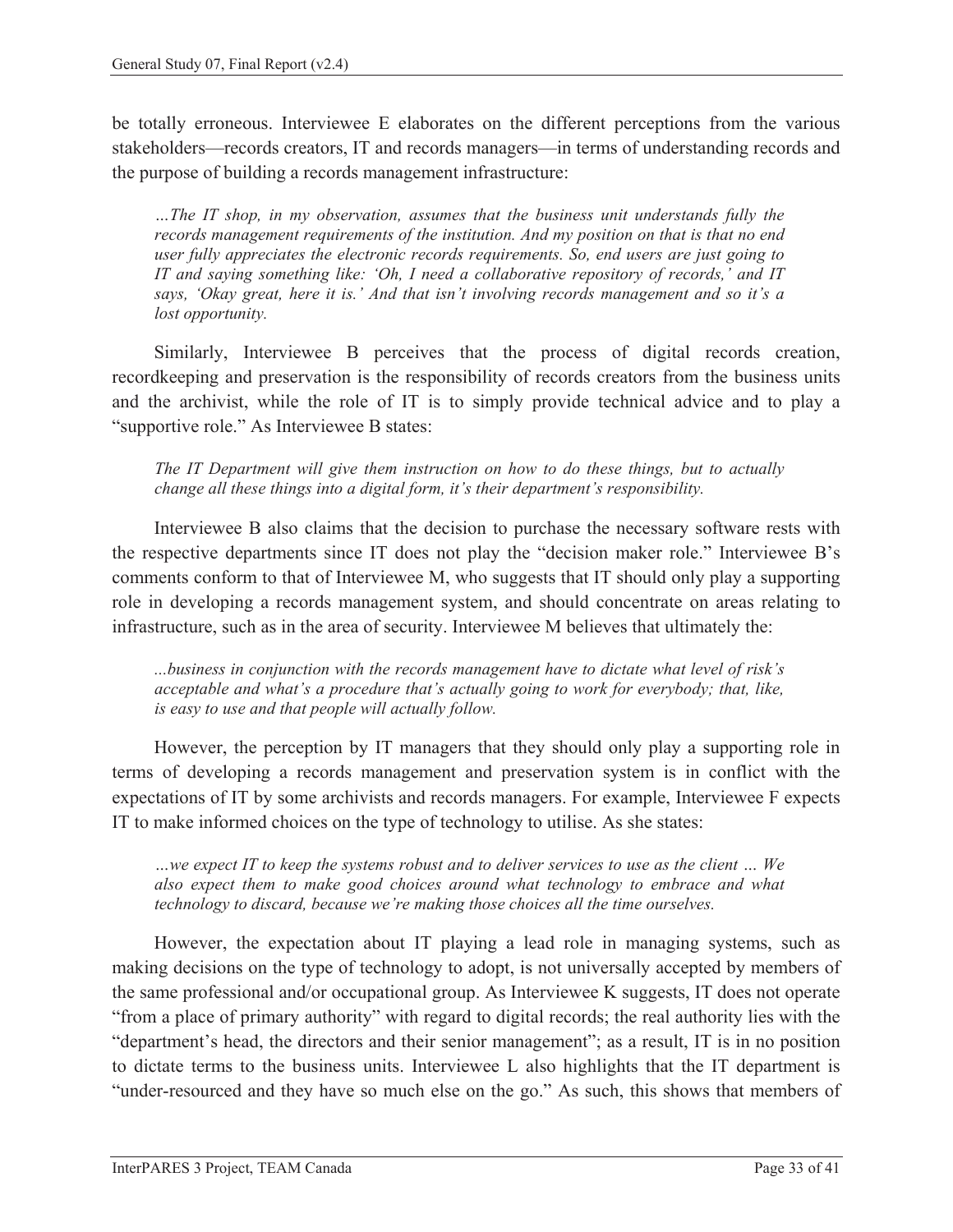be totally erroneous. Interviewee E elaborates on the different perceptions from the various stakeholders—records creators, IT and records managers—in terms of understanding records and the purpose of building a records management infrastructure:

> *…The IT shop, in my observation, assumes that the business unit understands fully the records management requirements of the institution. And my position on that is that no end user fully appreciates the electronic records requirements. So, end users are just going to IT and saying something like: 'Oh, I need a collaborative repository of records,' and IT says, 'Okay great, here it is.' And that isn't involving records management and so it's a lost opportunity.*

Similarly, Interviewee B perceives that the process of digital records creation, recordkeeping and preservation is the responsibility of records creators from the business units and the archivist, while the role of IT is to simply provide technical advice and to play a "supportive role." As Interviewee B states:

> *The IT Department will give them instruction on how to do these things, but to actually change all these things into a digital form, it's their department's responsibility.*

Interviewee B also claims that the decision to purchase the necessary software rests with the respective departments since IT does not play the "decision maker role." Interviewee B's comments conform to that of Interviewee M, who suggests that IT should only play a supporting role in developing a records management system, and should concentrate on areas relating to infrastructure, such as in the area of security. Interviewee M believes that ultimately the:

> *...business in conjunction with the records management have to dictate what level of risk's acceptable and what's a procedure that's actually going to work for everybody; that, like, is easy to use and that people will actually follow.*

However, the perception by IT managers that they should only play a supporting role in terms of developing a records management and preservation system is in conflict with the expectations of IT by some archivists and records managers. For example, Interviewee F expects IT to make informed choices on the type of technology to utilise. As she states:

> *…we expect IT to keep the systems robust and to deliver services to use as the client … We also expect them to make good choices around what technology to embrace and what technology to discard, because we're making those choices all the time ourselves.*

However, the expectation about IT playing a lead role in managing systems, such as making decisions on the type of technology to adopt, is not universally accepted by members of the same professional and/or occupational group. As Interviewee K suggests, IT does not operate "from a place of primary authority" with regard to digital records; the real authority lies with the "department's head, the directors and their senior management"; as a result, IT is in no position to dictate terms to the business units. Interviewee L also highlights that the IT department is "under-resourced and they have so much else on the go." As such, this shows that members of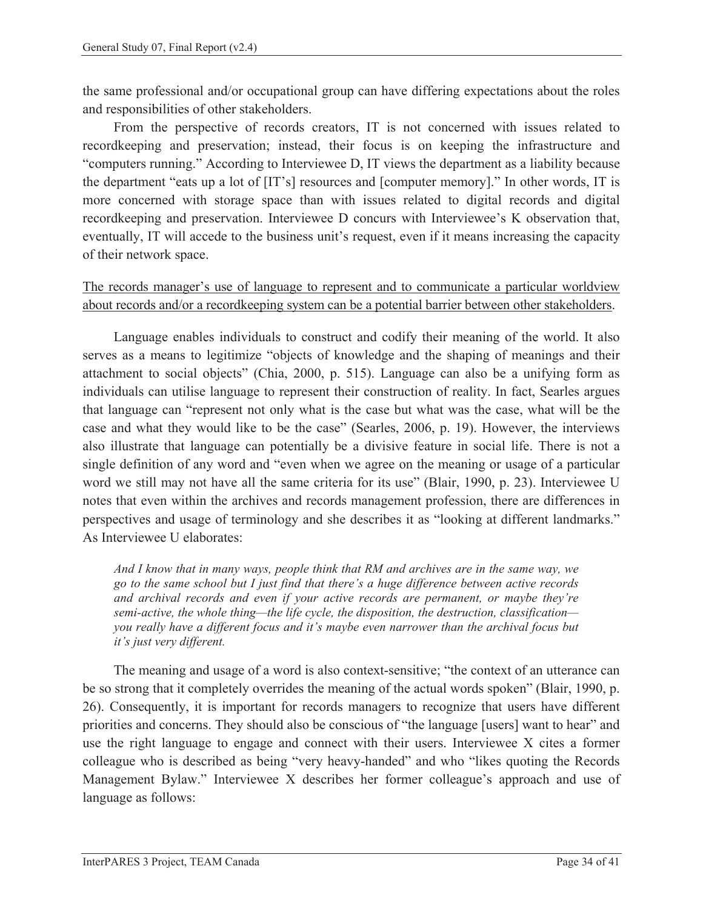the same professional and/or occupational group can have differing expectations about the roles and responsibilities of other stakeholders.

From the perspective of records creators, IT is not concerned with issues related to recordkeeping and preservation; instead, their focus is on keeping the infrastructure and "computers running." According to Interviewee D, IT views the department as a liability because the department "eats up a lot of [IT's] resources and [computer memory]." In other words, IT is more concerned with storage space than with issues related to digital records and digital recordkeeping and preservation. Interviewee D concurs with Interviewee's K observation that, eventually, IT will accede to the business unit's request, even if it means increasing the capacity of their network space.

<u>The records manager's use of language to represent and to communicate a particular worldview about records and/or a recordkeeping system can be a potential barrier between other stakeholders</u>.

Language enables individuals to construct and codify their meaning of the world. It also serves as a means to legitimize "objects of knowledge and the shaping of meanings and their attachment to social objects" (Chia, 2000, p. 515). Language can also be a unifying form as individuals can utilise language to represent their construction of reality. In fact, Searles argues that language can "represent not only what is the case but what was the case, what will be the case and what they would like to be the case" (Searles, 2006, p. 19). However, the interviews also illustrate that language can potentially be a divisive feature in social life. There is not a single definition of any word and "even when we agree on the meaning or usage of a particular word we still may not have all the same criteria for its use" (Blair, 1990, p. 23). Interviewee U notes that even within the archives and records management profession, there are differences in perspectives and usage of terminology and she describes it as "looking at different landmarks." As Interviewee U elaborates:

> *And I know that in many ways, people think that RM and archives are in the same way, we go to the same school but I just find that there's a huge difference between active records and archival records and even if your active records are permanent, or maybe they're semi-active, the whole thing—the life cycle, the disposition, the destruction, classification—you really have a different focus and it's maybe even narrower than the archival focus but it's just very different.*

The meaning and usage of a word is also context-sensitive; "the context of an utterance can be so strong that it completely overrides the meaning of the actual words spoken" (Blair, 1990, p. 26). Consequently, it is important for records managers to recognize that users have different priorities and concerns. They should also be conscious of "the language [users] want to hear" and use the right language to engage and connect with their users. Interviewee X cites a former colleague who is described as being "very heavy-handed" and who "likes quoting the Records Management Bylaw." Interviewee X describes her former colleague's approach and use of language as follows: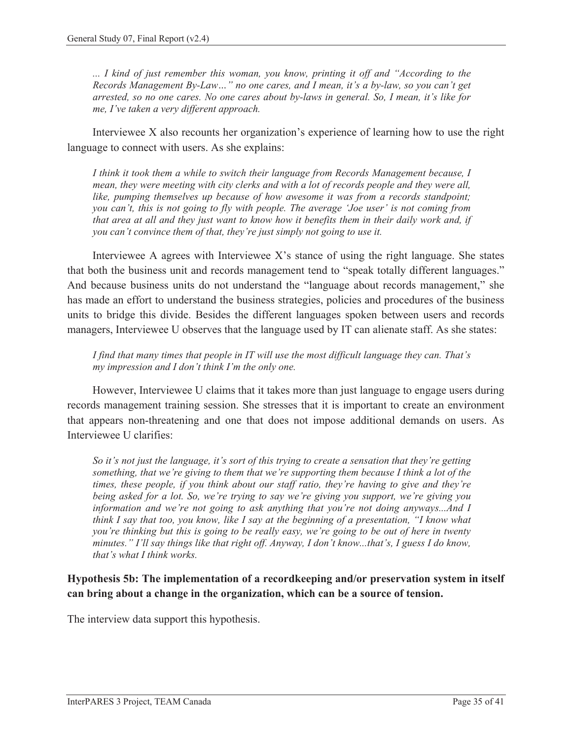*... I kind of just remember this woman, you know, printing it off and "According to the Records Management By-Law…" no one cares, and I mean, it's a by-law, so you can't get arrested, so no one cares. No one cares about by-laws in general. So, I mean, it's like for me, I've taken a very different approach.*

Interviewee X also recounts her organization's experience of learning how to use the right language to connect with users. As she explains:

*I think it took them a while to switch their language from Records Management because, I mean, they were meeting with city clerks and with a lot of records people and they were all, like, pumping themselves up because of how awesome it was from a records standpoint; you can't, this is not going to fly with people. The average 'Joe user' is not coming from that area at all and they just want to know how it benefits them in their daily work and, if you can't convince them of that, they're just simply not going to use it.*

Interviewee A agrees with Interviewee X's stance of using the right language. She states that both the business unit and records management tend to "speak totally different languages." And because business units do not understand the "language about records management," she has made an effort to understand the business strategies, policies and procedures of the business units to bridge this divide. Besides the different languages spoken between users and records managers, Interviewee U observes that the language used by IT can alienate staff. As she states:

*I find that many times that people in IT will use the most difficult language they can. That's my impression and I don't think I'm the only one.*

However, Interviewee U claims that it takes more than just language to engage users during records management training session. She stresses that it is important to create an environment that appears non-threatening and one that does not impose additional demands on users. As Interviewee U clarifies:

*So it's not just the language, it's sort of this trying to create a sensation that they're getting something, that we're giving to them that we're supporting them because I think a lot of the times, these people, if you think about our staff ratio, they're having to give and they're being asked for a lot. So, we're trying to say we're giving you support, we're giving you information and we're not going to ask anything that you're not doing anyways...And I think I say that too, you know, like I say at the beginning of a presentation, "I know what you're thinking but this is going to be really easy, we're going to be out of here in twenty minutes." I'll say things like that right off. Anyway, I don't know...that's, I guess I do know, that's what I think works.*

**Hypothesis 5b: The implementation of a recordkeeping and/or preservation system in itself can bring about a change in the organization, which can be a source of tension.**

The interview data support this hypothesis.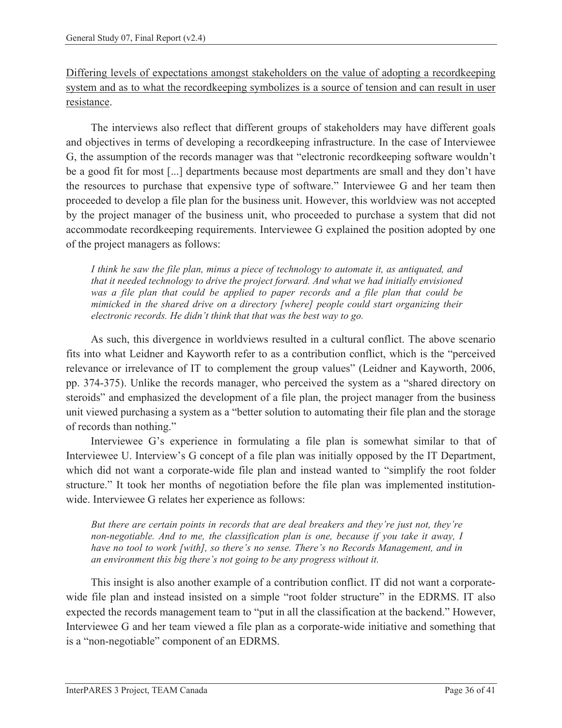<u>Differing levels of expectations amongst stakeholders on the value of adopting a recordkeeping system and as to what the recordkeeping symbolizes is a source of tension and can result in user resistance</u>.

The interviews also reflect that different groups of stakeholders may have different goals and objectives in terms of developing a recordkeeping infrastructure. In the case of Interviewee G, the assumption of the records manager was that "electronic recordkeeping software wouldn't be a good fit for most [...] departments because most departments are small and they don't have the resources to purchase that expensive type of software." Interviewee G and her team then proceeded to develop a file plan for the business unit. However, this worldview was not accepted by the project manager of the business unit, who proceeded to purchase a system that did not accommodate recordkeeping requirements. Interviewee G explained the position adopted by one of the project managers as follows:

> *I think he saw the file plan, minus a piece of technology to automate it, as antiquated, and that it needed technology to drive the project forward. And what we had initially envisioned was a file plan that could be applied to paper records and a file plan that could be mimicked in the shared drive on a directory [where] people could start organizing their electronic records. He didn't think that that was the best way to go.*

As such, this divergence in worldviews resulted in a cultural conflict. The above scenario fits into what Leidner and Kayworth refer to as a contribution conflict, which is the "perceived relevance or irrelevance of IT to complement the group values" (Leidner and Kayworth, 2006, pp. 374-375). Unlike the records manager, who perceived the system as a "shared directory on steroids" and emphasized the development of a file plan, the project manager from the business unit viewed purchasing a system as a "better solution to automating their file plan and the storage of records than nothing."

Interviewee G's experience in formulating a file plan is somewhat similar to that of Interviewee U. Interview's G concept of a file plan was initially opposed by the IT Department, which did not want a corporate-wide file plan and instead wanted to "simplify the root folder structure." It took her months of negotiation before the file plan was implemented institution-wide. Interviewee G relates her experience as follows:

> *But there are certain points in records that are deal breakers and they're just not, they're non-negotiable. And to me, the classification plan is one, because if you take it away, I have no tool to work [with], so there's no sense. There's no Records Management, and in an environment this big there's not going to be any progress without it.*

This insight is also another example of a contribution conflict. IT did not want a corporate-wide file plan and instead insisted on a simple "root folder structure" in the EDRMS. IT also expected the records management team to "put in all the classification at the backend." However, Interviewee G and her team viewed a file plan as a corporate-wide initiative and something that is a "non-negotiable" component of an EDRMS.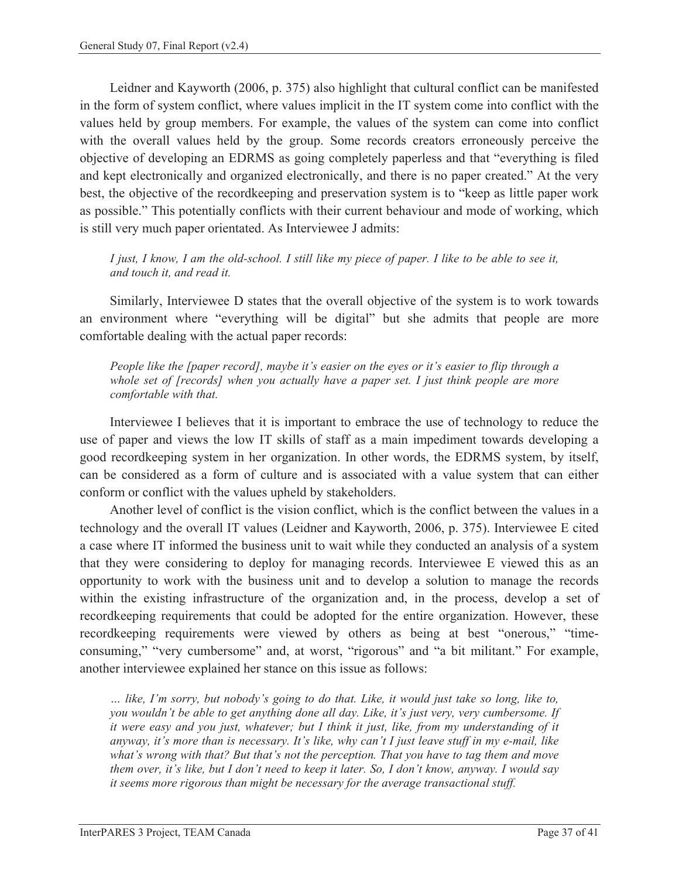Leidner and Kayworth (2006, p. 375) also highlight that cultural conflict can be manifested in the form of system conflict, where values implicit in the IT system come into conflict with the values held by group members. For example, the values of the system can come into conflict with the overall values held by the group. Some records creators erroneously perceive the objective of developing an EDRMS as going completely paperless and that "everything is filed and kept electronically and organized electronically, and there is no paper created." At the very best, the objective of the recordkeeping and preservation system is to "keep as little paper work as possible." This potentially conflicts with their current behaviour and mode of working, which is still very much paper orientated. As Interviewee J admits:

> *I just, I know, I am the old-school. I still like my piece of paper. I like to be able to see it, and touch it, and read it.*

Similarly, Interviewee D states that the overall objective of the system is to work towards an environment where "everything will be digital" but she admits that people are more comfortable dealing with the actual paper records:

> *People like the [paper record], maybe it's easier on the eyes or it's easier to flip through a whole set of [records] when you actually have a paper set. I just think people are more comfortable with that.*

Interviewee I believes that it is important to embrace the use of technology to reduce the use of paper and views the low IT skills of staff as a main impediment towards developing a good recordkeeping system in her organization. In other words, the EDRMS system, by itself, can be considered as a form of culture and is associated with a value system that can either conform or conflict with the values upheld by stakeholders.

Another level of conflict is the vision conflict, which is the conflict between the values in a technology and the overall IT values (Leidner and Kayworth, 2006, p. 375). Interviewee E cited a case where IT informed the business unit to wait while they conducted an analysis of a system that they were considering to deploy for managing records. Interviewee E viewed this as an opportunity to work with the business unit and to develop a solution to manage the records within the existing infrastructure of the organization and, in the process, develop a set of recordkeeping requirements that could be adopted for the entire organization. However, these recordkeeping requirements were viewed by others as being at best "onerous," "time-consuming," "very cumbersome" and, at worst, "rigorous" and "a bit militant." For example, another interviewee explained her stance on this issue as follows:

> *… like, I'm sorry, but nobody's going to do that. Like, it would just take so long, like to, you wouldn't be able to get anything done all day. Like, it's just very, very cumbersome. If it were easy and you just, whatever; but I think it just, like, from my understanding of it anyway, it's more than is necessary. It's like, why can't I just leave stuff in my e-mail, like what's wrong with that? But that's not the perception. That you have to tag them and move them over, it's like, but I don't need to keep it later. So, I don't know, anyway. I would say it seems more rigorous than might be necessary for the average transactional stuff.*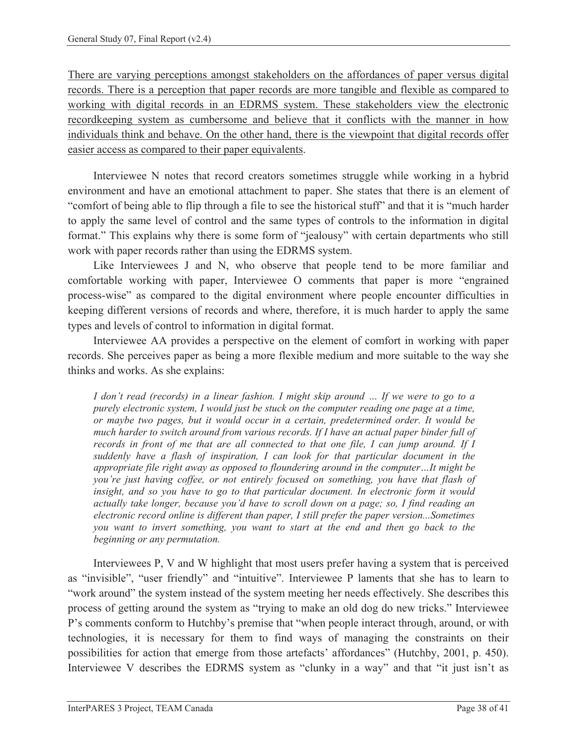<u>There are varying perceptions amongst stakeholders on the affordances of paper versus digital records. There is a perception that paper records are more tangible and flexible as compared to working with digital records in an EDRMS system. These stakeholders view the electronic recordkeeping system as cumbersome and believe that it conflicts with the manner in how individuals think and behave. On the other hand, there is the viewpoint that digital records offer easier access as compared to their paper equivalents</u>.

Interviewee N notes that record creators sometimes struggle while working in a hybrid environment and have an emotional attachment to paper. She states that there is an element of "comfort of being able to flip through a file to see the historical stuff" and that it is "much harder to apply the same level of control and the same types of controls to the information in digital format." This explains why there is some form of "jealousy" with certain departments who still work with paper records rather than using the EDRMS system.

Like Interviewees J and N, who observe that people tend to be more familiar and comfortable working with paper, Interviewee O comments that paper is more "engrained process-wise" as compared to the digital environment where people encounter difficulties in keeping different versions of records and where, therefore, it is much harder to apply the same types and levels of control to information in digital format.

Interviewee AA provides a perspective on the element of comfort in working with paper records. She perceives paper as being a more flexible medium and more suitable to the way she thinks and works. As she explains:

> *I don't read (records) in a linear fashion. I might skip around … If we were to go to a purely electronic system, I would just be stuck on the computer reading one page at a time, or maybe two pages, but it would occur in a certain, predetermined order. It would be much harder to switch around from various records. If I have an actual paper binder full of records in front of me that are all connected to that one file, I can jump around. If I suddenly have a flash of inspiration, I can look for that particular document in the appropriate file right away as opposed to floundering around in the computer…It might be you're just having coffee, or not entirely focused on something, you have that flash of insight, and so you have to go to that particular document. In electronic form it would actually take longer, because you'd have to scroll down on a page; so, I find reading an electronic record online is different than paper, I still prefer the paper version...Sometimes you want to invert something, you want to start at the end and then go back to the beginning or any permutation.*

Interviewees P, V and W highlight that most users prefer having a system that is perceived as "invisible", "user friendly" and "intuitive". Interviewee P laments that she has to learn to "work around" the system instead of the system meeting her needs effectively. She describes this process of getting around the system as "trying to make an old dog do new tricks." Interviewee P's comments conform to Hutchby's premise that "when people interact through, around, or with technologies, it is necessary for them to find ways of managing the constraints on their possibilities for action that emerge from those artefacts' affordances" (Hutchby, 2001, p. 450). Interviewee V describes the EDRMS system as "clunky in a way" and that "it just isn't as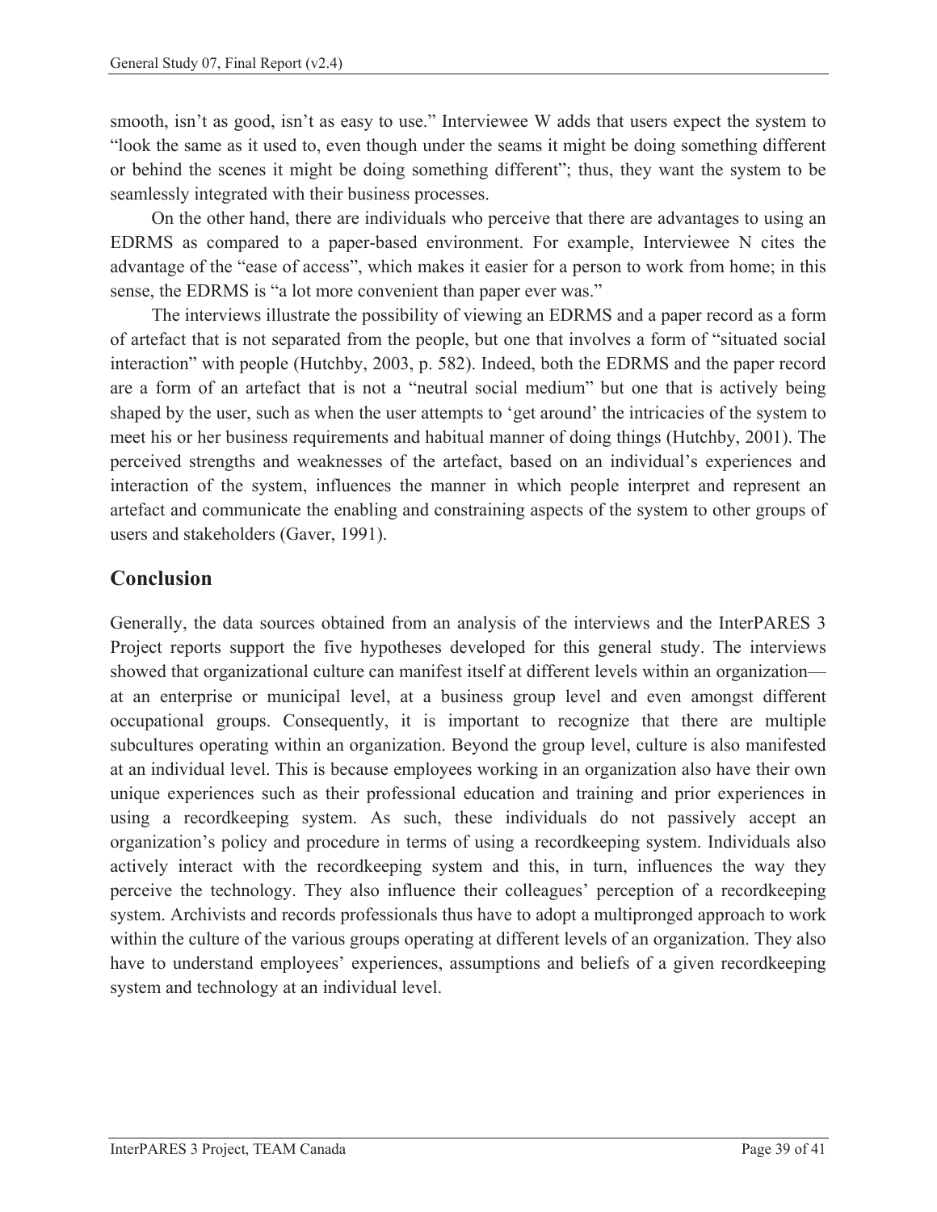smooth, isn't as good, isn't as easy to use." Interviewee W adds that users expect the system to "look the same as it used to, even though under the seams it might be doing something different or behind the scenes it might be doing something different"; thus, they want the system to be seamlessly integrated with their business processes.

On the other hand, there are individuals who perceive that there are advantages to using an EDRMS as compared to a paper-based environment. For example, Interviewee N cites the advantage of the "ease of access", which makes it easier for a person to work from home; in this sense, the EDRMS is "a lot more convenient than paper ever was."

The interviews illustrate the possibility of viewing an EDRMS and a paper record as a form of artefact that is not separated from the people, but one that involves a form of "situated social interaction" with people (Hutchby, 2003, p. 582). Indeed, both the EDRMS and the paper record are a form of an artefact that is not a "neutral social medium" but one that is actively being shaped by the user, such as when the user attempts to 'get around' the intricacies of the system to meet his or her business requirements and habitual manner of doing things (Hutchby, 2001). The perceived strengths and weaknesses of the artefact, based on an individual's experiences and interaction of the system, influences the manner in which people interpret and represent an artefact and communicate the enabling and constraining aspects of the system to other groups of users and stakeholders (Gaver, 1991).

## Conclusion

Generally, the data sources obtained from an analysis of the interviews and the InterPARES 3 Project reports support the five hypotheses developed for this general study. The interviews showed that organizational culture can manifest itself at different levels within an organization—at an enterprise or municipal level, at a business group level and even amongst different occupational groups. Consequently, it is important to recognize that there are multiple subcultures operating within an organization. Beyond the group level, culture is also manifested at an individual level. This is because employees working in an organization also have their own unique experiences such as their professional education and training and prior experiences in using a recordkeeping system. As such, these individuals do not passively accept an organization's policy and procedure in terms of using a recordkeeping system. Individuals also actively interact with the recordkeeping system and this, in turn, influences the way they perceive the technology. They also influence their colleagues' perception of a recordkeeping system. Archivists and records professionals thus have to adopt a multipronged approach to work within the culture of the various groups operating at different levels of an organization. They also have to understand employees' experiences, assumptions and beliefs of a given recordkeeping system and technology at an individual level.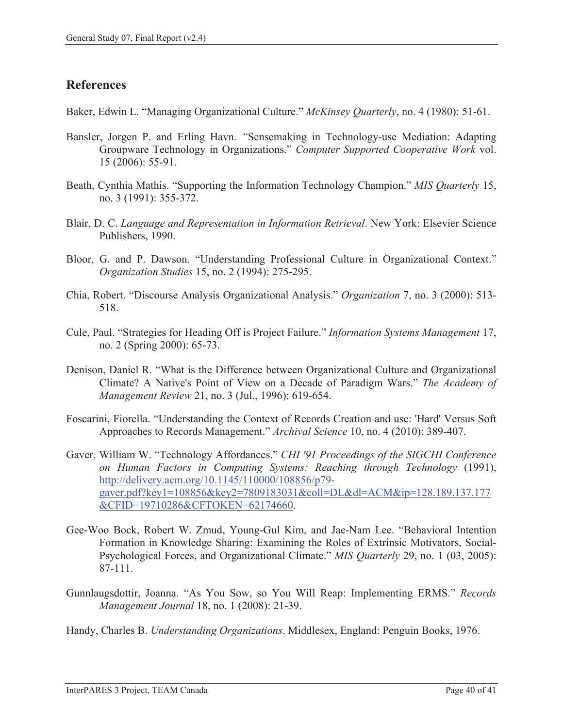## References

Baker, Edwin L. “Managing Organizational Culture.” *McKinsey Quarterly*, no. 4 (1980): 51-61.

Bansler, Jorgen P. and Erling Havn. “Sensemaking in Technology-use Mediation: Adapting Groupware Technology in Organizations.” *Computer Supported Cooperative Work* vol. 15 (2006): 55-91.

Beath, Cynthia Mathis. “Supporting the Information Technology Champion.” *MIS Quarterly* 15, no. 3 (1991): 355-372.

Blair, D. C. *Language and Representation in Information Retrieval*. New York: Elsevier Science Publishers, 1990.

Bloor, G. and P. Dawson. “Understanding Professional Culture in Organizational Context.” *Organization Studies* 15, no. 2 (1994): 275-295.

Chia, Robert. “Discourse Analysis Organizational Analysis.” *Organization* 7, no. 3 (2000): 513-518.

Cule, Paul. “Strategies for Heading Off is Project Failure.” *Information Systems Management* 17, no. 2 (Spring 2000): 65-73.

Denison, Daniel R. “What is the Difference between Organizational Culture and Organizational Climate? A Native's Point of View on a Decade of Paradigm Wars.” *The Academy of Management Review* 21, no. 3 (Jul., 1996): 619-654.

Foscarini, Fiorella. “Understanding the Context of Records Creation and use: 'Hard' Versus Soft Approaches to Records Management.” *Archival Science* 10, no. 4 (2010): 389-407.

Gaver, William W. “Technology Affordances.” *CHI '91 Proceedings of the SIGCHI Conference on Human Factors in Computing Systems: Reaching through Technology* (1991), http://delivery.acm.org/10.1145/110000/108856/p79-gaver.pdf?key1=108856&key2=7809183031&coll=DL&dl=ACM&ip=128.189.137.177&CFID=19710286&CFTOKEN=62174660.

Gee-Woo Bock, Robert W. Zmud, Young-Gul Kim, and Jae-Nam Lee. “Behavioral Intention Formation in Knowledge Sharing: Examining the Roles of Extrinsic Motivators, Social-Psychological Forces, and Organizational Climate.” *MIS Quarterly* 29, no. 1 (03, 2005): 87-111.

Gunnlaugsdottir, Joanna. “As You Sow, so You Will Reap: Implementing ERMS.” *Records Management Journal* 18, no. 1 (2008): 21-39.

Handy, Charles B. *Understanding Organizations*. Middlesex, England: Penguin Books, 1976.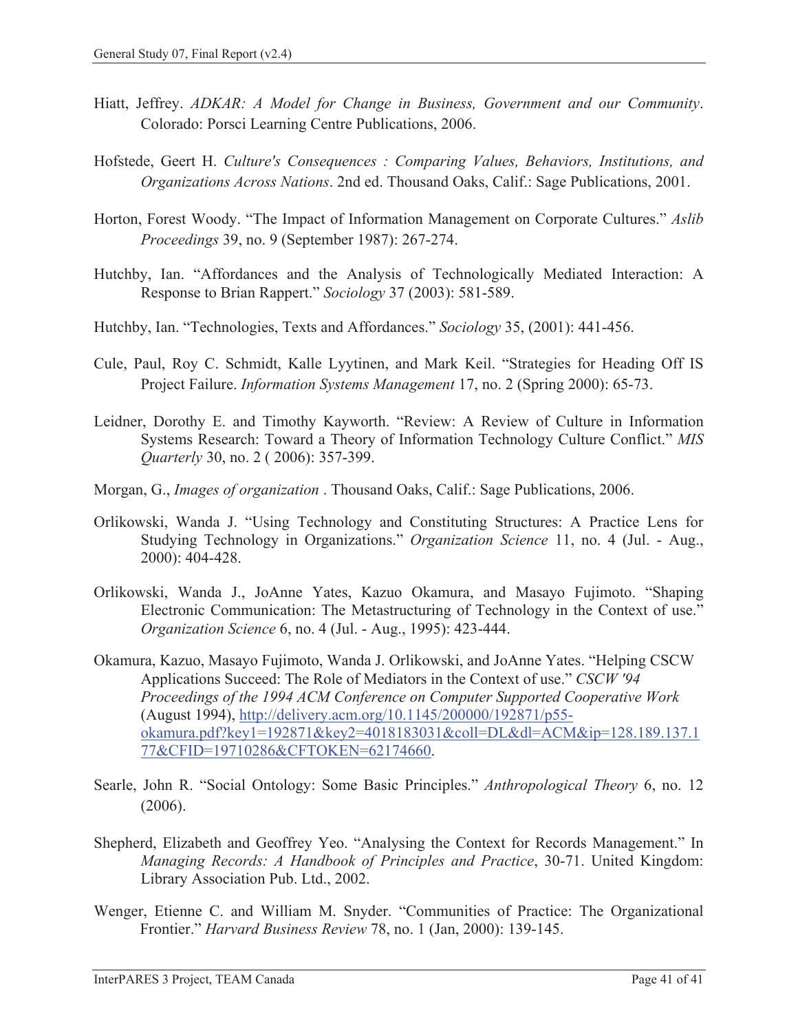Hiatt, Jeffrey. *ADKAR: A Model for Change in Business, Government and our Community*. Colorado: Porsci Learning Centre Publications, 2006.

Hofstede, Geert H. *Culture's Consequences : Comparing Values, Behaviors, Institutions, and Organizations Across Nations*. 2nd ed. Thousand Oaks, Calif.: Sage Publications, 2001.

Horton, Forest Woody. "The Impact of Information Management on Corporate Cultures." *Aslib Proceedings* 39, no. 9 (September 1987): 267-274.

Hutchby, Ian. "Affordances and the Analysis of Technologically Mediated Interaction: A Response to Brian Rappert." *Sociology* 37 (2003): 581-589.

Hutchby, Ian. "Technologies, Texts and Affordances." *Sociology* 35, (2001): 441-456.

Cule, Paul, Roy C. Schmidt, Kalle Lyytinen, and Mark Keil. "Strategies for Heading Off IS Project Failure. *Information Systems Management* 17, no. 2 (Spring 2000): 65-73.

Leidner, Dorothy E. and Timothy Kayworth. "Review: A Review of Culture in Information Systems Research: Toward a Theory of Information Technology Culture Conflict." *MIS Quarterly* 30, no. 2 ( 2006): 357-399.

Morgan, G., *Images of organization* . Thousand Oaks, Calif.: Sage Publications, 2006.

Orlikowski, Wanda J. "Using Technology and Constituting Structures: A Practice Lens for Studying Technology in Organizations." *Organization Science* 11, no. 4 (Jul. - Aug., 2000): 404-428.

Orlikowski, Wanda J., JoAnne Yates, Kazuo Okamura, and Masayo Fujimoto. "Shaping Electronic Communication: The Metastructuring of Technology in the Context of use." *Organization Science* 6, no. 4 (Jul. - Aug., 1995): 423-444.

Okamura, Kazuo, Masayo Fujimoto, Wanda J. Orlikowski, and JoAnne Yates. "Helping CSCW Applications Succeed: The Role of Mediators in the Context of use." *CSCW '94 Proceedings of the 1994 ACM Conference on Computer Supported Cooperative Work* (August 1994), [http://delivery.acm.org/10.1145/200000/192871/p55-okamura.pdf?key1=192871&key2=4018183031&coll=DL&dl=ACM&ip=128.189.137.177&CFID=19710286&CFTOKEN=62174660](http://delivery.acm.org/10.1145/200000/192871/p55-okamura.pdf?key1=192871&key2=4018183031&coll=DL&dl=ACM&ip=128.189.137.177&CFID=19710286&CFTOKEN=62174660).

Searle, John R. "Social Ontology: Some Basic Principles." *Anthropological Theory* 6, no. 12 (2006).

Shepherd, Elizabeth and Geoffrey Yeo. "Analysing the Context for Records Management." In *Managing Records: A Handbook of Principles and Practice*, 30-71. United Kingdom: Library Association Pub. Ltd., 2002.

Wenger, Etienne C. and William M. Snyder. "Communities of Practice: The Organizational Frontier." *Harvard Business Review* 78, no. 1 (Jan, 2000): 139-145.